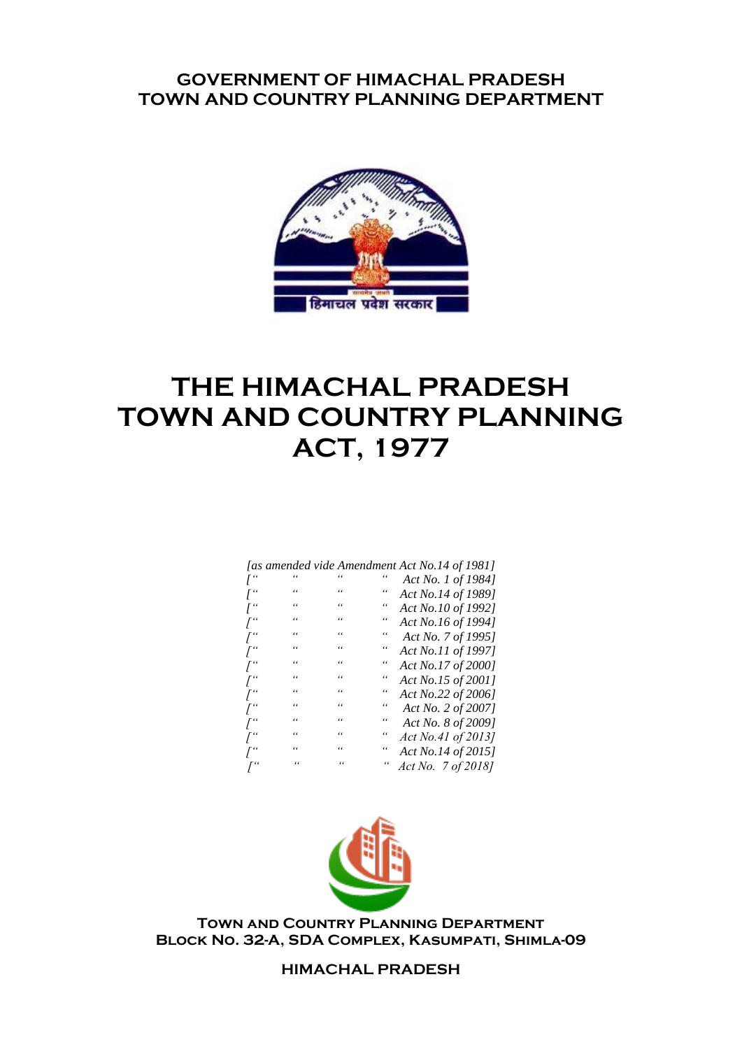**GOVERNMENT OF HIMACHAL PRADESH**
**TOWN AND COUNTRY PLANNING DEPARTMENT**

हिमाचल प्रदेश सरकार

# THE HIMACHAL PRADESH TOWN AND COUNTRY PLANNING ACT, 1977

*[as amended vide Amendment Act No.14 of 1981]*
*[" " " " Act No. 1 of 1984]*
*[" " " " Act No.14 of 1989]*
*[" " " " Act No.10 of 1992]*
*[" " " " Act No.16 of 1994]*
*[" " " " Act No. 7 of 1995]*
*[" " " " Act No.11 of 1997]*
*[" " " " Act No.17 of 2000]*
*[" " " " Act No.15 of 2001]*
*[" " " " Act No.22 of 2006]*
*[" " " " Act No. 2 of 2007]*
*[" " " " Act No. 8 of 2009]*
*[" " " " Act No.41 of 2013]*
*[" " " " Act No.14 of 2015]*
*[" " " " Act No. 7 of 2018]*

**Town and Country Planning Department**
**Block No. 32-A, SDA Complex, Kasumpati, Shimla-09**

**HIMACHAL PRADESH**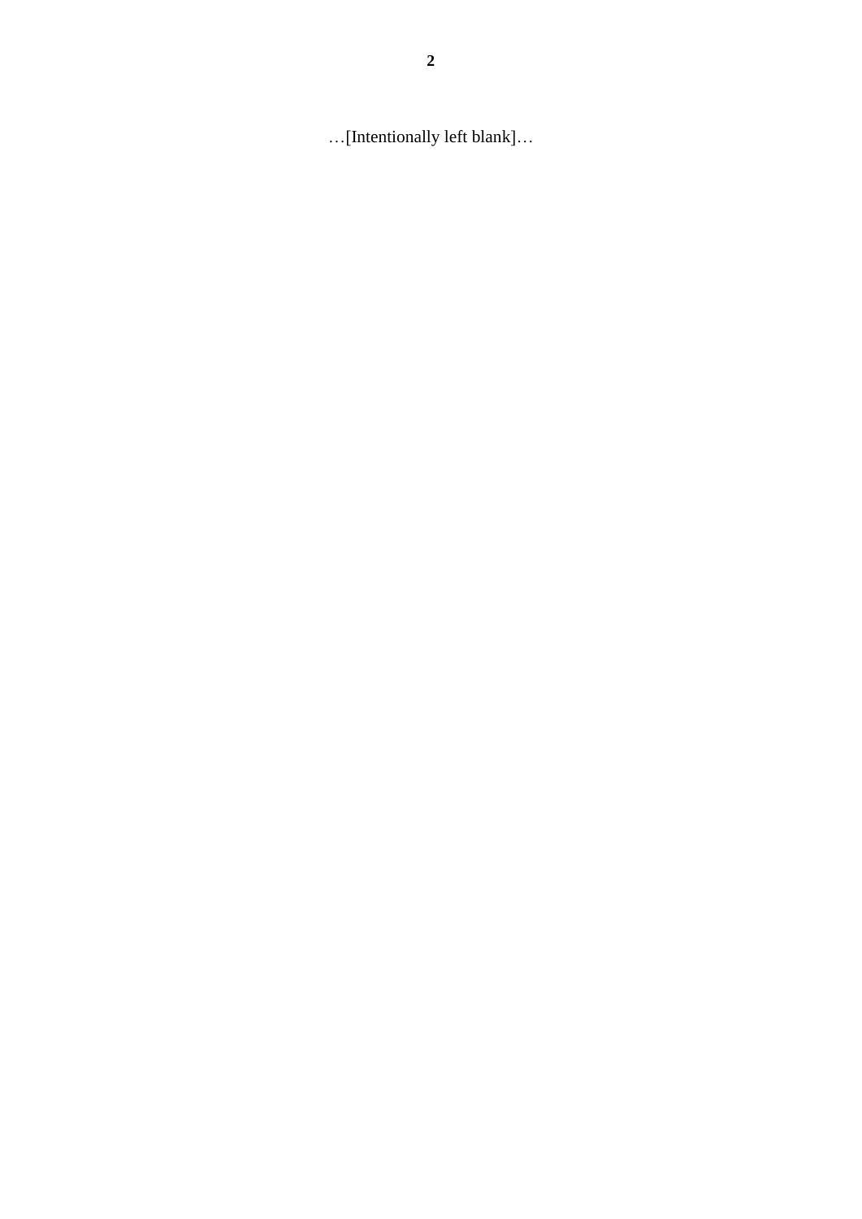…[Intentionally left blank]…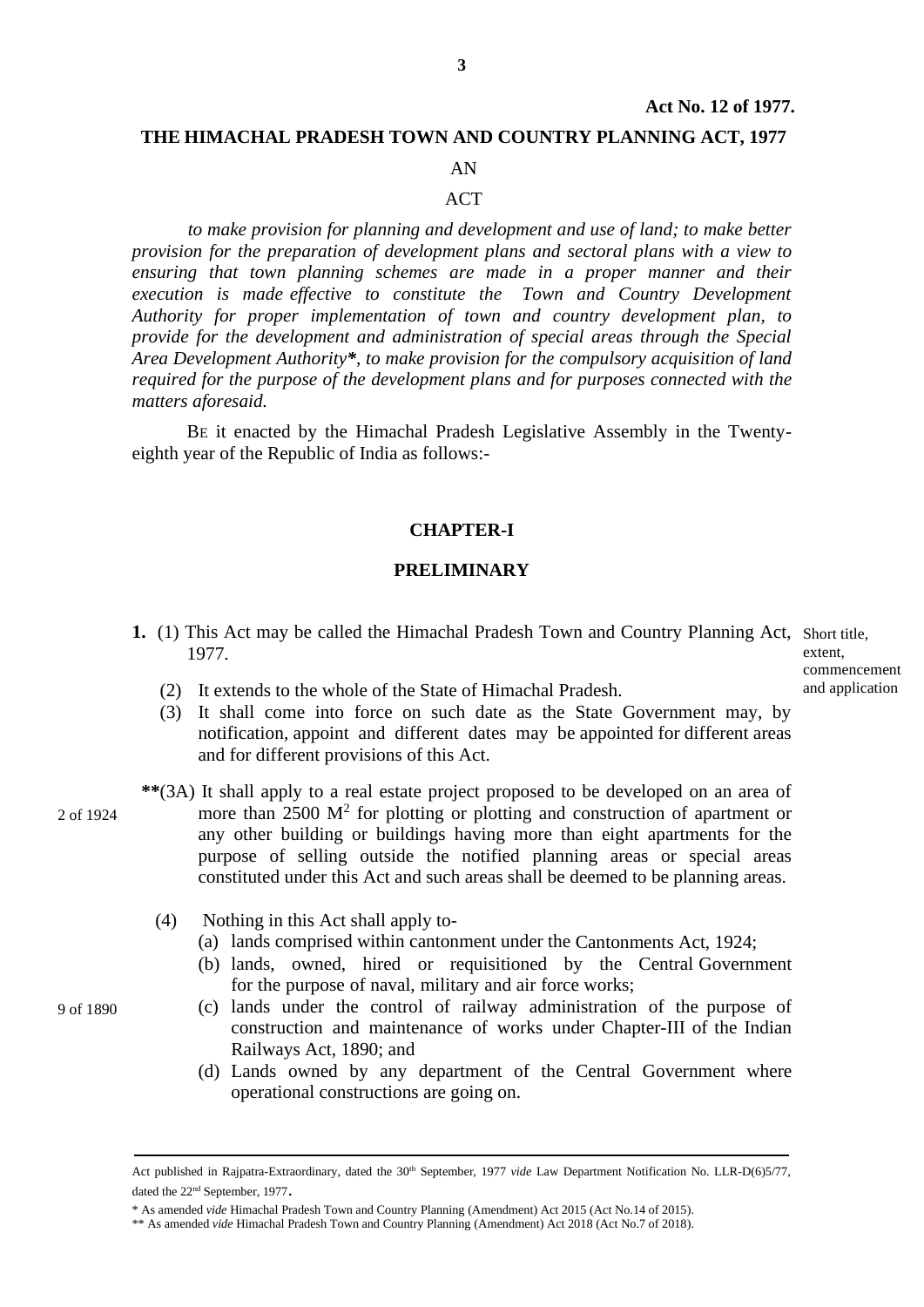**Act No. 12 of 1977.**

# THE HIMACHAL PRADESH TOWN AND COUNTRY PLANNING ACT, 1977

AN

ACT

*to make provision for planning and development and use of land; to make better provision for the preparation of development plans and sectoral plans with a view to ensuring that town planning schemes are made in a proper manner and their execution is made effective to constitute the Town and Country Development Authority for proper implementation of town and country development plan, to provide for the development and administration of special areas through the Special Area Development Authority*\*, to make provision for the compulsory acquisition of land required for the purpose of the development plans and for purposes connected with the matters aforesaid.*

BE it enacted by the Himachal Pradesh Legislative Assembly in the Twenty-eighth year of the Republic of India as follows:-

## CHAPTER-I

## PRELIMINARY

Short title, extent, commencement and application

**1.** (1) This Act may be called the Himachal Pradesh Town and Country Planning Act, 1977.

(2) It extends to the whole of the State of Himachal Pradesh.

(3) It shall come into force on such date as the State Government may, by notification, appoint and different dates may be appointed for different areas and for different provisions of this Act.

**\*\***(3A) It shall apply to a real estate project proposed to be developed on an area of more than 2500 $M^2$ for plotting or plotting and construction of apartment or any other building or buildings having more than eight apartments for the purpose of selling outside the notified planning areas or special areas constituted under this Act and such areas shall be deemed to be planning areas.

(4) Nothing in this Act shall apply to-

(a) lands comprised within cantonment under the Cantonments Act, 1924; [2 of 1924]

(b) lands, owned, hired or requisitioned by the Central Government for the purpose of naval, military and air force works;

(c) lands under the control of railway administration of the purpose of construction and maintenance of works under Chapter-III of the Indian Railways Act, 1890; and [9 of 1890]

(d) Lands owned by any department of the Central Government where operational constructions are going on.

---

Act published in Rajpatra-Extraordinary, dated the 30th September, 1977 *vide* Law Department Notification No. LLR-D(6)5/77, dated the 22nd September, 1977.

\* As amended *vide* Himachal Pradesh Town and Country Planning (Amendment) Act 2015 (Act No.14 of 2015).

\*\* As amended *vide* Himachal Pradesh Town and Country Planning (Amendment) Act 2018 (Act No.7 of 2018).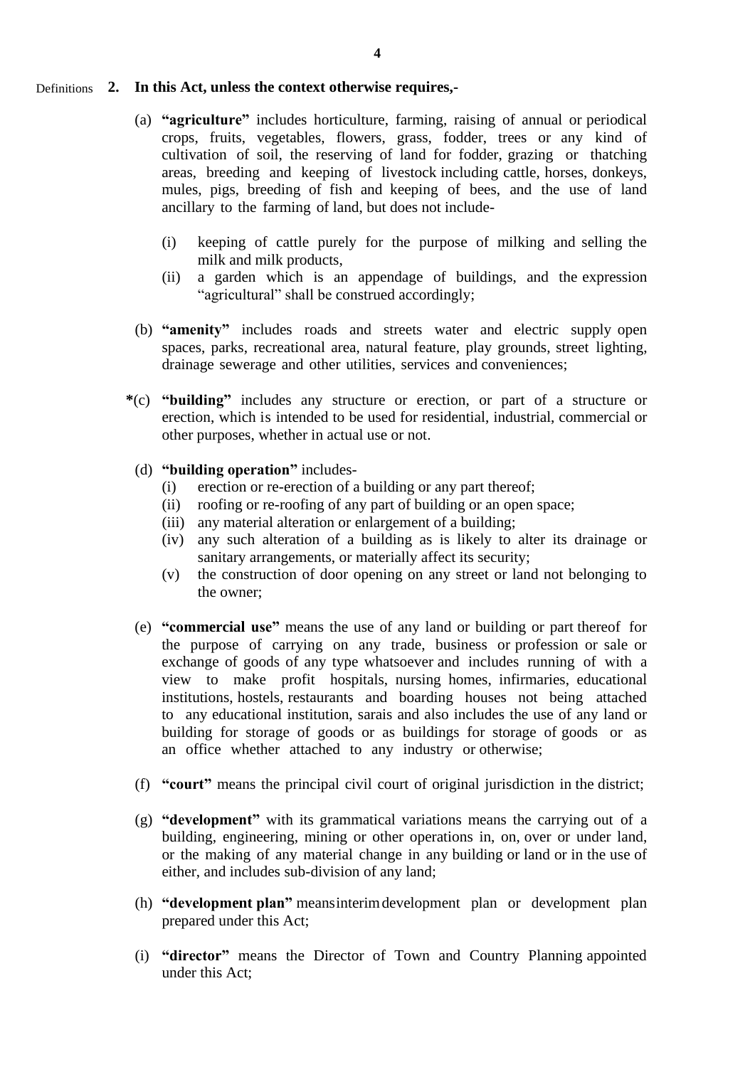Definitions **2. In this Act, unless the context otherwise requires,-**

(a) **"agriculture"** includes horticulture, farming, raising of annual or periodical crops, fruits, vegetables, flowers, grass, fodder, trees or any kind of cultivation of soil, the reserving of land for fodder, grazing or thatching areas, breeding and keeping of livestock including cattle, horses, donkeys, mules, pigs, breeding of fish and keeping of bees, and the use of land ancillary to the farming of land, but does not include-

(i) keeping of cattle purely for the purpose of milking and selling the milk and milk products,

(ii) a garden which is an appendage of buildings, and the expression "agricultural" shall be construed accordingly;

(b) **"amenity"** includes roads and streets water and electric supply open spaces, parks, recreational area, natural feature, play grounds, street lighting, drainage sewerage and other utilities, services and conveniences;

*(c) **"building"** includes any structure or erection, or part of a structure or erection, which is intended to be used for residential, industrial, commercial or other purposes, whether in actual use or not.

(d) **"building operation"** includes-

(i) erection or re-erection of a building or any part thereof;

(ii) roofing or re-roofing of any part of building or an open space;

(iii) any material alteration or enlargement of a building;

(iv) any such alteration of a building as is likely to alter its drainage or sanitary arrangements, or materially affect its security;

(v) the construction of door opening on any street or land not belonging to the owner;

(e) **"commercial use"** means the use of any land or building or part thereof for the purpose of carrying on any trade, business or profession or sale or exchange of goods of any type whatsoever and includes running of with a view to make profit hospitals, nursing homes, infirmaries, educational institutions, hostels, restaurants and boarding houses not being attached to any educational institution, sarais and also includes the use of any land or building for storage of goods or as buildings for storage of goods or as an office whether attached to any industry or otherwise;

(f) **"court"** means the principal civil court of original jurisdiction in the district;

(g) **"development"** with its grammatical variations means the carrying out of a building, engineering, mining or other operations in, on, over or under land, or the making of any material change in any building or land or in the use of either, and includes sub-division of any land;

(h) **"development plan"** means interim development plan or development plan prepared under this Act;

(i) **"director"** means the Director of Town and Country Planning appointed under this Act;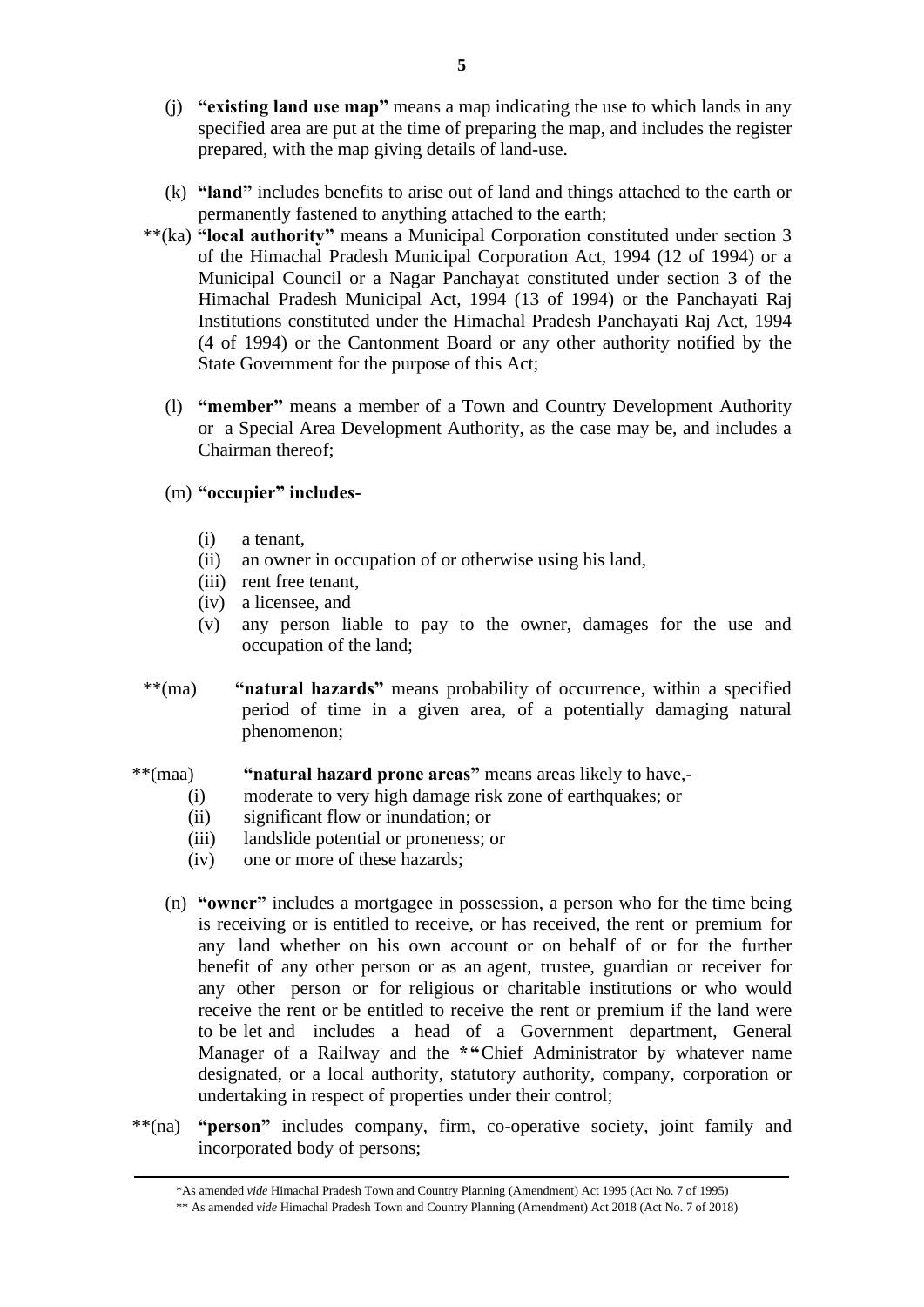(j) **"existing land use map"** means a map indicating the use to which lands in any specified area are put at the time of preparing the map, and includes the register prepared, with the map giving details of land-use.

(k) **"land"** includes benefits to arise out of land and things attached to the earth or permanently fastened to anything attached to the earth;

**(ka) **"local authority"** means a Municipal Corporation constituted under section 3 of the Himachal Pradesh Municipal Corporation Act, 1994 (12 of 1994) or a Municipal Council or a Nagar Panchayat constituted under section 3 of the Himachal Pradesh Municipal Act, 1994 (13 of 1994) or the Panchayati Raj Institutions constituted under the Himachal Pradesh Panchayati Raj Act, 1994 (4 of 1994) or the Cantonment Board or any other authority notified by the State Government for the purpose of this Act;

(l) **"member"** means a member of a Town and Country Development Authority or a Special Area Development Authority, as the case may be, and includes a Chairman thereof;

(m) **"occupier" includes-**

- (i) a tenant,
- (ii) an owner in occupation of or otherwise using his land,
- (iii) rent free tenant,
- (iv) a licensee, and
- (v) any person liable to pay to the owner, damages for the use and occupation of the land;

**(ma) **"natural hazards"** means probability of occurrence, within a specified period of time in a given area, of a potentially damaging natural phenomenon;

**(maa) **"natural hazard prone areas"** means areas likely to have,-

- (i) moderate to very high damage risk zone of earthquakes; or
- (ii) significant flow or inundation; or
- (iii) landslide potential or proneness; or
- (iv) one or more of these hazards;

(n) **"owner"** includes a mortgagee in possession, a person who for the time being is receiving or is entitled to receive, or has received, the rent or premium for any land whether on his own account or on behalf of or for the further benefit of any other person or as an agent, trustee, guardian or receiver for any other person or for religious or charitable institutions or who would receive the rent or be entitled to receive the rent or premium if the land were to be let and includes a head of a Government department, General Manager of a Railway and the *"Chief Administrator by whatever name designated, or a local authority, statutory authority, company, corporation or undertaking in respect of properties under their control;

**(na) **"person"** includes company, firm, co-operative society, joint family and incorporated body of persons;

---

*As amended *vide* Himachal Pradesh Town and Country Planning (Amendment) Act 1995 (Act No. 7 of 1995)

** As amended *vide* Himachal Pradesh Town and Country Planning (Amendment) Act 2018 (Act No. 7 of 2018)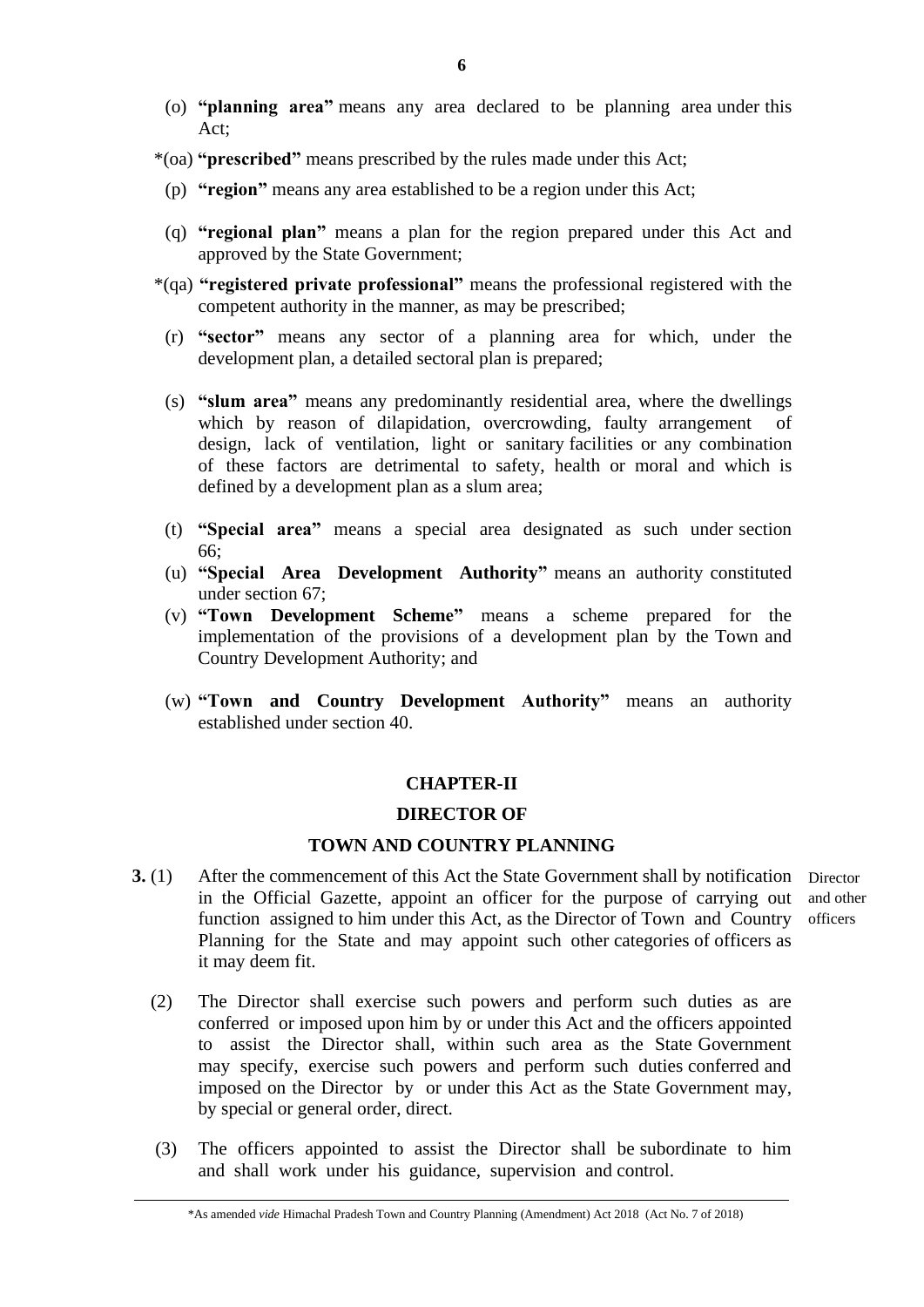(o) **"planning area"** means any area declared to be planning area under this Act;

*(oa) **"prescribed"** means prescribed by the rules made under this Act;

(p) **"region"** means any area established to be a region under this Act;

(q) **"regional plan"** means a plan for the region prepared under this Act and approved by the State Government;

*(qa) **"registered private professional"** means the professional registered with the competent authority in the manner, as may be prescribed;

(r) **"sector"** means any sector of a planning area for which, under the development plan, a detailed sectoral plan is prepared;

(s) **"slum area"** means any predominantly residential area, where the dwellings which by reason of dilapidation, overcrowding, faulty arrangement of design, lack of ventilation, light or sanitary facilities or any combination of these factors are detrimental to safety, health or moral and which is defined by a development plan as a slum area;

(t) **"Special area"** means a special area designated as such under section 66;

(u) **"Special Area Development Authority"** means an authority constituted under section 67;

(v) **"Town Development Scheme"** means a scheme prepared for the implementation of the provisions of a development plan by the Town and Country Development Authority; and

(w) **"Town and Country Development Authority"** means an authority established under section 40.

## CHAPTER-II

## DIRECTOR OF

## TOWN AND COUNTRY PLANNING

Director and other officers

**3.** (1) After the commencement of this Act the State Government shall by notification in the Official Gazette, appoint an officer for the purpose of carrying out function assigned to him under this Act, as the Director of Town and Country Planning for the State and may appoint such other categories of officers as it may deem fit.

(2) The Director shall exercise such powers and perform such duties as are conferred or imposed upon him by or under this Act and the officers appointed to assist the Director shall, within such area as the State Government may specify, exercise such powers and perform such duties conferred and imposed on the Director by or under this Act as the State Government may, by special or general order, direct.

(3) The officers appointed to assist the Director shall be subordinate to him and shall work under his guidance, supervision and control.

---

*As amended *vide* Himachal Pradesh Town and Country Planning (Amendment) Act 2018 (Act No. 7 of 2018)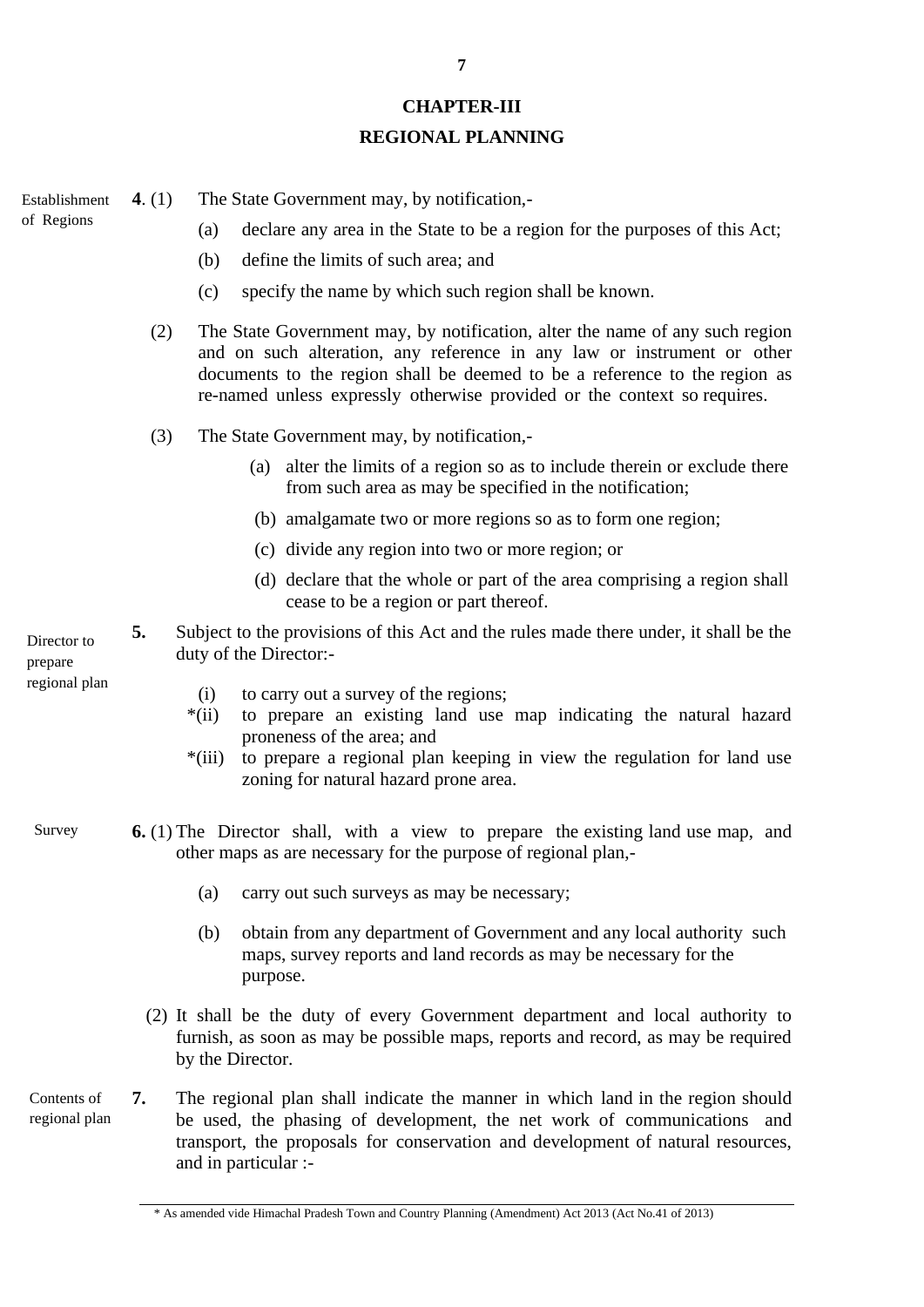# CHAPTER-III

## REGIONAL PLANNING

Establishment of Regions

**4**. (1) The State Government may, by notification,-

(a) declare any area in the State to be a region for the purposes of this Act;

(b) define the limits of such area; and

(c) specify the name by which such region shall be known.

(2) The State Government may, by notification, alter the name of any such region and on such alteration, any reference in any law or instrument or other documents to the region shall be deemed to be a reference to the region as re-named unless expressly otherwise provided or the context so requires.

(3) The State Government may, by notification,-

(a) alter the limits of a region so as to include therein or exclude there from such area as may be specified in the notification;

(b) amalgamate two or more regions so as to form one region;

(c) divide any region into two or more region; or

(d) declare that the whole or part of the area comprising a region shall cease to be a region or part thereof.

Director to prepare regional plan

**5.** Subject to the provisions of this Act and the rules made there under, it shall be the duty of the Director:-

(i) to carry out a survey of the regions;

*(ii) to prepare an existing land use map indicating the natural hazard proneness of the area; and

*(iii) to prepare a regional plan keeping in view the regulation for land use zoning for natural hazard prone area.

Survey

**6.** (1) The Director shall, with a view to prepare the existing land use map, and other maps as are necessary for the purpose of regional plan,-

(a) carry out such surveys as may be necessary;

(b) obtain from any department of Government and any local authority such maps, survey reports and land records as may be necessary for the purpose.

(2) It shall be the duty of every Government department and local authority to furnish, as soon as may be possible maps, reports and record, as may be required by the Director.

Contents of regional plan

**7.** The regional plan shall indicate the manner in which land in the region should be used, the phasing of development, the net work of communications and transport, the proposals for conservation and development of natural resources, and in particular :-

---

\* As amended vide Himachal Pradesh Town and Country Planning (Amendment) Act 2013 (Act No.41 of 2013)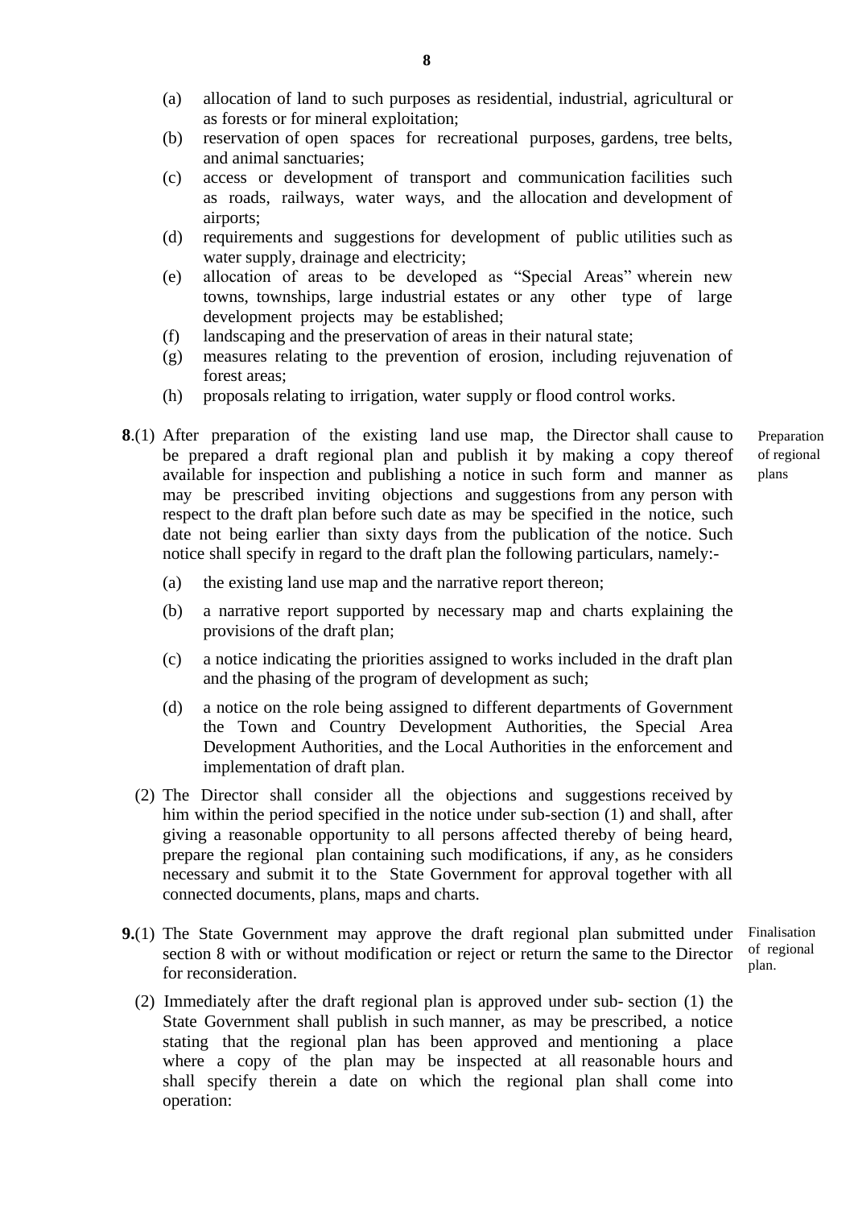(a) allocation of land to such purposes as residential, industrial, agricultural or as forests or for mineral exploitation;

(b) reservation of open spaces for recreational purposes, gardens, tree belts, and animal sanctuaries;

(c) access or development of transport and communication facilities such as roads, railways, water ways, and the allocation and development of airports;

(d) requirements and suggestions for development of public utilities such as water supply, drainage and electricity;

(e) allocation of areas to be developed as "Special Areas" wherein new towns, townships, large industrial estates or any other type of large development projects may be established;

(f) landscaping and the preservation of areas in their natural state;

(g) measures relating to the prevention of erosion, including rejuvenation of forest areas;

(h) proposals relating to irrigation, water supply or flood control works.

**8**.(1) After preparation of the existing land use map, the Director shall cause to be prepared a draft regional plan and publish it by making a copy thereof available for inspection and publishing a notice in such form and manner as may be prescribed inviting objections and suggestions from any person with respect to the draft plan before such date as may be specified in the notice, such date not being earlier than sixty days from the publication of the notice. Such notice shall specify in regard to the draft plan the following particulars, namely:-

*Preparation of regional plans*

(a) the existing land use map and the narrative report thereon;

(b) a narrative report supported by necessary map and charts explaining the provisions of the draft plan;

(c) a notice indicating the priorities assigned to works included in the draft plan and the phasing of the program of development as such;

(d) a notice on the role being assigned to different departments of Government the Town and Country Development Authorities, the Special Area Development Authorities, and the Local Authorities in the enforcement and implementation of draft plan.

(2) The Director shall consider all the objections and suggestions received by him within the period specified in the notice under sub-section (1) and shall, after giving a reasonable opportunity to all persons affected thereby of being heard, prepare the regional plan containing such modifications, if any, as he considers necessary and submit it to the State Government for approval together with all connected documents, plans, maps and charts.

**9.**(1) The State Government may approve the draft regional plan submitted under section 8 with or without modification or reject or return the same to the Director for reconsideration.

*Finalisation of regional plan.*

(2) Immediately after the draft regional plan is approved under sub- section (1) the State Government shall publish in such manner, as may be prescribed, a notice stating that the regional plan has been approved and mentioning a place where a copy of the plan may be inspected at all reasonable hours and shall specify therein a date on which the regional plan shall come into operation: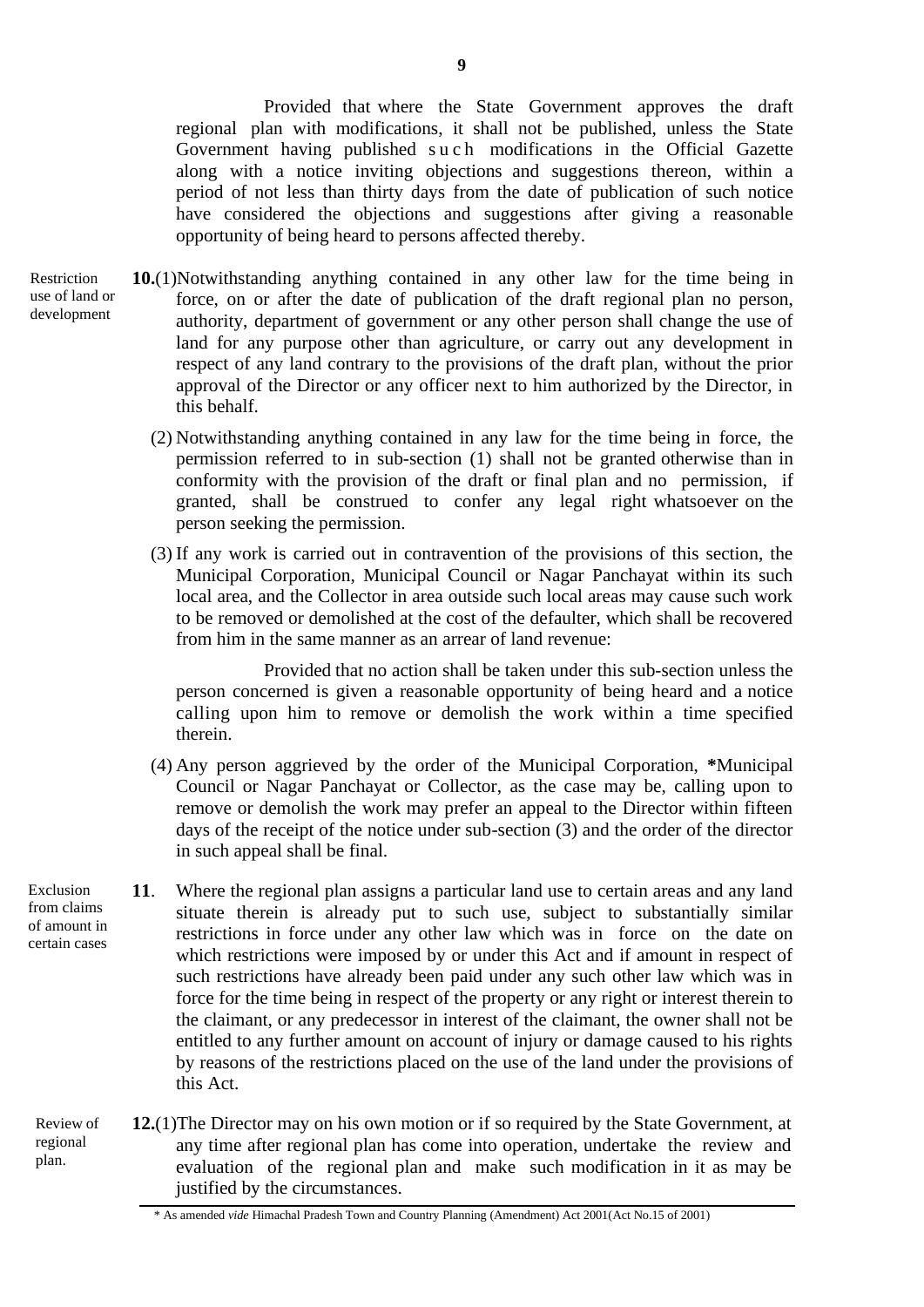Provided that where the State Government approves the draft regional plan with modifications, it shall not be published, unless the State Government having published such modifications in the Official Gazette along with a notice inviting objections and suggestions thereon, within a period of not less than thirty days from the date of publication of such notice have considered the objections and suggestions after giving a reasonable opportunity of being heard to persons affected thereby.

Restriction use of land or development

**10.**(1) Notwithstanding anything contained in any other law for the time being in force, on or after the date of publication of the draft regional plan no person, authority, department of government or any other person shall change the use of land for any purpose other than agriculture, or carry out any development in respect of any land contrary to the provisions of the draft plan, without the prior approval of the Director or any officer next to him authorized by the Director, in this behalf.

(2) Notwithstanding anything contained in any law for the time being in force, the permission referred to in sub-section (1) shall not be granted otherwise than in conformity with the provision of the draft or final plan and no permission, if granted, shall be construed to confer any legal right whatsoever on the person seeking the permission.

(3) If any work is carried out in contravention of the provisions of this section, the Municipal Corporation, Municipal Council or Nagar Panchayat within its such local area, and the Collector in area outside such local areas may cause such work to be removed or demolished at the cost of the defaulter, which shall be recovered from him in the same manner as an arrear of land revenue:

Provided that no action shall be taken under this sub-section unless the person concerned is given a reasonable opportunity of being heard and a notice calling upon him to remove or demolish the work within a time specified therein.

(4) Any person aggrieved by the order of the Municipal Corporation, *Municipal Council or Nagar Panchayat or Collector, as the case may be, calling upon to remove or demolish the work may prefer an appeal to the Director within fifteen days of the receipt of the notice under sub-section (3) and the order of the director in such appeal shall be final.

Exclusion from claims of amount in certain cases

**11**. Where the regional plan assigns a particular land use to certain areas and any land situate therein is already put to such use, subject to substantially similar restrictions in force under any other law which was in force on the date on which restrictions were imposed by or under this Act and if amount in respect of such restrictions have already been paid under any such other law which was in force for the time being in respect of the property or any right or interest therein to the claimant, or any predecessor in interest of the claimant, the owner shall not be entitled to any further amount on account of injury or damage caused to his rights by reasons of the restrictions placed on the use of the land under the provisions of this Act.

Review of regional plan.

**12.**(1) The Director may on his own motion or if so required by the State Government, at any time after regional plan has come into operation, undertake the review and evaluation of the regional plan and make such modification in it as may be justified by the circumstances.

---

\* As amended *vide* Himachal Pradesh Town and Country Planning (Amendment) Act 2001(Act No.15 of 2001)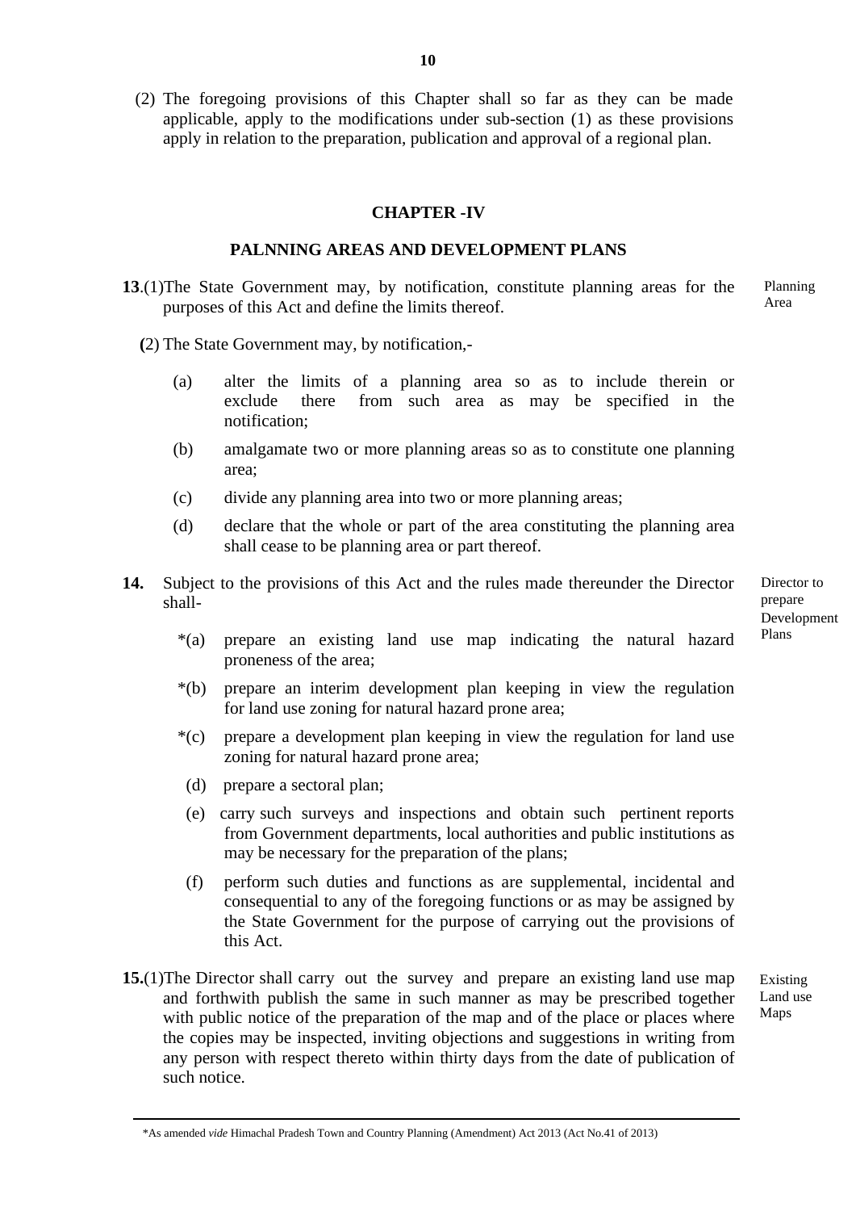(2) The foregoing provisions of this Chapter shall so far as they can be made applicable, apply to the modifications under sub-section (1) as these provisions apply in relation to the preparation, publication and approval of a regional plan.

## CHAPTER -IV

## PALNNING AREAS AND DEVELOPMENT PLANS

**13**.(1)The State Government may, by notification, constitute planning areas for the purposes of this Act and define the limits thereof. *Planning Area*

**(**2) The State Government may, by notification,-

(a) alter the limits of a planning area so as to include therein or exclude there from such area as may be specified in the notification;

(b) amalgamate two or more planning areas so as to constitute one planning area;

(c) divide any planning area into two or more planning areas;

(d) declare that the whole or part of the area constituting the planning area shall cease to be planning area or part thereof.

**14.** Subject to the provisions of this Act and the rules made thereunder the Director shall- *Director to prepare Development Plans*

*(a) prepare an existing land use map indicating the natural hazard proneness of the area;

*(b) prepare an interim development plan keeping in view the regulation for land use zoning for natural hazard prone area;

*(c) prepare a development plan keeping in view the regulation for land use zoning for natural hazard prone area;

(d) prepare a sectoral plan;

(e) carry such surveys and inspections and obtain such pertinent reports from Government departments, local authorities and public institutions as may be necessary for the preparation of the plans;

(f) perform such duties and functions as are supplemental, incidental and consequential to any of the foregoing functions or as may be assigned by the State Government for the purpose of carrying out the provisions of this Act.

**15.**(1)The Director shall carry out the survey and prepare an existing land use map and forthwith publish the same in such manner as may be prescribed together with public notice of the preparation of the map and of the place or places where the copies may be inspected, inviting objections and suggestions in writing from any person with respect thereto within thirty days from the date of publication of such notice. *Existing Land use Maps*

---

*As amended *vide* Himachal Pradesh Town and Country Planning (Amendment) Act 2013 (Act No.41 of 2013)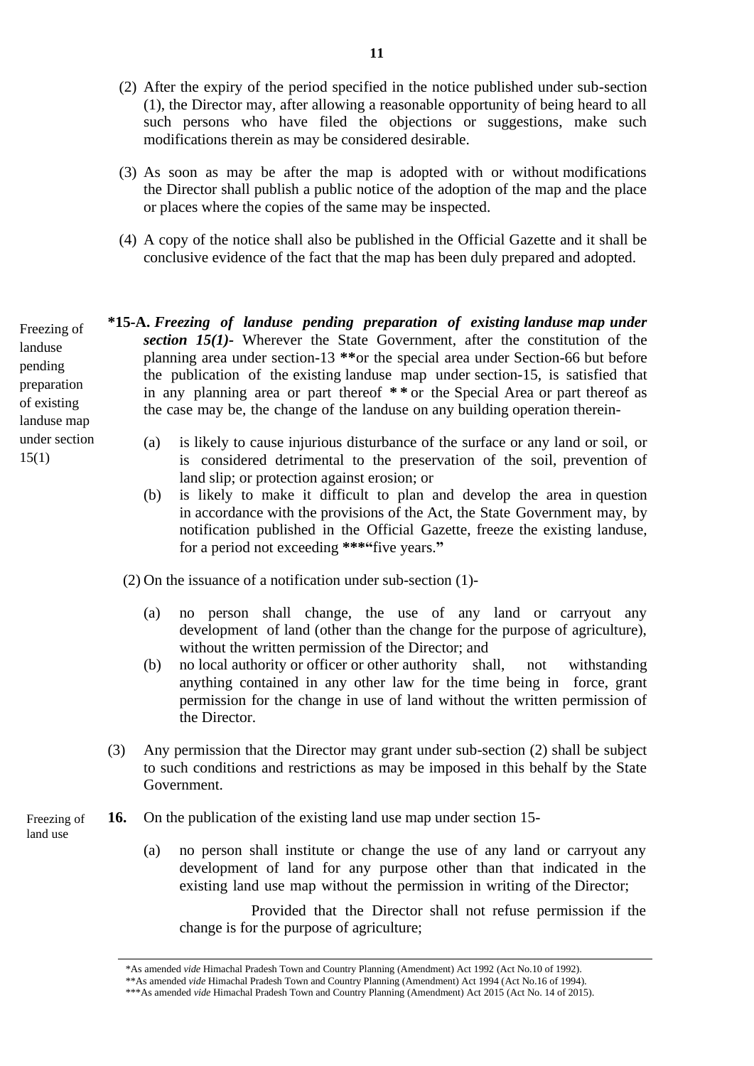(2) After the expiry of the period specified in the notice published under sub-section (1), the Director may, after allowing a reasonable opportunity of being heard to all such persons who have filed the objections or suggestions, make such modifications therein as may be considered desirable.

(3) As soon as may be after the map is adopted with or without modifications the Director shall publish a public notice of the adoption of the map and the place or places where the copies of the same may be inspected.

(4) A copy of the notice shall also be published in the Official Gazette and it shall be conclusive evidence of the fact that the map has been duly prepared and adopted.

Freezing of landuse pending preparation of existing landuse map under section 15(1)

**\*15-A.** ***Freezing of landuse pending preparation of existing landuse map under section 15(1)-*** Wherever the State Government, after the constitution of the planning area under section-13 **\*\***or the special area under Section-66 but before the publication of the existing landuse map under section-15, is satisfied that in any planning area or part thereof **\*\*** or the Special Area or part thereof as the case may be, the change of the landuse on any building operation therein-

(a) is likely to cause injurious disturbance of the surface or any land or soil, or is considered detrimental to the preservation of the soil, prevention of land slip; or protection against erosion; or

(b) is likely to make it difficult to plan and develop the area in question in accordance with the provisions of the Act, the State Government may, by notification published in the Official Gazette, freeze the existing landuse, for a period not exceeding **\*\*\*"**five years.**"**

(2) On the issuance of a notification under sub-section (1)-

(a) no person shall change, the use of any land or carryout any development of land (other than the change for the purpose of agriculture), without the written permission of the Director; and

(b) no local authority or officer or other authority shall, not withstanding anything contained in any other law for the time being in force, grant permission for the change in use of land without the written permission of the Director.

(3) Any permission that the Director may grant under sub-section (2) shall be subject to such conditions and restrictions as may be imposed in this behalf by the State Government.

Freezing of land use

**16.** On the publication of the existing land use map under section 15-

(a) no person shall institute or change the use of any land or carryout any development of land for any purpose other than that indicated in the existing land use map without the permission in writing of the Director;

Provided that the Director shall not refuse permission if the change is for the purpose of agriculture;

---

\*As amended *vide* Himachal Pradesh Town and Country Planning (Amendment) Act 1992 (Act No.10 of 1992).

\*\*As amended *vide* Himachal Pradesh Town and Country Planning (Amendment) Act 1994 (Act No.16 of 1994).

\*\*\*As amended *vide* Himachal Pradesh Town and Country Planning (Amendment) Act 2015 (Act No. 14 of 2015).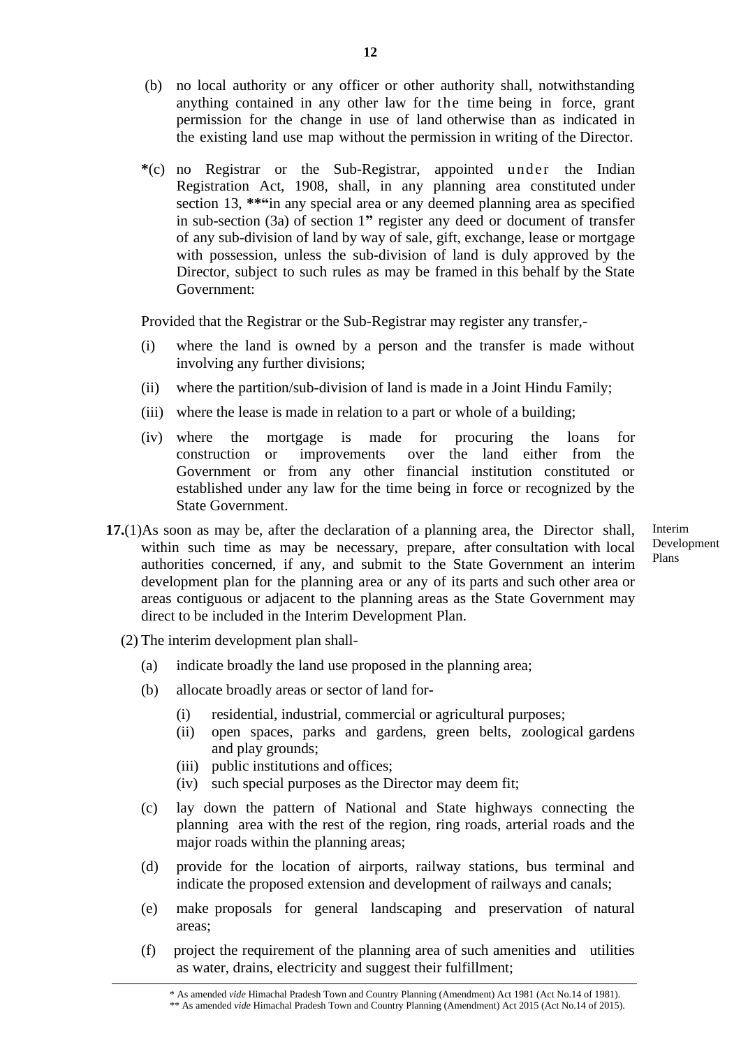(b) no local authority or any officer or other authority shall, notwithstanding anything contained in any other law for the time being in force, grant permission for the change in use of land otherwise than as indicated in the existing land use map without the permission in writing of the Director.

*(c) no Registrar or the Sub-Registrar, appointed under the Indian Registration Act, 1908, shall, in any planning area constituted under section 13, **"in any special area or any deemed planning area as specified in sub-section (3a) of section 1" register any deed or document of transfer of any sub-division of land by way of sale, gift, exchange, lease or mortgage with possession, unless the sub-division of land is duly approved by the Director, subject to such rules as may be framed in this behalf by the State Government:

Provided that the Registrar or the Sub-Registrar may register any transfer,-

(i) where the land is owned by a person and the transfer is made without involving any further divisions;

(ii) where the partition/sub-division of land is made in a Joint Hindu Family;

(iii) where the lease is made in relation to a part or whole of a building;

(iv) where the mortgage is made for procuring the loans for construction or improvements over the land either from the Government or from any other financial institution constituted or established under any law for the time being in force or recognized by the State Government.

**Interim Development Plans**

**17.**(1) As soon as may be, after the declaration of a planning area, the Director shall, within such time as may be necessary, prepare, after consultation with local authorities concerned, if any, and submit to the State Government an interim development plan for the planning area or any of its parts and such other area or areas contiguous or adjacent to the planning areas as the State Government may direct to be included in the Interim Development Plan.

(2) The interim development plan shall-

(a) indicate broadly the land use proposed in the planning area;

(b) allocate broadly areas or sector of land for-

(i) residential, industrial, commercial or agricultural purposes;
(ii) open spaces, parks and gardens, green belts, zoological gardens and play grounds;
(iii) public institutions and offices;
(iv) such special purposes as the Director may deem fit;

(c) lay down the pattern of National and State highways connecting the planning area with the rest of the region, ring roads, arterial roads and the major roads within the planning areas;

(d) provide for the location of airports, railway stations, bus terminal and indicate the proposed extension and development of railways and canals;

(e) make proposals for general landscaping and preservation of natural areas;

(f) project the requirement of the planning area of such amenities and utilities as water, drains, electricity and suggest their fulfillment;

---

\* As amended *vide* Himachal Pradesh Town and Country Planning (Amendment) Act 1981 (Act No.14 of 1981).
\*\* As amended *vide* Himachal Pradesh Town and Country Planning (Amendment) Act 2015 (Act No.14 of 2015).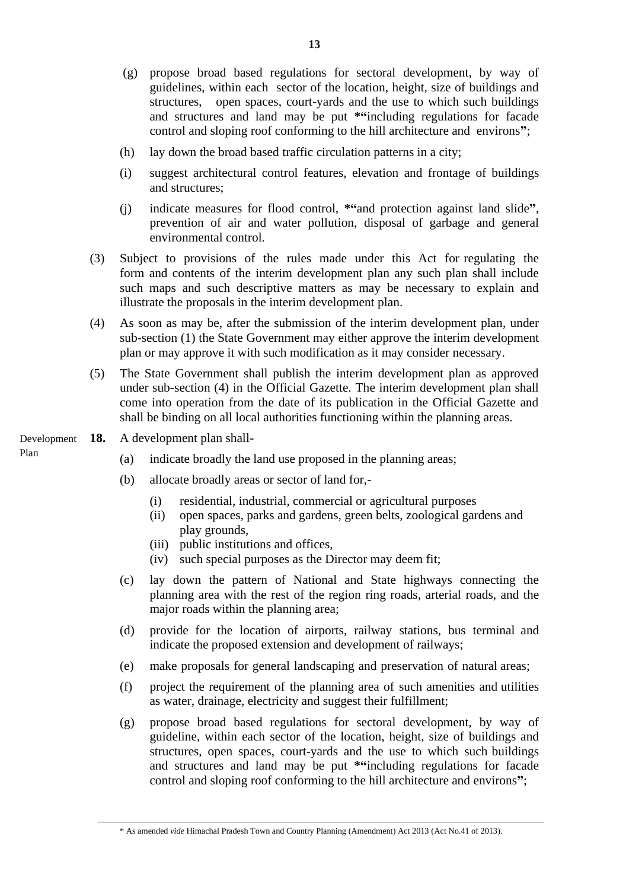(g) propose broad based regulations for sectoral development, by way of guidelines, within each sector of the location, height, size of buildings and structures, open spaces, court-yards and the use to which such buildings and structures and land may be put *"including regulations for facade control and sloping roof conforming to the hill architecture and environs";

(h) lay down the broad based traffic circulation patterns in a city;

(i) suggest architectural control features, elevation and frontage of buildings and structures;

(j) indicate measures for flood control, *"and protection against land slide", prevention of air and water pollution, disposal of garbage and general environmental control.

(3) Subject to provisions of the rules made under this Act for regulating the form and contents of the interim development plan any such plan shall include such maps and such descriptive matters as may be necessary to explain and illustrate the proposals in the interim development plan.

(4) As soon as may be, after the submission of the interim development plan, under sub-section (1) the State Government may either approve the interim development plan or may approve it with such modification as it may consider necessary.

(5) The State Government shall publish the interim development plan as approved under sub-section (4) in the Official Gazette. The interim development plan shall come into operation from the date of its publication in the Official Gazette and shall be binding on all local authorities functioning within the planning areas.

Development Plan

**18.** A development plan shall-

(a) indicate broadly the land use proposed in the planning areas;

(b) allocate broadly areas or sector of land for,-

(i) residential, industrial, commercial or agricultural purposes
(ii) open spaces, parks and gardens, green belts, zoological gardens and play grounds,
(iii) public institutions and offices,
(iv) such special purposes as the Director may deem fit;

(c) lay down the pattern of National and State highways connecting the planning area with the rest of the region ring roads, arterial roads, and the major roads within the planning area;

(d) provide for the location of airports, railway stations, bus terminal and indicate the proposed extension and development of railways;

(e) make proposals for general landscaping and preservation of natural areas;

(f) project the requirement of the planning area of such amenities and utilities as water, drainage, electricity and suggest their fulfillment;

(g) propose broad based regulations for sectoral development, by way of guideline, within each sector of the location, height, size of buildings and structures, open spaces, court-yards and the use to which such buildings and structures and land may be put *"including regulations for facade control and sloping roof conforming to the hill architecture and environs";

---

\* As amended *vide* Himachal Pradesh Town and Country Planning (Amendment) Act 2013 (Act No.41 of 2013).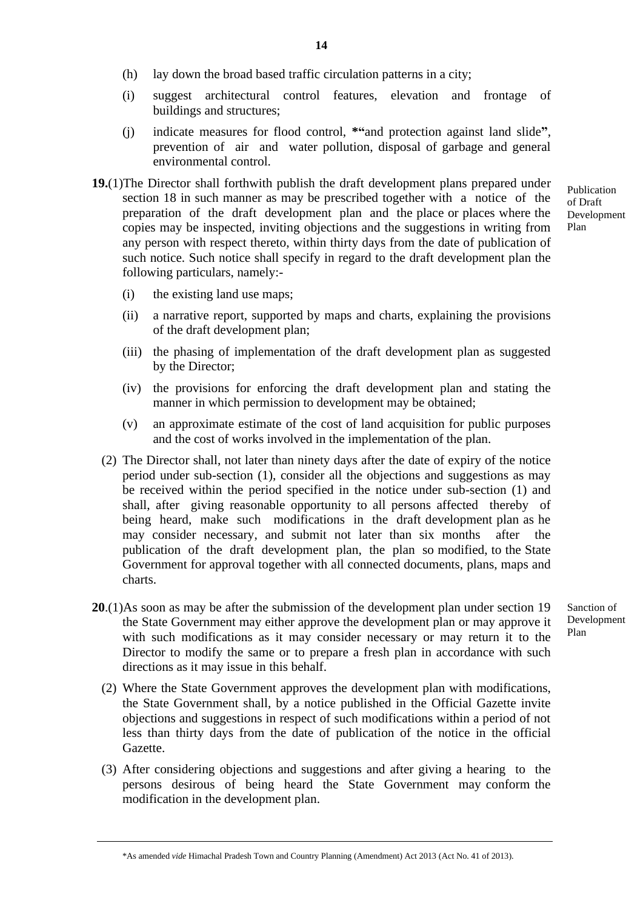(h) lay down the broad based traffic circulation patterns in a city;

(i) suggest architectural control features, elevation and frontage of buildings and structures;

(j) indicate measures for flood control, *"and protection against land slide", prevention of air and water pollution, disposal of garbage and general environmental control.

**19.**(1) The Director shall forthwith publish the draft development plans prepared under section 18 in such manner as may be prescribed together with a notice of the preparation of the draft development plan and the place or places where the copies may be inspected, inviting objections and the suggestions in writing from any person with respect thereto, within thirty days from the date of publication of such notice. Such notice shall specify in regard to the draft development plan the following particulars, namely:-

Publication of Draft Development Plan

(i) the existing land use maps;

(ii) a narrative report, supported by maps and charts, explaining the provisions of the draft development plan;

(iii) the phasing of implementation of the draft development plan as suggested by the Director;

(iv) the provisions for enforcing the draft development plan and stating the manner in which permission to development may be obtained;

(v) an approximate estimate of the cost of land acquisition for public purposes and the cost of works involved in the implementation of the plan.

(2) The Director shall, not later than ninety days after the date of expiry of the notice period under sub-section (1), consider all the objections and suggestions as may be received within the period specified in the notice under sub-section (1) and shall, after giving reasonable opportunity to all persons affected thereby of being heard, make such modifications in the draft development plan as he may consider necessary, and submit not later than six months after the publication of the draft development plan, the plan so modified, to the State Government for approval together with all connected documents, plans, maps and charts.

**20**.(1) As soon as may be after the submission of the development plan under section 19 the State Government may either approve the development plan or may approve it with such modifications as it may consider necessary or may return it to the Director to modify the same or to prepare a fresh plan in accordance with such directions as it may issue in this behalf.

Sanction of Development Plan

(2) Where the State Government approves the development plan with modifications, the State Government shall, by a notice published in the Official Gazette invite objections and suggestions in respect of such modifications within a period of not less than thirty days from the date of publication of the notice in the official Gazette.

(3) After considering objections and suggestions and after giving a hearing to the persons desirous of being heard the State Government may conform the modification in the development plan.

---

*As amended *vide* Himachal Pradesh Town and Country Planning (Amendment) Act 2013 (Act No. 41 of 2013).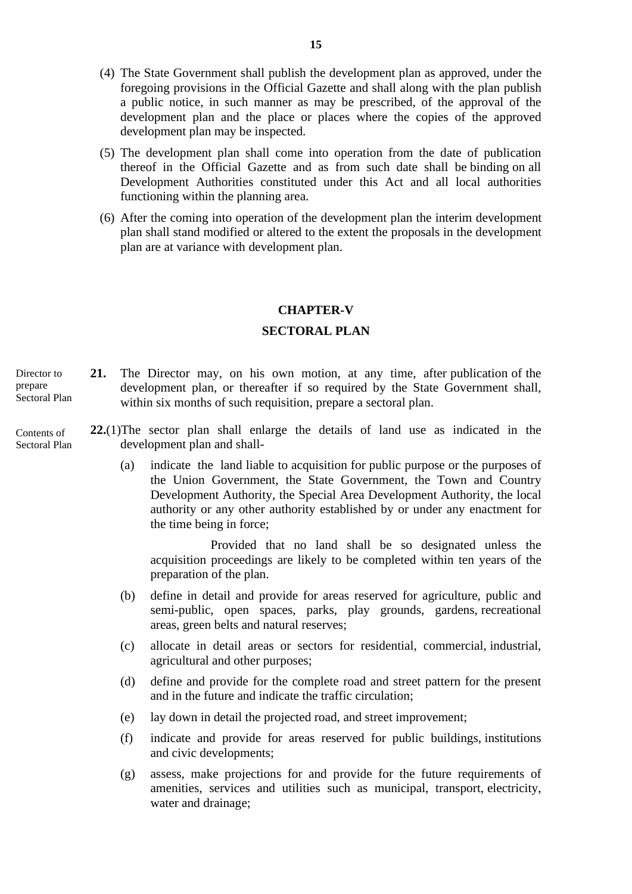(4) The State Government shall publish the development plan as approved, under the foregoing provisions in the Official Gazette and shall along with the plan publish a public notice, in such manner as may be prescribed, of the approval of the development plan and the place or places where the copies of the approved development plan may be inspected.

(5) The development plan shall come into operation from the date of publication thereof in the Official Gazette and as from such date shall be binding on all Development Authorities constituted under this Act and all local authorities functioning within the planning area.

(6) After the coming into operation of the development plan the interim development plan shall stand modified or altered to the extent the proposals in the development plan are at variance with development plan.

## CHAPTER-V

## SECTORAL PLAN

*Director to prepare Sectoral Plan*

**21.** The Director may, on his own motion, at any time, after publication of the development plan, or thereafter if so required by the State Government shall, within six months of such requisition, prepare a sectoral plan.

*Contents of Sectoral Plan*

**22.**(1) The sector plan shall enlarge the details of land use as indicated in the development plan and shall-

(a) indicate the land liable to acquisition for public purpose or the purposes of the Union Government, the State Government, the Town and Country Development Authority, the Special Area Development Authority, the local authority or any other authority established by or under any enactment for the time being in force;

Provided that no land shall be so designated unless the acquisition proceedings are likely to be completed within ten years of the preparation of the plan.

(b) define in detail and provide for areas reserved for agriculture, public and semi-public, open spaces, parks, play grounds, gardens, recreational areas, green belts and natural reserves;

(c) allocate in detail areas or sectors for residential, commercial, industrial, agricultural and other purposes;

(d) define and provide for the complete road and street pattern for the present and in the future and indicate the traffic circulation;

(e) lay down in detail the projected road, and street improvement;

(f) indicate and provide for areas reserved for public buildings, institutions and civic developments;

(g) assess, make projections for and provide for the future requirements of amenities, services and utilities such as municipal, transport, electricity, water and drainage;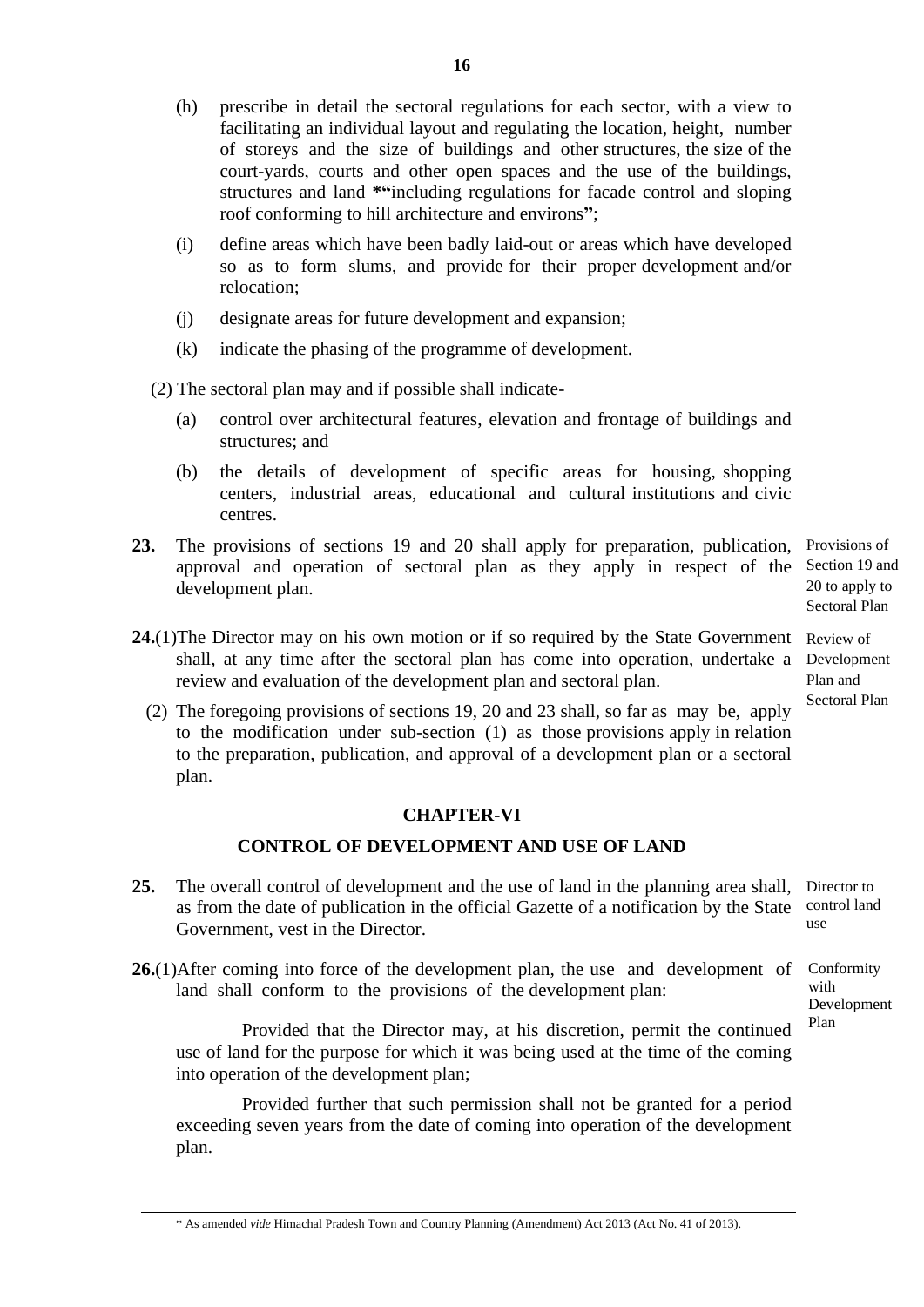(h) prescribe in detail the sectoral regulations for each sector, with a view to facilitating an individual layout and regulating the location, height, number of storeys and the size of buildings and other structures, the size of the court-yards, courts and other open spaces and the use of the buildings, structures and land **\*"**including regulations for facade control and sloping roof conforming to hill architecture and environs**"**;

(i) define areas which have been badly laid-out or areas which have developed so as to form slums, and provide for their proper development and/or relocation;

(j) designate areas for future development and expansion;

(k) indicate the phasing of the programme of development.

(2) The sectoral plan may and if possible shall indicate-

(a) control over architectural features, elevation and frontage of buildings and structures; and

(b) the details of development of specific areas for housing, shopping centers, industrial areas, educational and cultural institutions and civic centres.

**23.** The provisions of sections 19 and 20 shall apply for preparation, publication, approval and operation of sectoral plan as they apply in respect of the development plan.

*Provisions of Section 19 and 20 to apply to Sectoral Plan*

**24.**(1) The Director may on his own motion or if so required by the State Government shall, at any time after the sectoral plan has come into operation, undertake a review and evaluation of the development plan and sectoral plan.

*Review of Development Plan and Sectoral Plan*

(2) The foregoing provisions of sections 19, 20 and 23 shall, so far as may be, apply to the modification under sub-section (1) as those provisions apply in relation to the preparation, publication, and approval of a development plan or a sectoral plan.

## CHAPTER-VI

## CONTROL OF DEVELOPMENT AND USE OF LAND

**25.** The overall control of development and the use of land in the planning area shall, as from the date of publication in the official Gazette of a notification by the State Government, vest in the Director.

*Director to control land use*

**26.**(1) After coming into force of the development plan, the use and development of land shall conform to the provisions of the development plan:

*Conformity with Development Plan*

Provided that the Director may, at his discretion, permit the continued use of land for the purpose for which it was being used at the time of the coming into operation of the development plan;

Provided further that such permission shall not be granted for a period exceeding seven years from the date of coming into operation of the development plan.

---

\* As amended *vide* Himachal Pradesh Town and Country Planning (Amendment) Act 2013 (Act No. 41 of 2013).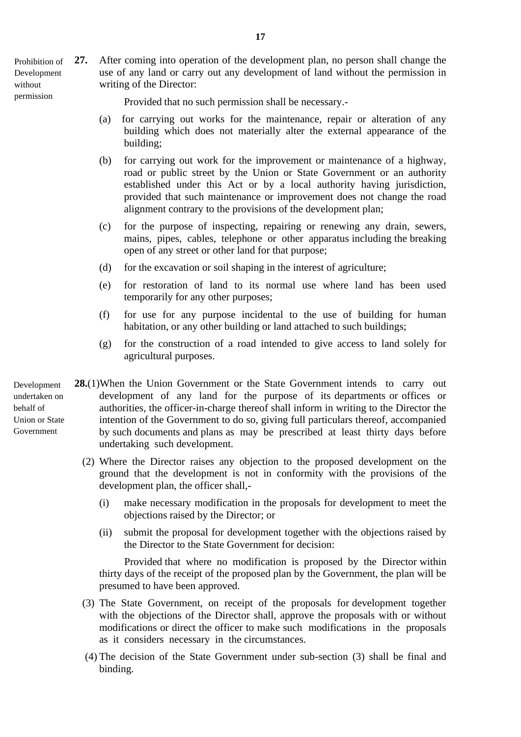**Prohibition of Development without permission**

**27.** After coming into operation of the development plan, no person shall change the use of any land or carry out any development of land without the permission in writing of the Director:

Provided that no such permission shall be necessary.-

(a) for carrying out works for the maintenance, repair or alteration of any building which does not materially alter the external appearance of the building;

(b) for carrying out work for the improvement or maintenance of a highway, road or public street by the Union or State Government or an authority established under this Act or by a local authority having jurisdiction, provided that such maintenance or improvement does not change the road alignment contrary to the provisions of the development plan;

(c) for the purpose of inspecting, repairing or renewing any drain, sewers, mains, pipes, cables, telephone or other apparatus including the breaking open of any street or other land for that purpose;

(d) for the excavation or soil shaping in the interest of agriculture;

(e) for restoration of land to its normal use where land has been used temporarily for any other purposes;

(f) for use for any purpose incidental to the use of building for human habitation, or any other building or land attached to such buildings;

(g) for the construction of a road intended to give access to land solely for agricultural purposes.

**Development undertaken on behalf of Union or State Government**

**28.**(1) When the Union Government or the State Government intends to carry out development of any land for the purpose of its departments or offices or authorities, the officer-in-charge thereof shall inform in writing to the Director the intention of the Government to do so, giving full particulars thereof, accompanied by such documents and plans as may be prescribed at least thirty days before undertaking such development.

(2) Where the Director raises any objection to the proposed development on the ground that the development is not in conformity with the provisions of the development plan, the officer shall,-

(i) make necessary modification in the proposals for development to meet the objections raised by the Director; or

(ii) submit the proposal for development together with the objections raised by the Director to the State Government for decision:

Provided that where no modification is proposed by the Director within thirty days of the receipt of the proposed plan by the Government, the plan will be presumed to have been approved.

(3) The State Government, on receipt of the proposals for development together with the objections of the Director shall, approve the proposals with or without modifications or direct the officer to make such modifications in the proposals as it considers necessary in the circumstances.

(4) The decision of the State Government under sub-section (3) shall be final and binding.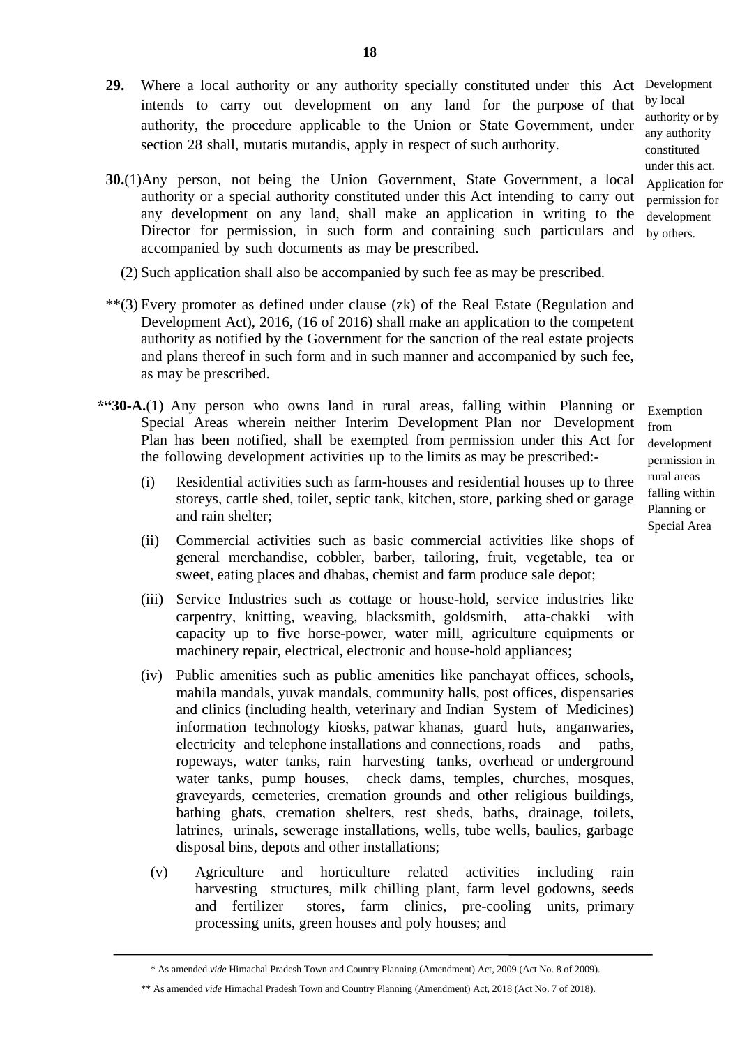**29.** Where a local authority or any authority specially constituted under this Act intends to carry out development on any land for the purpose of that authority, the procedure applicable to the Union or State Government, under section 28 shall, mutatis mutandis, apply in respect of such authority.

*Development by local authority or by any authority constituted under this act.*

**30.**(1) Any person, not being the Union Government, State Government, a local authority or a special authority constituted under this Act intending to carry out any development on any land, shall make an application in writing to the Director for permission, in such form and containing such particulars and accompanied by such documents as may be prescribed.

*Application for permission for development by others.*

(2) Such application shall also be accompanied by such fee as may be prescribed.

**(3) Every promoter as defined under clause (zk) of the Real Estate (Regulation and Development Act), 2016, (16 of 2016) shall make an application to the competent authority as notified by the Government for the sanction of the real estate projects and plans thereof in such form and in such manner and accompanied by such fee, as may be prescribed.

**\*"30-A.**(1) Any person who owns land in rural areas, falling within Planning or Special Areas wherein neither Interim Development Plan nor Development Plan has been notified, shall be exempted from permission under this Act for the following development activities up to the limits as may be prescribed:-

*Exemption from development permission in rural areas falling within Planning or Special Area*

(i) Residential activities such as farm-houses and residential houses up to three storeys, cattle shed, toilet, septic tank, kitchen, store, parking shed or garage and rain shelter;

(ii) Commercial activities such as basic commercial activities like shops of general merchandise, cobbler, barber, tailoring, fruit, vegetable, tea or sweet, eating places and dhabas, chemist and farm produce sale depot;

(iii) Service Industries such as cottage or house-hold, service industries like carpentry, knitting, weaving, blacksmith, goldsmith, atta-chakki with capacity up to five horse-power, water mill, agriculture equipments or machinery repair, electrical, electronic and house-hold appliances;

(iv) Public amenities such as public amenities like panchayat offices, schools, mahila mandals, yuvak mandals, community halls, post offices, dispensaries and clinics (including health, veterinary and Indian System of Medicines) information technology kiosks, patwar khanas, guard huts, anganwaries, electricity and telephone installations and connections, roads and paths, ropeways, water tanks, rain harvesting tanks, overhead or underground water tanks, pump houses, check dams, temples, churches, mosques, graveyards, cemeteries, cremation grounds and other religious buildings, bathing ghats, cremation shelters, rest sheds, baths, drainage, toilets, latrines, urinals, sewerage installations, wells, tube wells, baulies, garbage disposal bins, depots and other installations;

(v) Agriculture and horticulture related activities including rain harvesting structures, milk chilling plant, farm level godowns, seeds and fertilizer stores, farm clinics, pre-cooling units, primary processing units, green houses and poly houses; and

---

\* As amended *vide* Himachal Pradesh Town and Country Planning (Amendment) Act, 2009 (Act No. 8 of 2009).

\*\* As amended *vide* Himachal Pradesh Town and Country Planning (Amendment) Act, 2018 (Act No. 7 of 2018).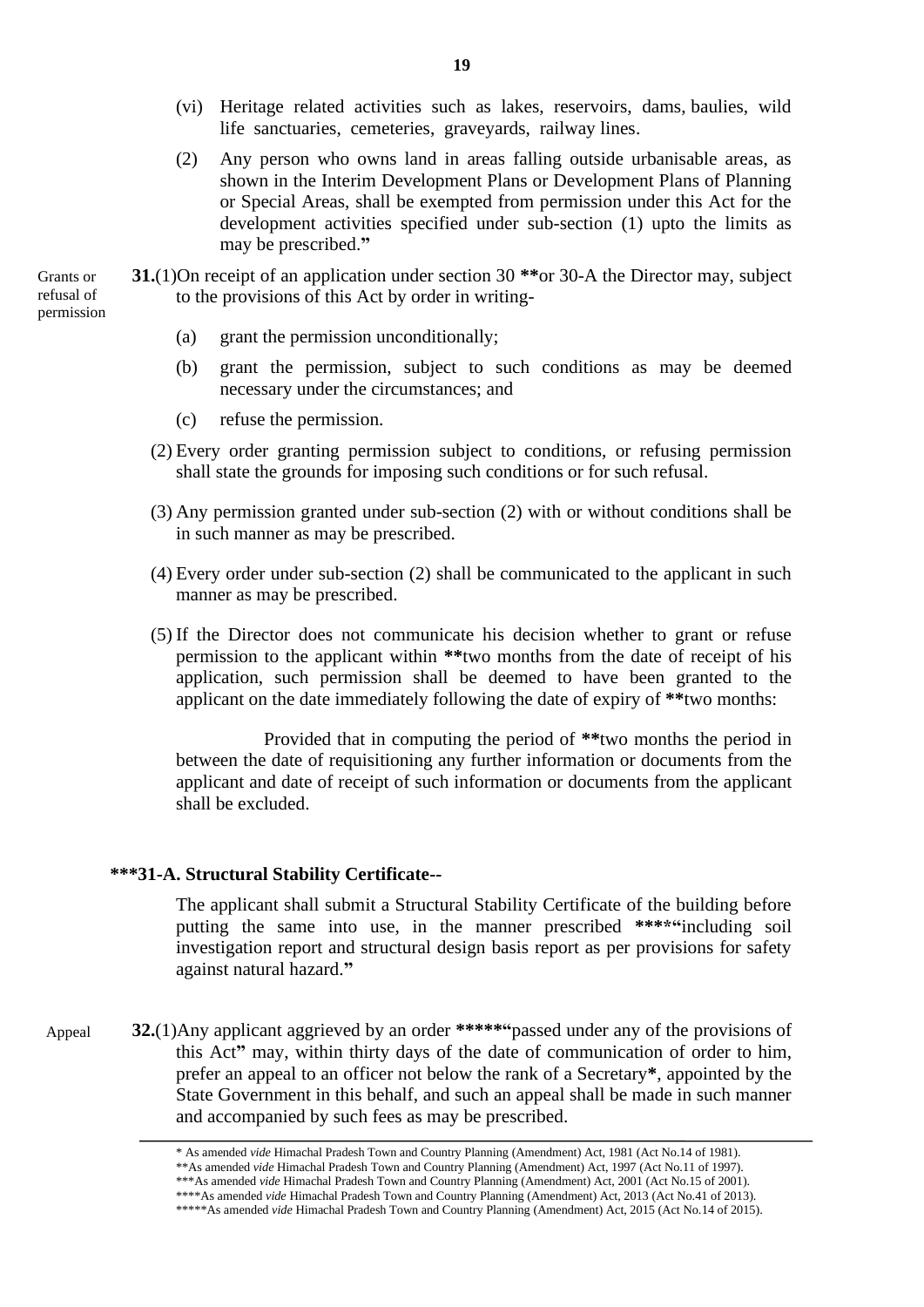(vi) Heritage related activities such as lakes, reservoirs, dams, baulies, wild life sanctuaries, cemeteries, graveyards, railway lines.

(2) Any person who owns land in areas falling outside urbanisable areas, as shown in the Interim Development Plans or Development Plans of Planning or Special Areas, shall be exempted from permission under this Act for the development activities specified under sub-section (1) upto the limits as may be prescribed.**"**

Grants or refusal of permission

**31.**(1)On receipt of an application under section 30 **\*\***or 30-A the Director may, subject to the provisions of this Act by order in writing-

(a) grant the permission unconditionally;

(b) grant the permission, subject to such conditions as may be deemed necessary under the circumstances; and

(c) refuse the permission.

(2) Every order granting permission subject to conditions, or refusing permission shall state the grounds for imposing such conditions or for such refusal.

(3) Any permission granted under sub-section (2) with or without conditions shall be in such manner as may be prescribed.

(4) Every order under sub-section (2) shall be communicated to the applicant in such manner as may be prescribed.

(5) If the Director does not communicate his decision whether to grant or refuse permission to the applicant within **\*\***two months from the date of receipt of his application, such permission shall be deemed to have been granted to the applicant on the date immediately following the date of expiry of **\*\***two months:

Provided that in computing the period of **\*\***two months the period in between the date of requisitioning any further information or documents from the applicant and date of receipt of such information or documents from the applicant shall be excluded.

**\*\*\*31-A. Structural Stability Certificate--**

The applicant shall submit a Structural Stability Certificate of the building before putting the same into use, in the manner prescribed **\*\*\*\*"**including soil investigation report and structural design basis report as per provisions for safety against natural hazard.**"**

Appeal

**32.**(1)Any applicant aggrieved by an order **\*\*\*\*\*"**passed under any of the provisions of this Act**"** may, within thirty days of the date of communication of order to him, prefer an appeal to an officer not below the rank of a Secretary**\***, appointed by the State Government in this behalf, and such an appeal shall be made in such manner and accompanied by such fees as may be prescribed.

---

\* As amended *vide* Himachal Pradesh Town and Country Planning (Amendment) Act, 1981 (Act No.14 of 1981).
\*\*As amended *vide* Himachal Pradesh Town and Country Planning (Amendment) Act, 1997 (Act No.11 of 1997).
\*\*\*As amended *vide* Himachal Pradesh Town and Country Planning (Amendment) Act, 2001 (Act No.15 of 2001).
\*\*\*\*As amended *vide* Himachal Pradesh Town and Country Planning (Amendment) Act, 2013 (Act No.41 of 2013).
\*\*\*\*\*As amended *vide* Himachal Pradesh Town and Country Planning (Amendment) Act, 2015 (Act No.14 of 2015).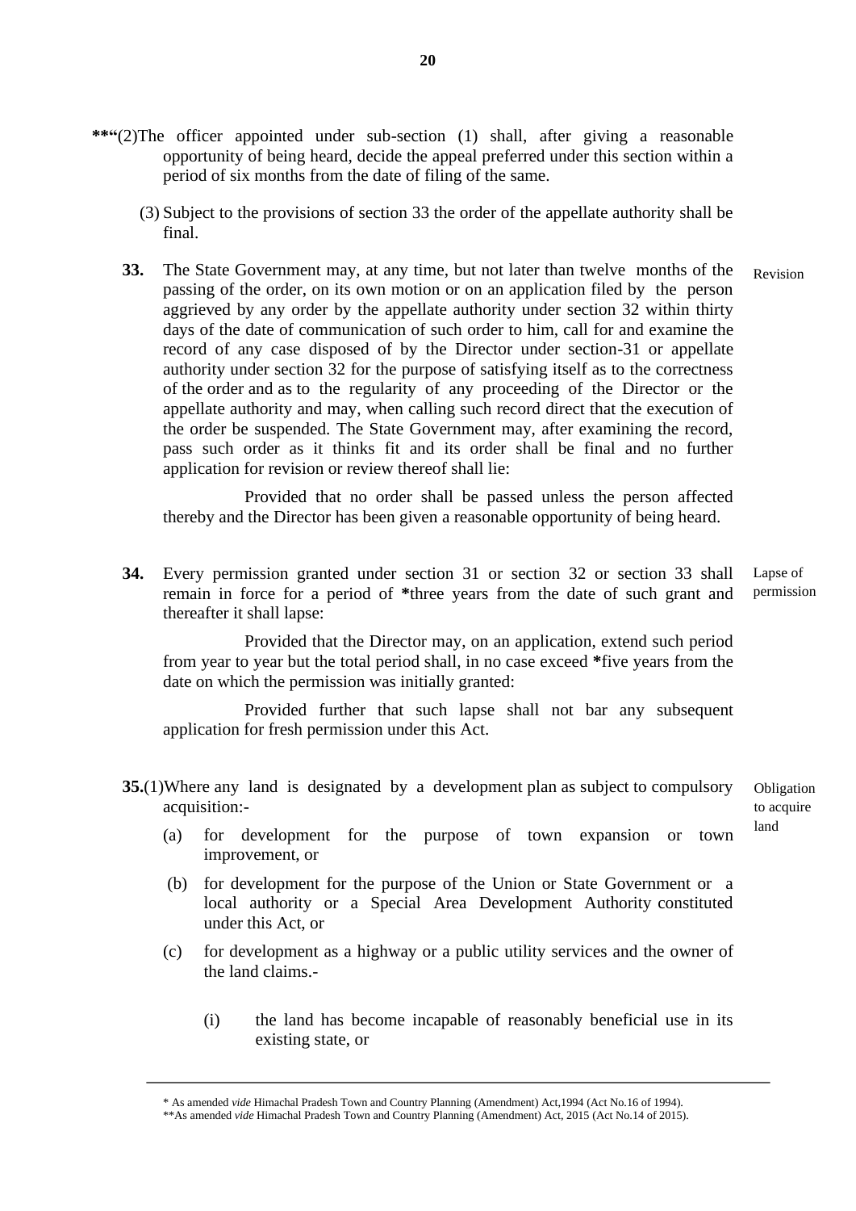**"(2) The officer appointed under sub-section (1) shall, after giving a reasonable opportunity of being heard, decide the appeal preferred under this section within a period of six months from the date of filing of the same.

(3) Subject to the provisions of section 33 the order of the appellate authority shall be final.

**33.** The State Government may, at any time, but not later than twelve months of the passing of the order, on its own motion or on an application filed by the person aggrieved by any order by the appellate authority under section 32 within thirty days of the date of communication of such order to him, call for and examine the record of any case disposed of by the Director under section-31 or appellate authority under section 32 for the purpose of satisfying itself as to the correctness of the order and as to the regularity of any proceeding of the Director or the appellate authority and may, when calling such record direct that the execution of the order be suspended. The State Government may, after examining the record, pass such order as it thinks fit and its order shall be final and no further application for revision or review thereof shall lie: — Revision

Provided that no order shall be passed unless the person affected thereby and the Director has been given a reasonable opportunity of being heard.

**34.** Every permission granted under section 31 or section 32 or section 33 shall remain in force for a period of *three years from the date of such grant and thereafter it shall lapse: — Lapse of permission

Provided that the Director may, on an application, extend such period from year to year but the total period shall, in no case exceed *five years from the date on which the permission was initially granted:

Provided further that such lapse shall not bar any subsequent application for fresh permission under this Act.

**35.**(1) Where any land is designated by a development plan as subject to compulsory acquisition:- — Obligation to acquire land

(a) for development for the purpose of town expansion or town improvement, or

(b) for development for the purpose of the Union or State Government or a local authority or a Special Area Development Authority constituted under this Act, or

(c) for development as a highway or a public utility services and the owner of the land claims.-

(i) the land has become incapable of reasonably beneficial use in its existing state, or

---

\* As amended *vide* Himachal Pradesh Town and Country Planning (Amendment) Act,1994 (Act No.16 of 1994).

\*\*As amended *vide* Himachal Pradesh Town and Country Planning (Amendment) Act, 2015 (Act No.14 of 2015).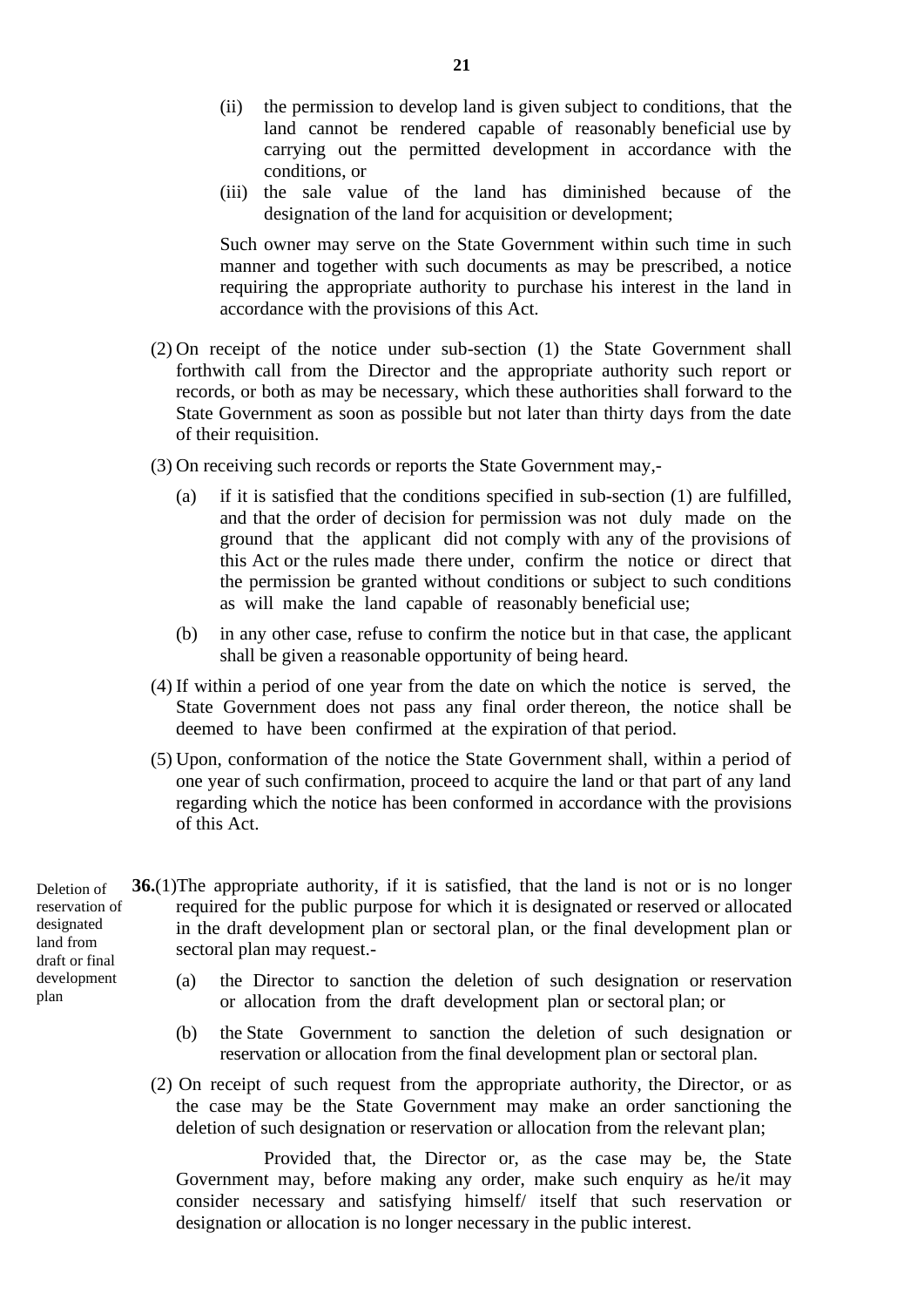(ii) the permission to develop land is given subject to conditions, that the land cannot be rendered capable of reasonably beneficial use by carrying out the permitted development in accordance with the conditions, or

(iii) the sale value of the land has diminished because of the designation of the land for acquisition or development;

Such owner may serve on the State Government within such time in such manner and together with such documents as may be prescribed, a notice requiring the appropriate authority to purchase his interest in the land in accordance with the provisions of this Act.

(2) On receipt of the notice under sub-section (1) the State Government shall forthwith call from the Director and the appropriate authority such report or records, or both as may be necessary, which these authorities shall forward to the State Government as soon as possible but not later than thirty days from the date of their requisition.

(3) On receiving such records or reports the State Government may,-

(a) if it is satisfied that the conditions specified in sub-section (1) are fulfilled, and that the order of decision for permission was not duly made on the ground that the applicant did not comply with any of the provisions of this Act or the rules made there under, confirm the notice or direct that the permission be granted without conditions or subject to such conditions as will make the land capable of reasonably beneficial use;

(b) in any other case, refuse to confirm the notice but in that case, the applicant shall be given a reasonable opportunity of being heard.

(4) If within a period of one year from the date on which the notice is served, the State Government does not pass any final order thereon, the notice shall be deemed to have been confirmed at the expiration of that period.

(5) Upon, conformation of the notice the State Government shall, within a period of one year of such confirmation, proceed to acquire the land or that part of any land regarding which the notice has been conformed in accordance with the provisions of this Act.

*Deletion of reservation of designated land from draft or final development plan*

**36.**(1) The appropriate authority, if it is satisfied, that the land is not or is no longer required for the public purpose for which it is designated or reserved or allocated in the draft development plan or sectoral plan, or the final development plan or sectoral plan may request.-

(a) the Director to sanction the deletion of such designation or reservation or allocation from the draft development plan or sectoral plan; or

(b) the State Government to sanction the deletion of such designation or reservation or allocation from the final development plan or sectoral plan.

(2) On receipt of such request from the appropriate authority, the Director, or as the case may be the State Government may make an order sanctioning the deletion of such designation or reservation or allocation from the relevant plan;

Provided that, the Director or, as the case may be, the State Government may, before making any order, make such enquiry as he/it may consider necessary and satisfying himself/ itself that such reservation or designation or allocation is no longer necessary in the public interest.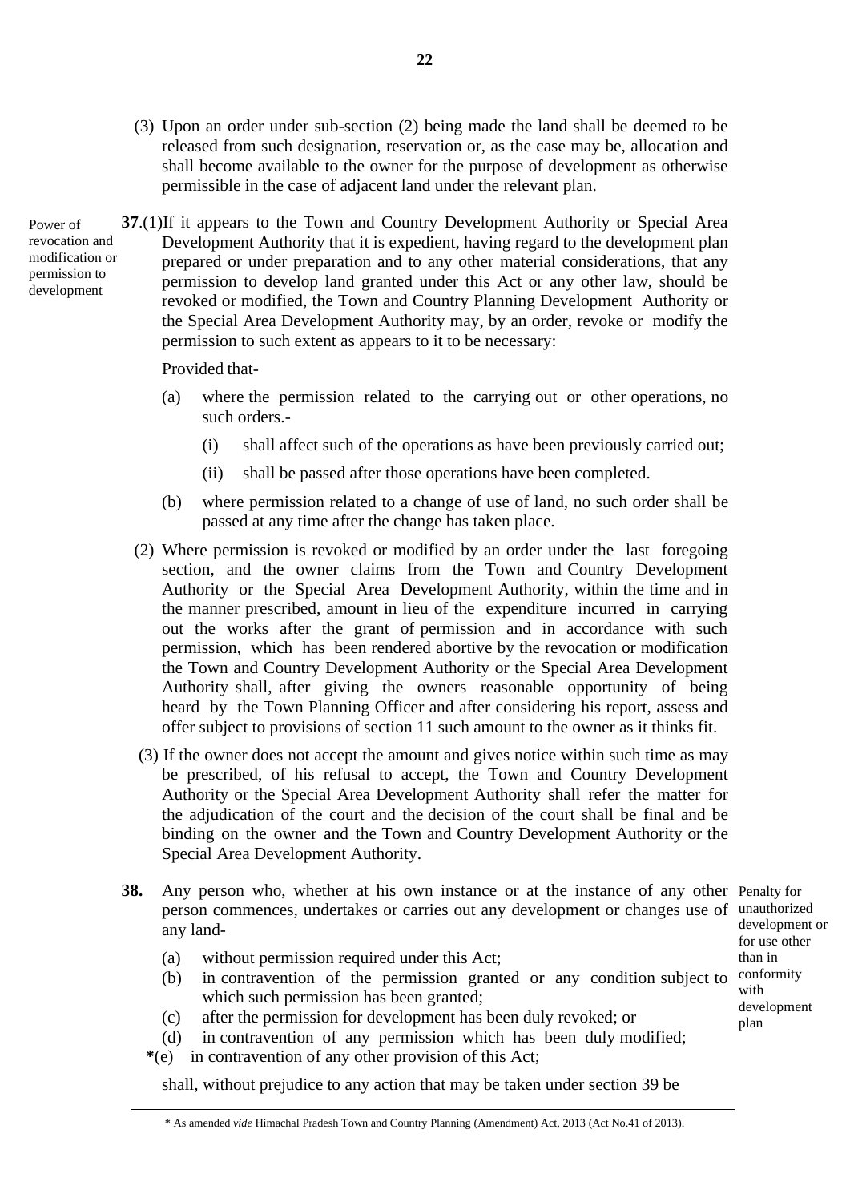(3) Upon an order under sub-section (2) being made the land shall be deemed to be released from such designation, reservation or, as the case may be, allocation and shall become available to the owner for the purpose of development as otherwise permissible in the case of adjacent land under the relevant plan.

Power of revocation and modification or permission to development

**37**.(1)If it appears to the Town and Country Development Authority or Special Area Development Authority that it is expedient, having regard to the development plan prepared or under preparation and to any other material considerations, that any permission to develop land granted under this Act or any other law, should be revoked or modified, the Town and Country Planning Development Authority or the Special Area Development Authority may, by an order, revoke or modify the permission to such extent as appears to it to be necessary:

Provided that-

(a) where the permission related to the carrying out or other operations, no such orders.-

(i) shall affect such of the operations as have been previously carried out;

(ii) shall be passed after those operations have been completed.

(b) where permission related to a change of use of land, no such order shall be passed at any time after the change has taken place.

(2) Where permission is revoked or modified by an order under the last foregoing section, and the owner claims from the Town and Country Development Authority or the Special Area Development Authority, within the time and in the manner prescribed, amount in lieu of the expenditure incurred in carrying out the works after the grant of permission and in accordance with such permission, which has been rendered abortive by the revocation or modification the Town and Country Development Authority or the Special Area Development Authority shall, after giving the owners reasonable opportunity of being heard by the Town Planning Officer and after considering his report, assess and offer subject to provisions of section 11 such amount to the owner as it thinks fit.

(3) If the owner does not accept the amount and gives notice within such time as may be prescribed, of his refusal to accept, the Town and Country Development Authority or the Special Area Development Authority shall refer the matter for the adjudication of the court and the decision of the court shall be final and be binding on the owner and the Town and Country Development Authority or the Special Area Development Authority.

Penalty for unauthorized development or for use other than in conformity with development plan

**38.** Any person who, whether at his own instance or at the instance of any other person commences, undertakes or carries out any development or changes use of any land-

(a) without permission required under this Act;

(b) in contravention of the permission granted or any condition subject to which such permission has been granted;

(c) after the permission for development has been duly revoked; or

(d) in contravention of any permission which has been duly modified;

*(e) in contravention of any other provision of this Act;

shall, without prejudice to any action that may be taken under section 39 be

* As amended *vide* Himachal Pradesh Town and Country Planning (Amendment) Act, 2013 (Act No.41 of 2013).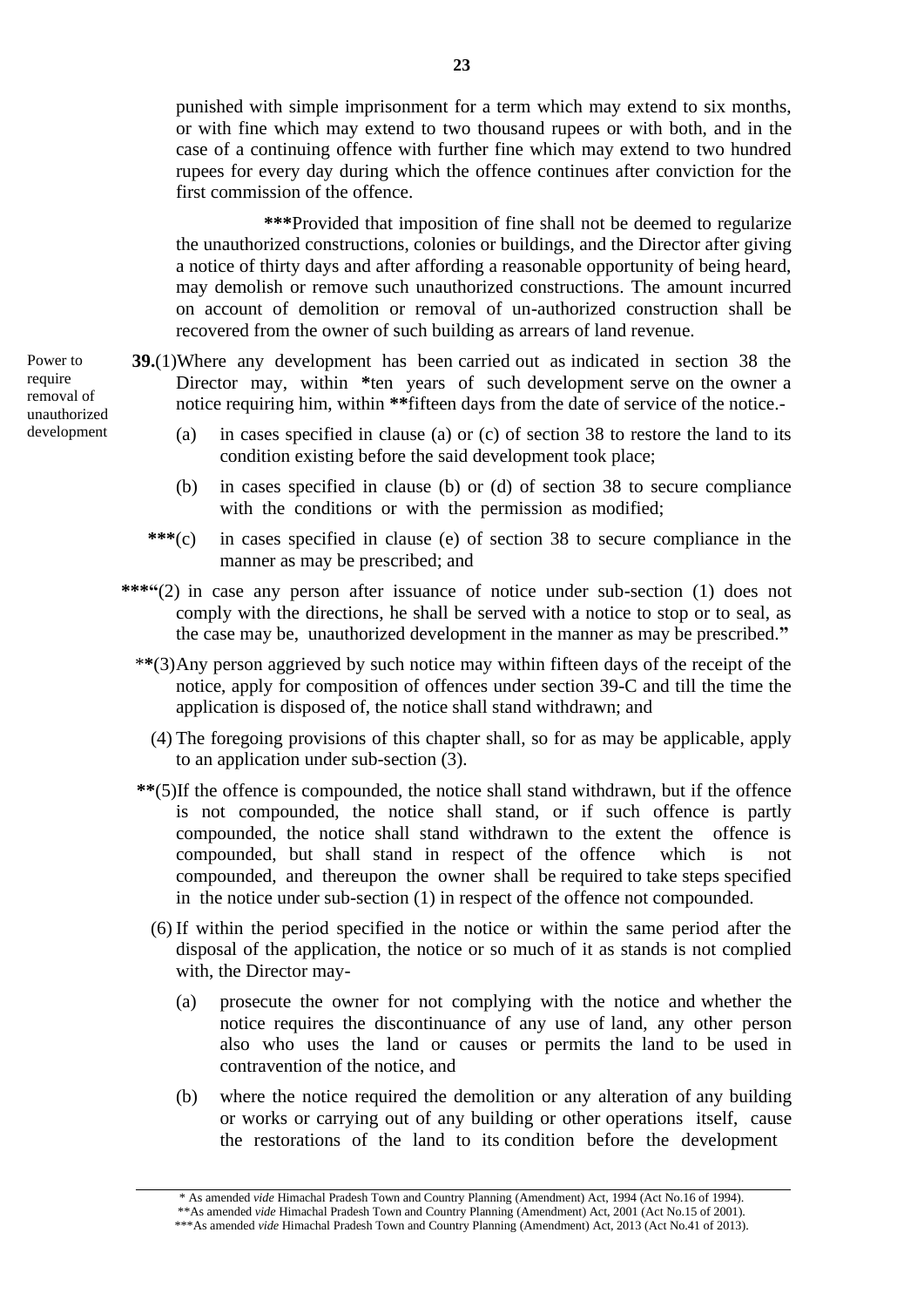punished with simple imprisonment for a term which may extend to six months, or with fine which may extend to two thousand rupees or with both, and in the case of a continuing offence with further fine which may extend to two hundred rupees for every day during which the offence continues after conviction for the first commission of the offence.

***Provided that imposition of fine shall not be deemed to regularize the unauthorized constructions, colonies or buildings, and the Director after giving a notice of thirty days and after affording a reasonable opportunity of being heard, may demolish or remove such unauthorized constructions. The amount incurred on account of demolition or removal of un-authorized construction shall be recovered from the owner of such building as arrears of land revenue.

*Power to require removal of unauthorized development*

**39.**(1) Where any development has been carried out as indicated in section 38 the Director may, within *ten years of such development serve on the owner a notice requiring him, within **fifteen days from the date of service of the notice.-

(a) in cases specified in clause (a) or (c) of section 38 to restore the land to its condition existing before the said development took place;

(b) in cases specified in clause (b) or (d) of section 38 to secure compliance with the conditions or with the permission as modified;

***(c) in cases specified in clause (e) of section 38 to secure compliance in the manner as may be prescribed; and

***"(2) in case any person after issuance of notice under sub-section (1) does not comply with the directions, he shall be served with a notice to stop or to seal, as the case may be, unauthorized development in the manner as may be prescribed."

**(3) Any person aggrieved by such notice may within fifteen days of the receipt of the notice, apply for composition of offences under section 39-C and till the time the application is disposed of, the notice shall stand withdrawn; and

(4) The foregoing provisions of this chapter shall, so for as may be applicable, apply to an application under sub-section (3).

**(5) If the offence is compounded, the notice shall stand withdrawn, but if the offence is not compounded, the notice shall stand, or if such offence is partly compounded, the notice shall stand withdrawn to the extent the offence is compounded, but shall stand in respect of the offence which is not compounded, and thereupon the owner shall be required to take steps specified in the notice under sub-section (1) in respect of the offence not compounded.

(6) If within the period specified in the notice or within the same period after the disposal of the application, the notice or so much of it as stands is not complied with, the Director may-

(a) prosecute the owner for not complying with the notice and whether the notice requires the discontinuance of any use of land, any other person also who uses the land or causes or permits the land to be used in contravention of the notice, and

(b) where the notice required the demolition or any alteration of any building or works or carrying out of any building or other operations itself, cause the restorations of the land to its condition before the development

---

\* As amended *vide* Himachal Pradesh Town and Country Planning (Amendment) Act, 1994 (Act No.16 of 1994).

\*\*As amended *vide* Himachal Pradesh Town and Country Planning (Amendment) Act, 2001 (Act No.15 of 2001).

\*\*\*As amended *vide* Himachal Pradesh Town and Country Planning (Amendment) Act, 2013 (Act No.41 of 2013).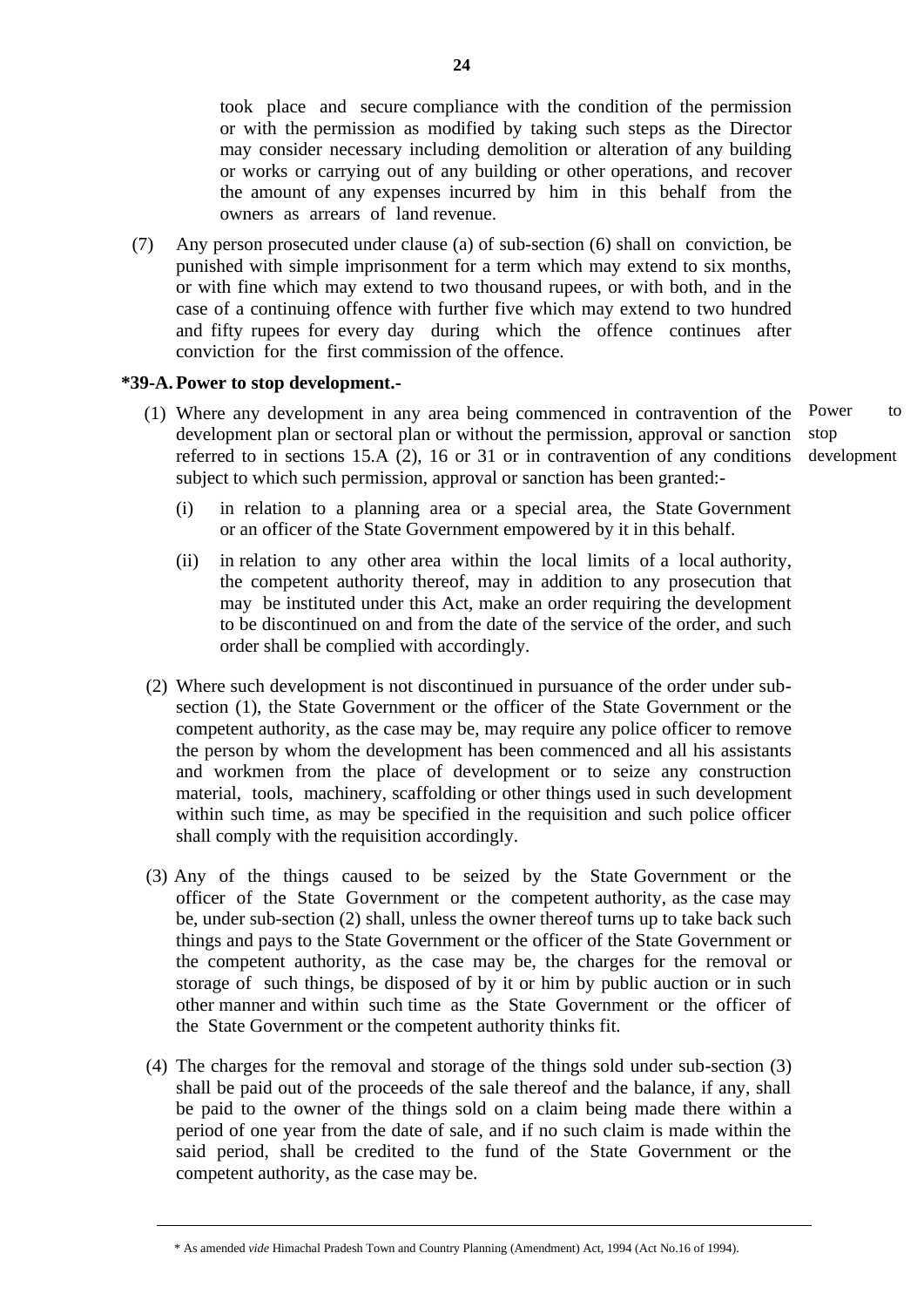took place and secure compliance with the condition of the permission or with the permission as modified by taking such steps as the Director may consider necessary including demolition or alteration of any building or works or carrying out of any building or other operations, and recover the amount of any expenses incurred by him in this behalf from the owners as arrears of land revenue.

(7) Any person prosecuted under clause (a) of sub-section (6) shall on conviction, be punished with simple imprisonment for a term which may extend to six months, or with fine which may extend to two thousand rupees, or with both, and in the case of a continuing offence with further five which may extend to two hundred and fifty rupees for every day during which the offence continues after conviction for the first commission of the offence.

**\*39-A. Power to stop development.-**

Power to stop development

(1) Where any development in any area being commenced in contravention of the development plan or sectoral plan or without the permission, approval or sanction referred to in sections 15.A (2), 16 or 31 or in contravention of any conditions subject to which such permission, approval or sanction has been granted:-

(i) in relation to a planning area or a special area, the State Government or an officer of the State Government empowered by it in this behalf.

(ii) in relation to any other area within the local limits of a local authority, the competent authority thereof, may in addition to any prosecution that may be instituted under this Act, make an order requiring the development to be discontinued on and from the date of the service of the order, and such order shall be complied with accordingly.

(2) Where such development is not discontinued in pursuance of the order under sub-section (1), the State Government or the officer of the State Government or the competent authority, as the case may be, may require any police officer to remove the person by whom the development has been commenced and all his assistants and workmen from the place of development or to seize any construction material, tools, machinery, scaffolding or other things used in such development within such time, as may be specified in the requisition and such police officer shall comply with the requisition accordingly.

(3) Any of the things caused to be seized by the State Government or the officer of the State Government or the competent authority, as the case may be, under sub-section (2) shall, unless the owner thereof turns up to take back such things and pays to the State Government or the officer of the State Government or the competent authority, as the case may be, the charges for the removal or storage of such things, be disposed of by it or him by public auction or in such other manner and within such time as the State Government or the officer of the State Government or the competent authority thinks fit.

(4) The charges for the removal and storage of the things sold under sub-section (3) shall be paid out of the proceeds of the sale thereof and the balance, if any, shall be paid to the owner of the things sold on a claim being made there within a period of one year from the date of sale, and if no such claim is made within the said period, shall be credited to the fund of the State Government or the competent authority, as the case may be.

---

\* As amended *vide* Himachal Pradesh Town and Country Planning (Amendment) Act, 1994 (Act No.16 of 1994).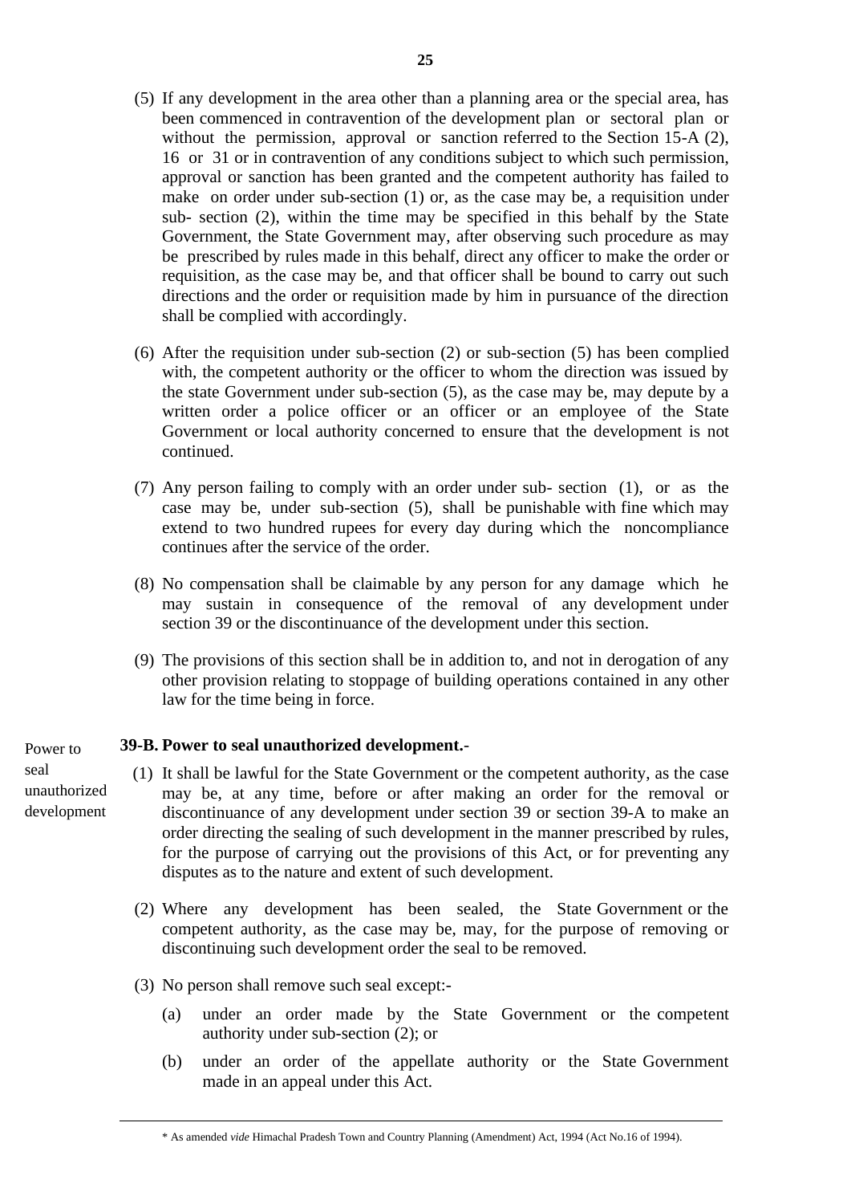(5) If any development in the area other than a planning area or the special area, has been commenced in contravention of the development plan or sectoral plan or without the permission, approval or sanction referred to the Section 15-A (2), 16 or 31 or in contravention of any conditions subject to which such permission, approval or sanction has been granted and the competent authority has failed to make on order under sub-section (1) or, as the case may be, a requisition under sub- section (2), within the time may be specified in this behalf by the State Government, the State Government may, after observing such procedure as may be prescribed by rules made in this behalf, direct any officer to make the order or requisition, as the case may be, and that officer shall be bound to carry out such directions and the order or requisition made by him in pursuance of the direction shall be complied with accordingly.

(6) After the requisition under sub-section (2) or sub-section (5) has been complied with, the competent authority or the officer to whom the direction was issued by the state Government under sub-section (5), as the case may be, may depute by a written order a police officer or an officer or an employee of the State Government or local authority concerned to ensure that the development is not continued.

(7) Any person failing to comply with an order under sub- section (1), or as the case may be, under sub-section (5), shall be punishable with fine which may extend to two hundred rupees for every day during which the noncompliance continues after the service of the order.

(8) No compensation shall be claimable by any person for any damage which he may sustain in consequence of the removal of any development under section 39 or the discontinuance of the development under this section.

(9) The provisions of this section shall be in addition to, and not in derogation of any other provision relating to stoppage of building operations contained in any other law for the time being in force.

Power to seal unauthorized development

**39-B. Power to seal unauthorized development.-**

(1) It shall be lawful for the State Government or the competent authority, as the case may be, at any time, before or after making an order for the removal or discontinuance of any development under section 39 or section 39-A to make an order directing the sealing of such development in the manner prescribed by rules, for the purpose of carrying out the provisions of this Act, or for preventing any disputes as to the nature and extent of such development.

(2) Where any development has been sealed, the State Government or the competent authority, as the case may be, may, for the purpose of removing or discontinuing such development order the seal to be removed.

(3) No person shall remove such seal except:-

(a) under an order made by the State Government or the competent authority under sub-section (2); or

(b) under an order of the appellate authority or the State Government made in an appeal under this Act.

---

\* As amended *vide* Himachal Pradesh Town and Country Planning (Amendment) Act, 1994 (Act No.16 of 1994).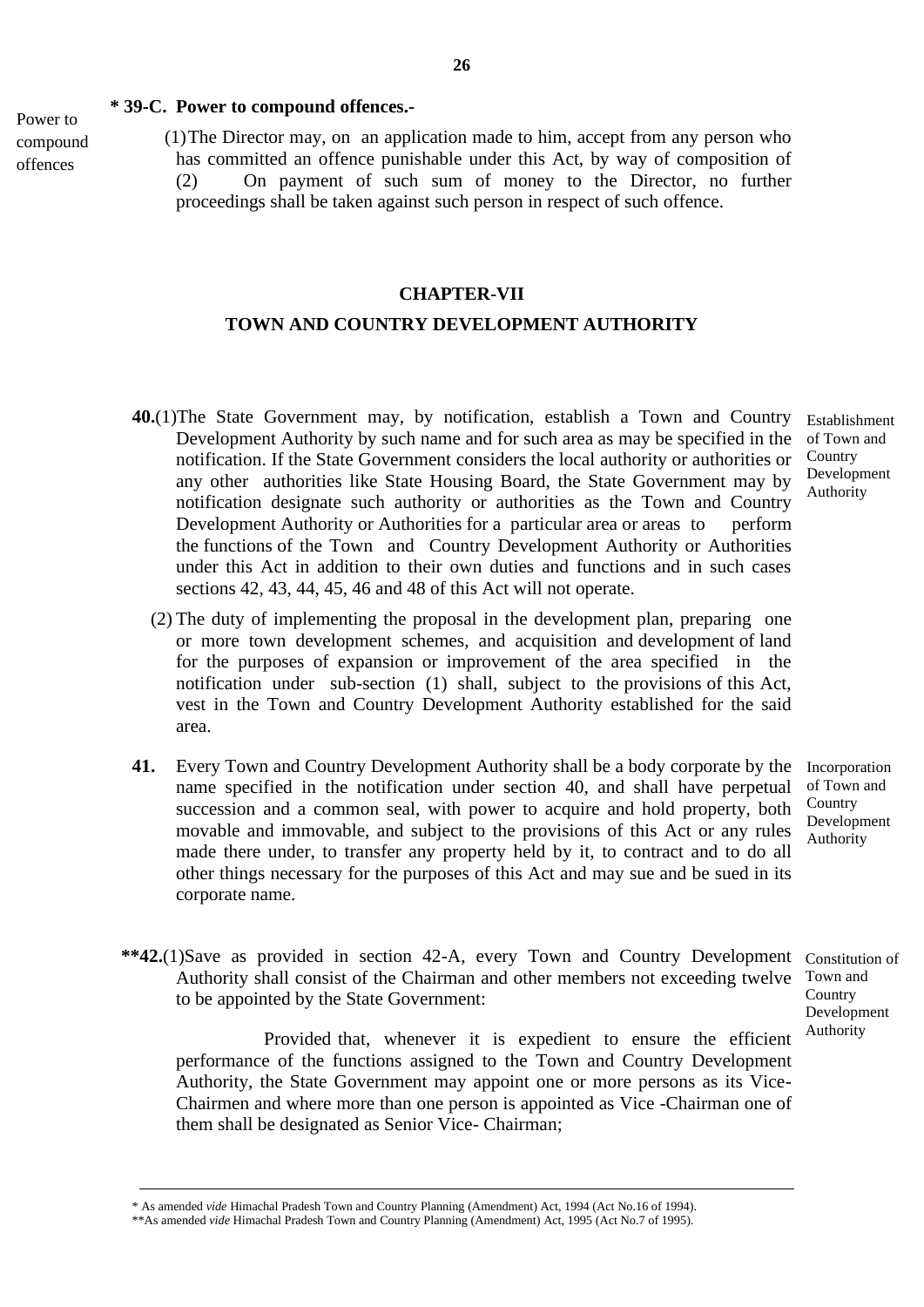**\* 39-C. Power to compound offences.-**

Power to compound offences

(1) The Director may, on an application made to him, accept from any person who has committed an offence punishable under this Act, by way of composition of
(2) On payment of such sum of money to the Director, no further proceedings shall be taken against such person in respect of such offence.

## CHAPTER-VII

## TOWN AND COUNTRY DEVELOPMENT AUTHORITY

Establishment of Town and Country Development Authority

**40.**(1) The State Government may, by notification, establish a Town and Country Development Authority by such name and for such area as may be specified in the notification. If the State Government considers the local authority or authorities or any other authorities like State Housing Board, the State Government may by notification designate such authority or authorities as the Town and Country Development Authority or Authorities for a particular area or areas to perform the functions of the Town and Country Development Authority or Authorities under this Act in addition to their own duties and functions and in such cases sections 42, 43, 44, 45, 46 and 48 of this Act will not operate.

(2) The duty of implementing the proposal in the development plan, preparing one or more town development schemes, and acquisition and development of land for the purposes of expansion or improvement of the area specified in the notification under sub-section (1) shall, subject to the provisions of this Act, vest in the Town and Country Development Authority established for the said area.

Incorporation of Town and Country Development Authority

**41.** Every Town and Country Development Authority shall be a body corporate by the name specified in the notification under section 40, and shall have perpetual succession and a common seal, with power to acquire and hold property, both movable and immovable, and subject to the provisions of this Act or any rules made there under, to transfer any property held by it, to contract and to do all other things necessary for the purposes of this Act and may sue and be sued in its corporate name.

Constitution of Town and Country Development Authority

**\*\*42.**(1) Save as provided in section 42-A, every Town and Country Development Authority shall consist of the Chairman and other members not exceeding twelve to be appointed by the State Government:

Provided that, whenever it is expedient to ensure the efficient performance of the functions assigned to the Town and Country Development Authority, the State Government may appoint one or more persons as its Vice-Chairmen and where more than one person is appointed as Vice -Chairman one of them shall be designated as Senior Vice- Chairman;

---

\* As amended *vide* Himachal Pradesh Town and Country Planning (Amendment) Act, 1994 (Act No.16 of 1994).
\*\*As amended *vide* Himachal Pradesh Town and Country Planning (Amendment) Act, 1995 (Act No.7 of 1995).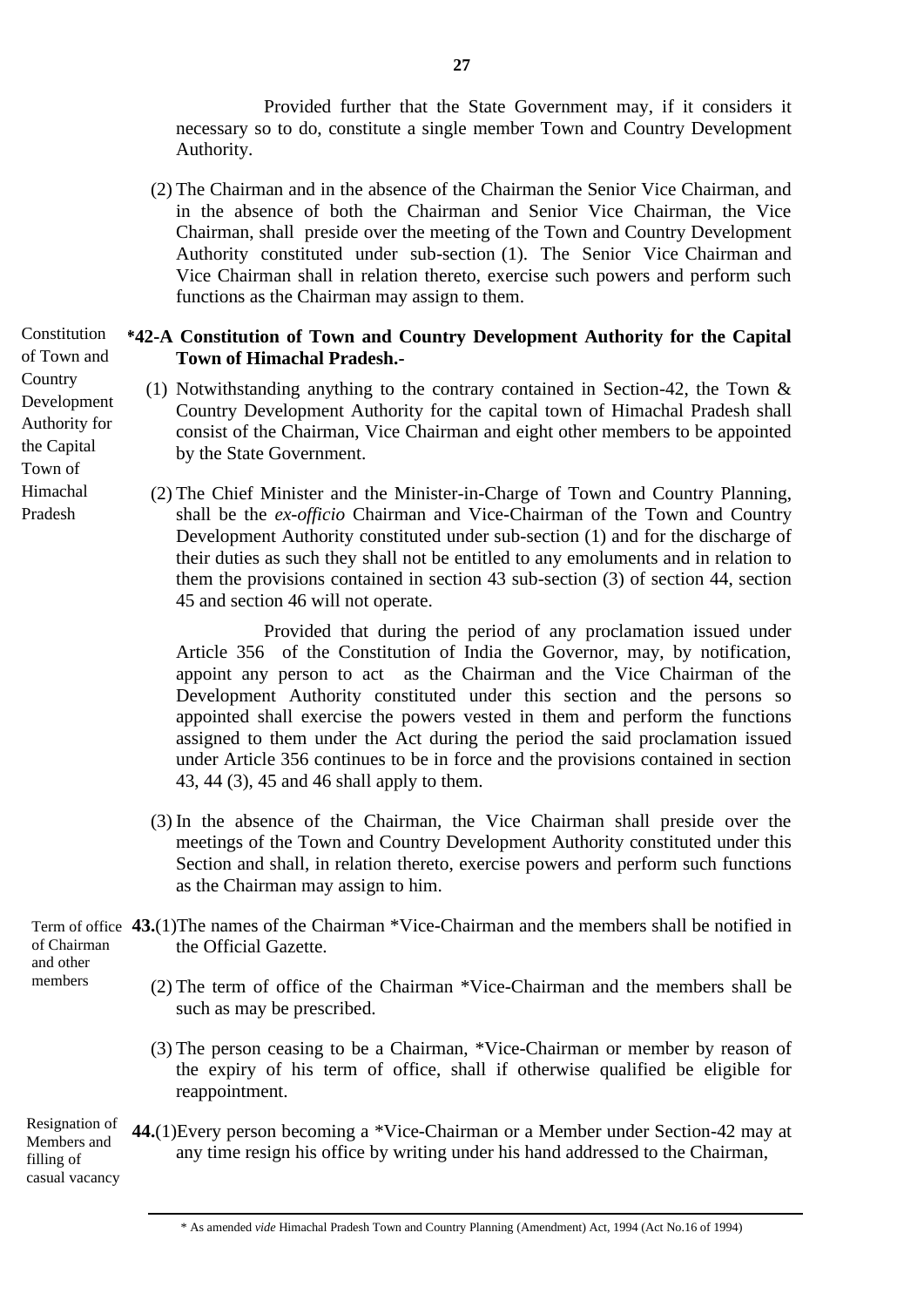Provided further that the State Government may, if it considers it necessary so to do, constitute a single member Town and Country Development Authority.

(2) The Chairman and in the absence of the Chairman the Senior Vice Chairman, and in the absence of both the Chairman and Senior Vice Chairman, the Vice Chairman, shall preside over the meeting of the Town and Country Development Authority constituted under sub-section (1). The Senior Vice Chairman and Vice Chairman shall in relation thereto, exercise such powers and perform such functions as the Chairman may assign to them.

Constitution of Town and Country Development Authority for the Capital Town of Himachal Pradesh

**\*42-A Constitution of Town and Country Development Authority for the Capital Town of Himachal Pradesh.-**

(1) Notwithstanding anything to the contrary contained in Section-42, the Town & Country Development Authority for the capital town of Himachal Pradesh shall consist of the Chairman, Vice Chairman and eight other members to be appointed by the State Government.

(2) The Chief Minister and the Minister-in-Charge of Town and Country Planning, shall be the *ex-officio* Chairman and Vice-Chairman of the Town and Country Development Authority constituted under sub-section (1) and for the discharge of their duties as such they shall not be entitled to any emoluments and in relation to them the provisions contained in section 43 sub-section (3) of section 44, section 45 and section 46 will not operate.

Provided that during the period of any proclamation issued under Article 356 of the Constitution of India the Governor, may, by notification, appoint any person to act as the Chairman and the Vice Chairman of the Development Authority constituted under this section and the persons so appointed shall exercise the powers vested in them and perform the functions assigned to them under the Act during the period the said proclamation issued under Article 356 continues to be in force and the provisions contained in section 43, 44 (3), 45 and 46 shall apply to them.

(3) In the absence of the Chairman, the Vice Chairman shall preside over the meetings of the Town and Country Development Authority constituted under this Section and shall, in relation thereto, exercise powers and perform such functions as the Chairman may assign to him.

Term of office of Chairman and other members

**43.**(1)The names of the Chairman \*Vice-Chairman and the members shall be notified in the Official Gazette.

(2) The term of office of the Chairman \*Vice-Chairman and the members shall be such as may be prescribed.

(3) The person ceasing to be a Chairman, \*Vice-Chairman or member by reason of the expiry of his term of office, shall if otherwise qualified be eligible for reappointment.

Resignation of Members and filling of casual vacancy

**44.**(1)Every person becoming a \*Vice-Chairman or a Member under Section-42 may at any time resign his office by writing under his hand addressed to the Chairman,

\* As amended *vide* Himachal Pradesh Town and Country Planning (Amendment) Act, 1994 (Act No.16 of 1994)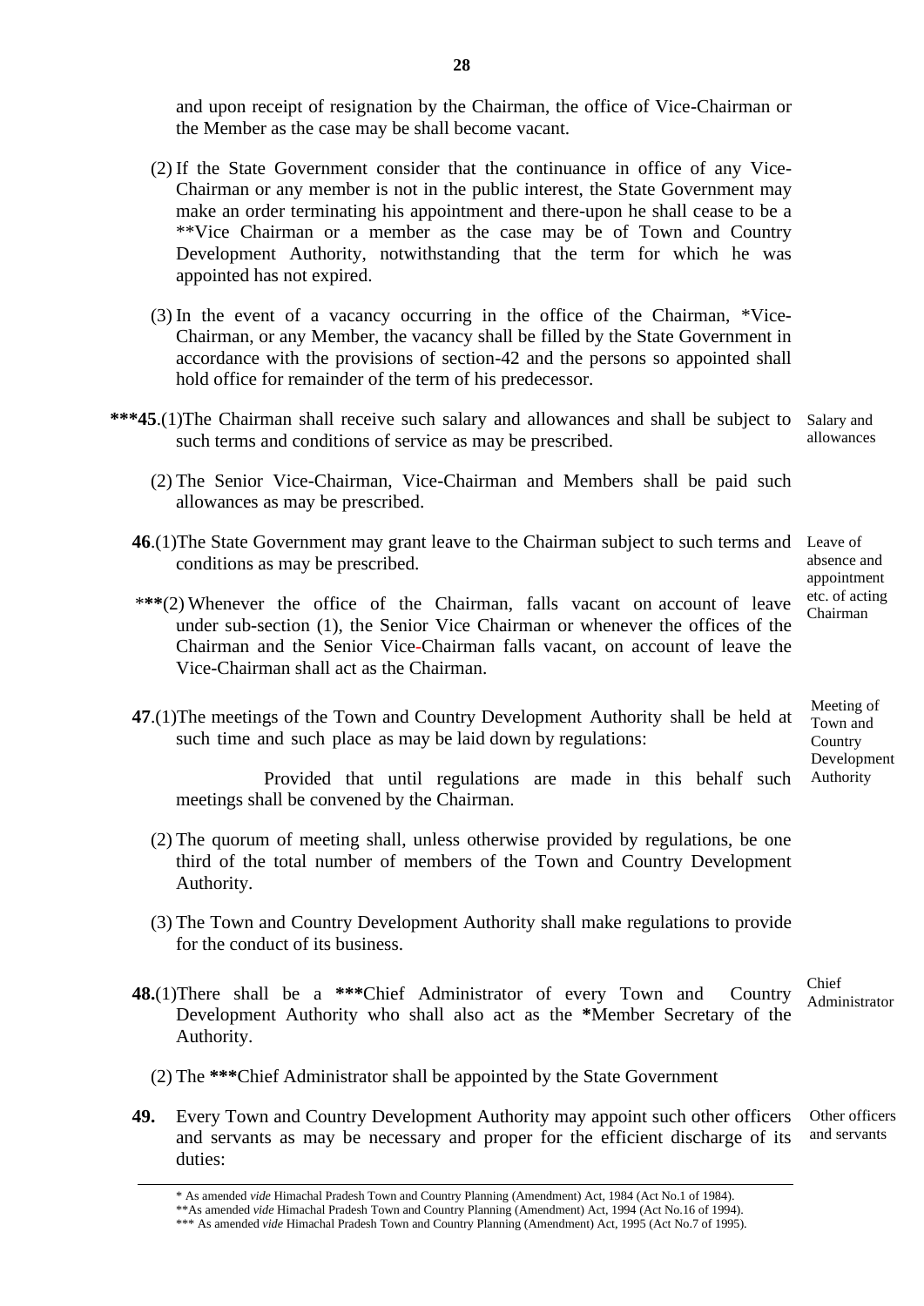and upon receipt of resignation by the Chairman, the office of Vice-Chairman or the Member as the case may be shall become vacant.

(2) If the State Government consider that the continuance in office of any Vice-Chairman or any member is not in the public interest, the State Government may make an order terminating his appointment and there-upon he shall cease to be a **Vice Chairman or a member as the case may be of Town and Country Development Authority, notwithstanding that the term for which he was appointed has not expired.

(3) In the event of a vacancy occurring in the office of the Chairman, *Vice-Chairman, or any Member, the vacancy shall be filled by the State Government in accordance with the provisions of section-42 and the persons so appointed shall hold office for remainder of the term of his predecessor.

Salary and allowances

**\*\*\*45**.(1)The Chairman shall receive such salary and allowances and shall be subject to such terms and conditions of service as may be prescribed.

(2) The Senior Vice-Chairman, Vice-Chairman and Members shall be paid such allowances as may be prescribed.

Leave of absence and appointment etc. of acting Chairman

**46**.(1)The State Government may grant leave to the Chairman subject to such terms and conditions as may be prescribed.

***(2) Whenever the office of the Chairman, falls vacant on account of leave under sub-section (1), the Senior Vice Chairman or whenever the offices of the Chairman and the Senior Vice-Chairman falls vacant, on account of leave the Vice-Chairman shall act as the Chairman.

Meeting of Town and Country Development Authority

**47**.(1)The meetings of the Town and Country Development Authority shall be held at such time and such place as may be laid down by regulations:

Provided that until regulations are made in this behalf such meetings shall be convened by the Chairman.

(2) The quorum of meeting shall, unless otherwise provided by regulations, be one third of the total number of members of the Town and Country Development Authority.

(3) The Town and Country Development Authority shall make regulations to provide for the conduct of its business.

Chief Administrator

**48.**(1)There shall be a **\*\*\***Chief Administrator of every Town and Country Development Authority who shall also act as the **\***Member Secretary of the Authority.

(2) The **\*\*\***Chief Administrator shall be appointed by the State Government

Other officers and servants

**49.** Every Town and Country Development Authority may appoint such other officers and servants as may be necessary and proper for the efficient discharge of its duties:

---

\* As amended *vide* Himachal Pradesh Town and Country Planning (Amendment) Act, 1984 (Act No.1 of 1984).

\*\*As amended *vide* Himachal Pradesh Town and Country Planning (Amendment) Act, 1994 (Act No.16 of 1994).

\*\*\* As amended *vide* Himachal Pradesh Town and Country Planning (Amendment) Act, 1995 (Act No.7 of 1995).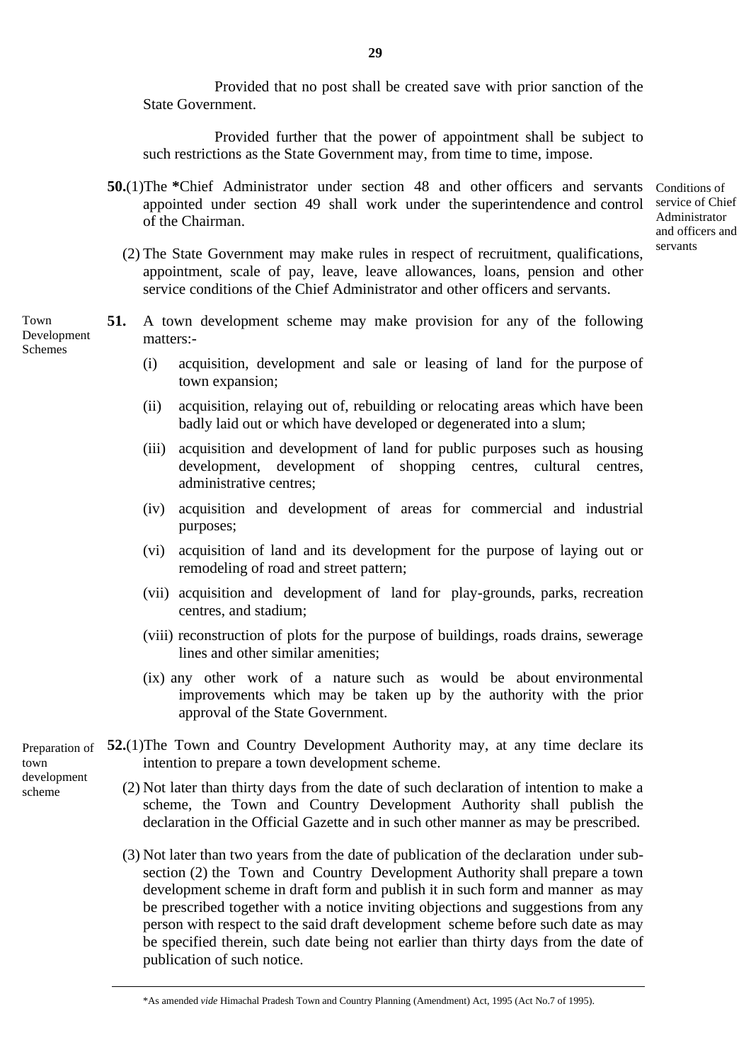Provided that no post shall be created save with prior sanction of the State Government.

Provided further that the power of appointment shall be subject to such restrictions as the State Government may, from time to time, impose.

**50.**(1) The ***Chief Administrator under section 48 and other officers and servants appointed under section 49 shall work under the superintendence and control of the Chairman.

Conditions of service of Chief Administrator and officers and servants

(2) The State Government may make rules in respect of recruitment, qualifications, appointment, scale of pay, leave, leave allowances, loans, pension and other service conditions of the Chief Administrator and other officers and servants.

Town Development Schemes

**51.** A town development scheme may make provision for any of the following matters:-

(i) acquisition, development and sale or leasing of land for the purpose of town expansion;

(ii) acquisition, relaying out of, rebuilding or relocating areas which have been badly laid out or which have developed or degenerated into a slum;

(iii) acquisition and development of land for public purposes such as housing development, development of shopping centres, cultural centres, administrative centres;

(iv) acquisition and development of areas for commercial and industrial purposes;

(vi) acquisition of land and its development for the purpose of laying out or remodeling of road and street pattern;

(vii) acquisition and development of land for play-grounds, parks, recreation centres, and stadium;

(viii) reconstruction of plots for the purpose of buildings, roads drains, sewerage lines and other similar amenities;

(ix) any other work of a nature such as would be about environmental improvements which may be taken up by the authority with the prior approval of the State Government.

Preparation of town development scheme

**52.**(1) The Town and Country Development Authority may, at any time declare its intention to prepare a town development scheme.

(2) Not later than thirty days from the date of such declaration of intention to make a scheme, the Town and Country Development Authority shall publish the declaration in the Official Gazette and in such other manner as may be prescribed.

(3) Not later than two years from the date of publication of the declaration under sub-section (2) the Town and Country Development Authority shall prepare a town development scheme in draft form and publish it in such form and manner as may be prescribed together with a notice inviting objections and suggestions from any person with respect to the said draft development scheme before such date as may be specified therein, such date being not earlier than thirty days from the date of publication of such notice.

---

*As amended *vide* Himachal Pradesh Town and Country Planning (Amendment) Act, 1995 (Act No.7 of 1995).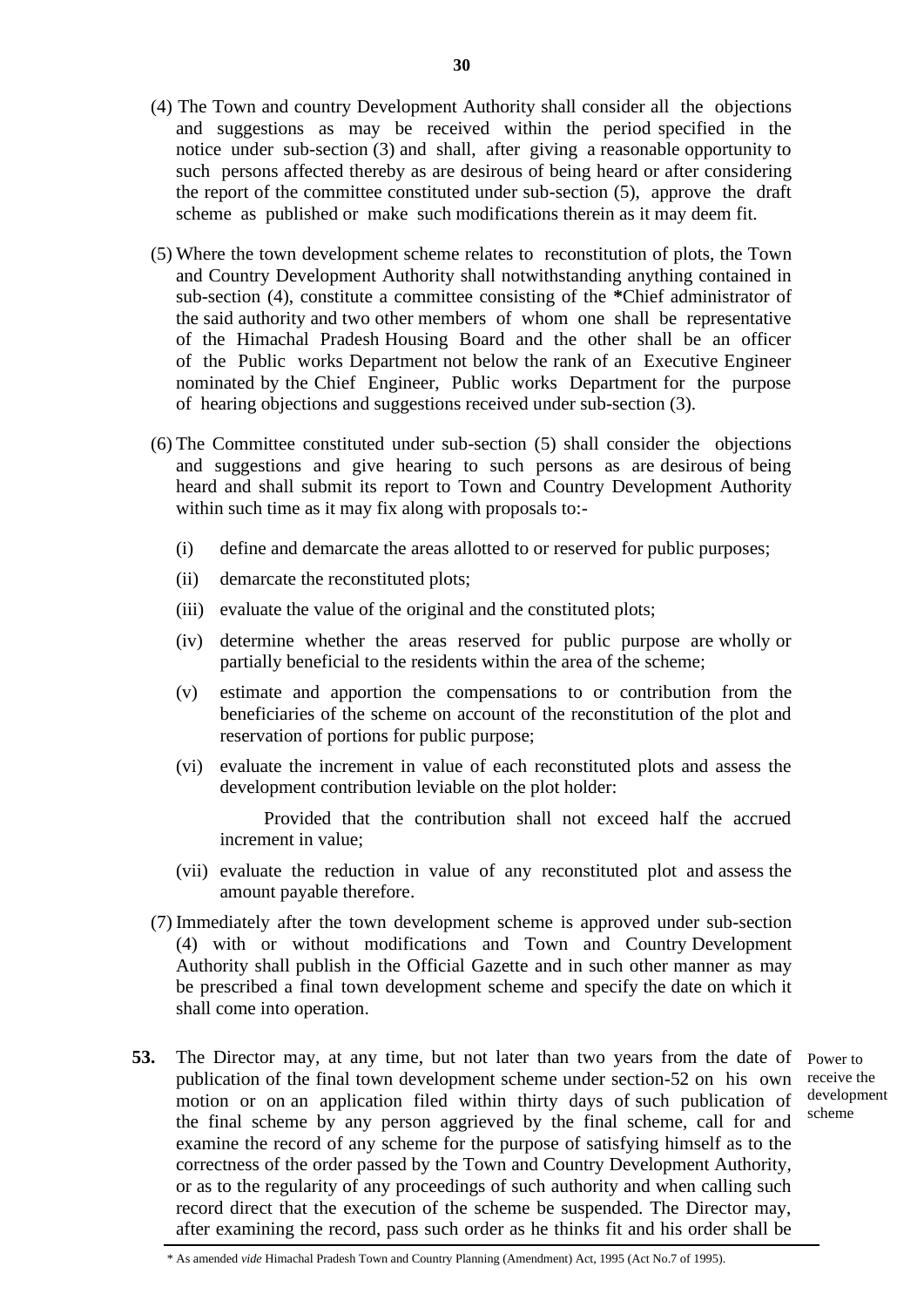(4) The Town and country Development Authority shall consider all the objections and suggestions as may be received within the period specified in the notice under sub-section (3) and shall, after giving a reasonable opportunity to such persons affected thereby as are desirous of being heard or after considering the report of the committee constituted under sub-section (5), approve the draft scheme as published or make such modifications therein as it may deem fit.

(5) Where the town development scheme relates to reconstitution of plots, the Town and Country Development Authority shall notwithstanding anything contained in sub-section (4), constitute a committee consisting of the *Chief administrator of the said authority and two other members of whom one shall be representative of the Himachal Pradesh Housing Board and the other shall be an officer of the Public works Department not below the rank of an Executive Engineer nominated by the Chief Engineer, Public works Department for the purpose of hearing objections and suggestions received under sub-section (3).

(6) The Committee constituted under sub-section (5) shall consider the objections and suggestions and give hearing to such persons as are desirous of being heard and shall submit its report to Town and Country Development Authority within such time as it may fix along with proposals to:-

- (i) define and demarcate the areas allotted to or reserved for public purposes;
- (ii) demarcate the reconstituted plots;
- (iii) evaluate the value of the original and the constituted plots;
- (iv) determine whether the areas reserved for public purpose are wholly or partially beneficial to the residents within the area of the scheme;
- (v) estimate and apportion the compensations to or contribution from the beneficiaries of the scheme on account of the reconstitution of the plot and reservation of portions for public purpose;
- (vi) evaluate the increment in value of each reconstituted plots and assess the development contribution leviable on the plot holder:

  Provided that the contribution shall not exceed half the accrued increment in value;

- (vii) evaluate the reduction in value of any reconstituted plot and assess the amount payable therefore.

(7) Immediately after the town development scheme is approved under sub-section (4) with or without modifications and Town and Country Development Authority shall publish in the Official Gazette and in such other manner as may be prescribed a final town development scheme and specify the date on which it shall come into operation.

*Power to receive the development scheme*

**53.** The Director may, at any time, but not later than two years from the date of publication of the final town development scheme under section-52 on his own motion or on an application filed within thirty days of such publication of the final scheme by any person aggrieved by the final scheme, call for and examine the record of any scheme for the purpose of satisfying himself as to the correctness of the order passed by the Town and Country Development Authority, or as to the regularity of any proceedings of such authority and when calling such record direct that the execution of the scheme be suspended. The Director may, after examining the record, pass such order as he thinks fit and his order shall be

\* As amended *vide* Himachal Pradesh Town and Country Planning (Amendment) Act, 1995 (Act No.7 of 1995).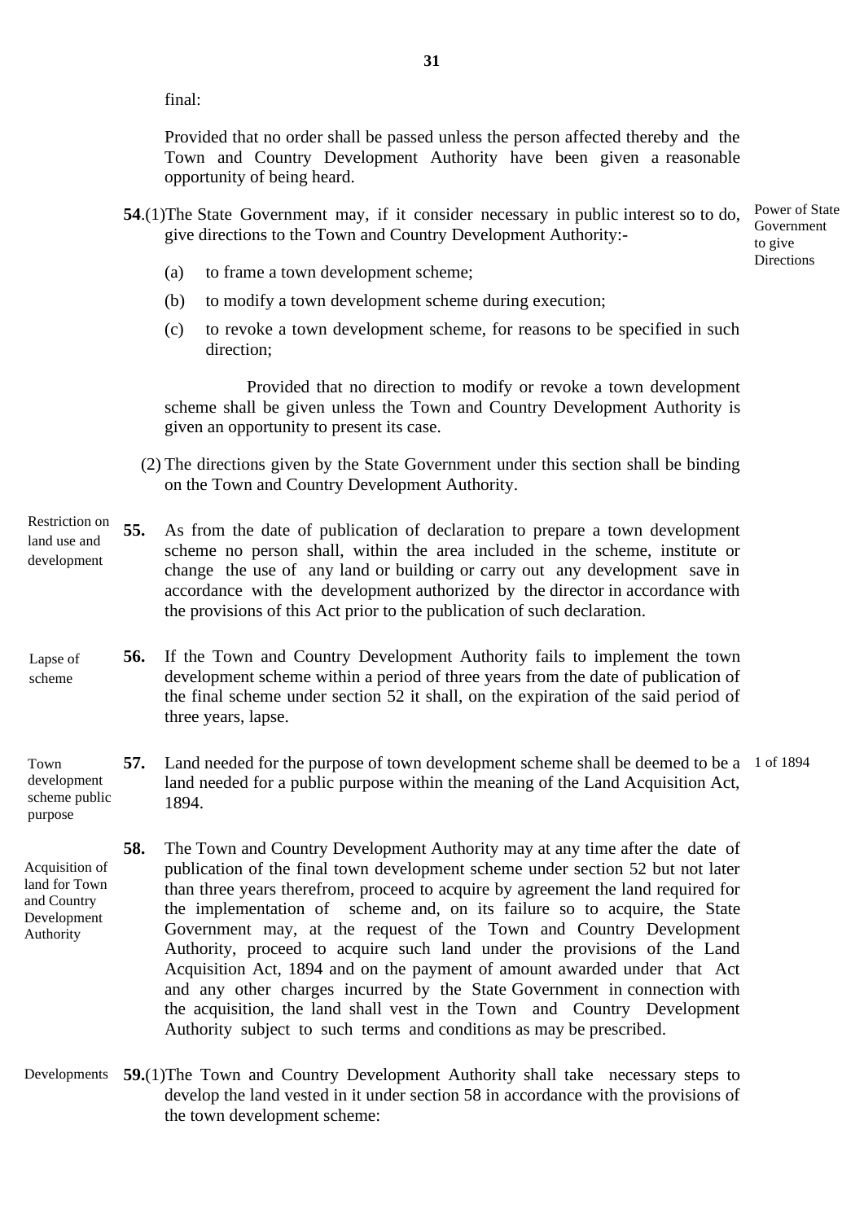final:

Provided that no order shall be passed unless the person affected thereby and the Town and Country Development Authority have been given a reasonable opportunity of being heard.

*Power of State Government to give Directions*

**54**.(1)The State Government may, if it consider necessary in public interest so to do, give directions to the Town and Country Development Authority:-

(a) to frame a town development scheme;

(b) to modify a town development scheme during execution;

(c) to revoke a town development scheme, for reasons to be specified in such direction;

Provided that no direction to modify or revoke a town development scheme shall be given unless the Town and Country Development Authority is given an opportunity to present its case.

(2) The directions given by the State Government under this section shall be binding on the Town and Country Development Authority.

*Restriction on land use and development*

**55.** As from the date of publication of declaration to prepare a town development scheme no person shall, within the area included in the scheme, institute or change the use of any land or building or carry out any development save in accordance with the development authorized by the director in accordance with the provisions of this Act prior to the publication of such declaration.

*Lapse of scheme*

**56.** If the Town and Country Development Authority fails to implement the town development scheme within a period of three years from the date of publication of the final scheme under section 52 it shall, on the expiration of the said period of three years, lapse.

*Town development scheme public purpose*

**57.** Land needed for the purpose of town development scheme shall be deemed to be a land needed for a public purpose within the meaning of the Land Acquisition Act, 1894. (1 of 1894)

*Acquisition of land for Town and Country Development Authority*

**58.** The Town and Country Development Authority may at any time after the date of publication of the final town development scheme under section 52 but not later than three years therefrom, proceed to acquire by agreement the land required for the implementation of scheme and, on its failure so to acquire, the State Government may, at the request of the Town and Country Development Authority, proceed to acquire such land under the provisions of the Land Acquisition Act, 1894 and on the payment of amount awarded under that Act and any other charges incurred by the State Government in connection with the acquisition, the land shall vest in the Town and Country Development Authority subject to such terms and conditions as may be prescribed.

*Developments*

**59.**(1)The Town and Country Development Authority shall take necessary steps to develop the land vested in it under section 58 in accordance with the provisions of the town development scheme: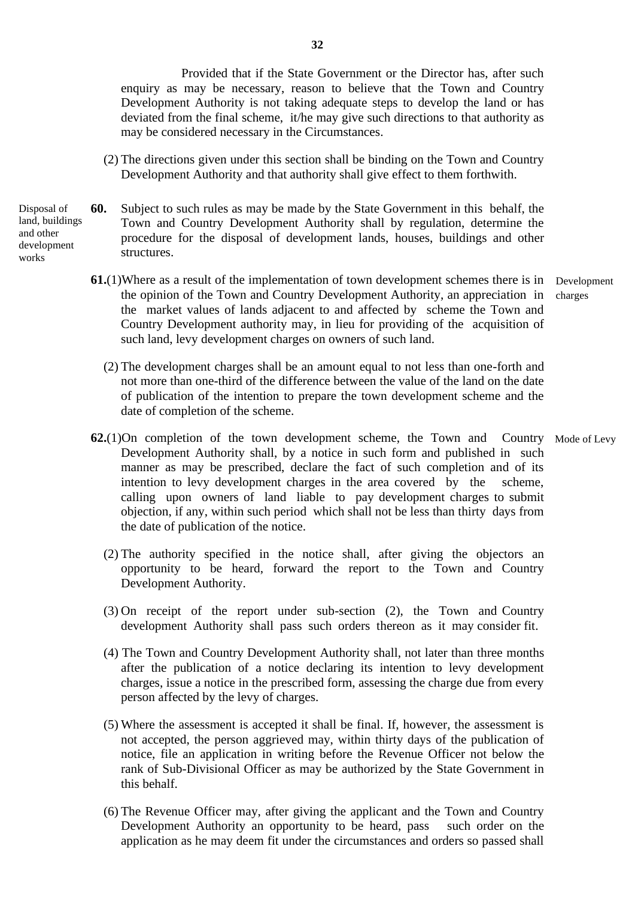Provided that if the State Government or the Director has, after such enquiry as may be necessary, reason to believe that the Town and Country Development Authority is not taking adequate steps to develop the land or has deviated from the final scheme, it/he may give such directions to that authority as may be considered necessary in the Circumstances.

(2) The directions given under this section shall be binding on the Town and Country Development Authority and that authority shall give effect to them forthwith.

*Disposal of land, buildings and other development works*

**60.** Subject to such rules as may be made by the State Government in this behalf, the Town and Country Development Authority shall by regulation, determine the procedure for the disposal of development lands, houses, buildings and other structures.

*Development charges*

**61.**(1) Where as a result of the implementation of town development schemes there is in the opinion of the Town and Country Development Authority, an appreciation in the market values of lands adjacent to and affected by scheme the Town and Country Development authority may, in lieu for providing of the acquisition of such land, levy development charges on owners of such land.

(2) The development charges shall be an amount equal to not less than one-forth and not more than one-third of the difference between the value of the land on the date of publication of the intention to prepare the town development scheme and the date of completion of the scheme.

*Mode of Levy*

**62.**(1) On completion of the town development scheme, the Town and Country Development Authority shall, by a notice in such form and published in such manner as may be prescribed, declare the fact of such completion and of its intention to levy development charges in the area covered by the scheme, calling upon owners of land liable to pay development charges to submit objection, if any, within such period which shall not be less than thirty days from the date of publication of the notice.

(2) The authority specified in the notice shall, after giving the objectors an opportunity to be heard, forward the report to the Town and Country Development Authority.

(3) On receipt of the report under sub-section (2), the Town and Country development Authority shall pass such orders thereon as it may consider fit.

(4) The Town and Country Development Authority shall, not later than three months after the publication of a notice declaring its intention to levy development charges, issue a notice in the prescribed form, assessing the charge due from every person affected by the levy of charges.

(5) Where the assessment is accepted it shall be final. If, however, the assessment is not accepted, the person aggrieved may, within thirty days of the publication of notice, file an application in writing before the Revenue Officer not below the rank of Sub-Divisional Officer as may be authorized by the State Government in this behalf.

(6) The Revenue Officer may, after giving the applicant and the Town and Country Development Authority an opportunity to be heard, pass such order on the application as he may deem fit under the circumstances and orders so passed shall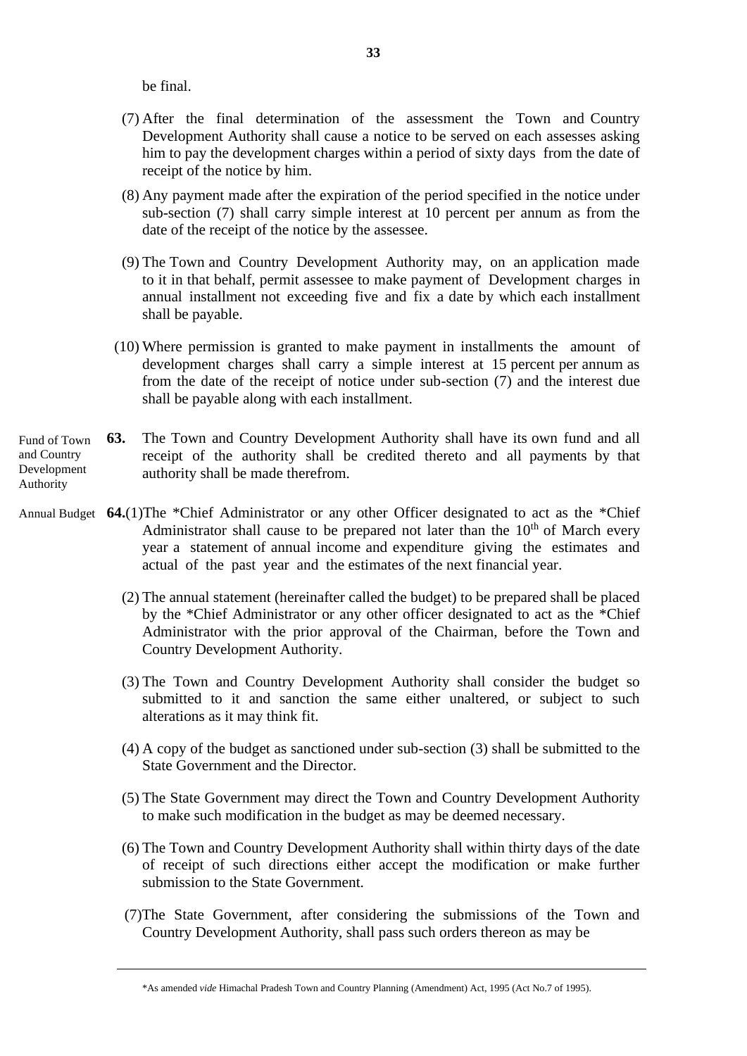be final.

(7) After the final determination of the assessment the Town and Country Development Authority shall cause a notice to be served on each assesses asking him to pay the development charges within a period of sixty days from the date of receipt of the notice by him.

(8) Any payment made after the expiration of the period specified in the notice under sub-section (7) shall carry simple interest at 10 percent per annum as from the date of the receipt of the notice by the assessee.

(9) The Town and Country Development Authority may, on an application made to it in that behalf, permit assessee to make payment of Development charges in annual installment not exceeding five and fix a date by which each installment shall be payable.

(10) Where permission is granted to make payment in installments the amount of development charges shall carry a simple interest at 15 percent per annum as from the date of the receipt of notice under sub-section (7) and the interest due shall be payable along with each installment.

Fund of Town and Country Development Authority

**63.** The Town and Country Development Authority shall have its own fund and all receipt of the authority shall be credited thereto and all payments by that authority shall be made therefrom.

Annual Budget

**64.**(1)The *Chief Administrator or any other Officer designated to act as the *Chief Administrator shall cause to be prepared not later than the 10th of March every year a statement of annual income and expenditure giving the estimates and actual of the past year and the estimates of the next financial year.

(2) The annual statement (hereinafter called the budget) to be prepared shall be placed by the *Chief Administrator or any other officer designated to act as the *Chief Administrator with the prior approval of the Chairman, before the Town and Country Development Authority.

(3) The Town and Country Development Authority shall consider the budget so submitted to it and sanction the same either unaltered, or subject to such alterations as it may think fit.

(4) A copy of the budget as sanctioned under sub-section (3) shall be submitted to the State Government and the Director.

(5) The State Government may direct the Town and Country Development Authority to make such modification in the budget as may be deemed necessary.

(6) The Town and Country Development Authority shall within thirty days of the date of receipt of such directions either accept the modification or make further submission to the State Government.

(7)The State Government, after considering the submissions of the Town and Country Development Authority, shall pass such orders thereon as may be

---

*As amended *vide* Himachal Pradesh Town and Country Planning (Amendment) Act, 1995 (Act No.7 of 1995).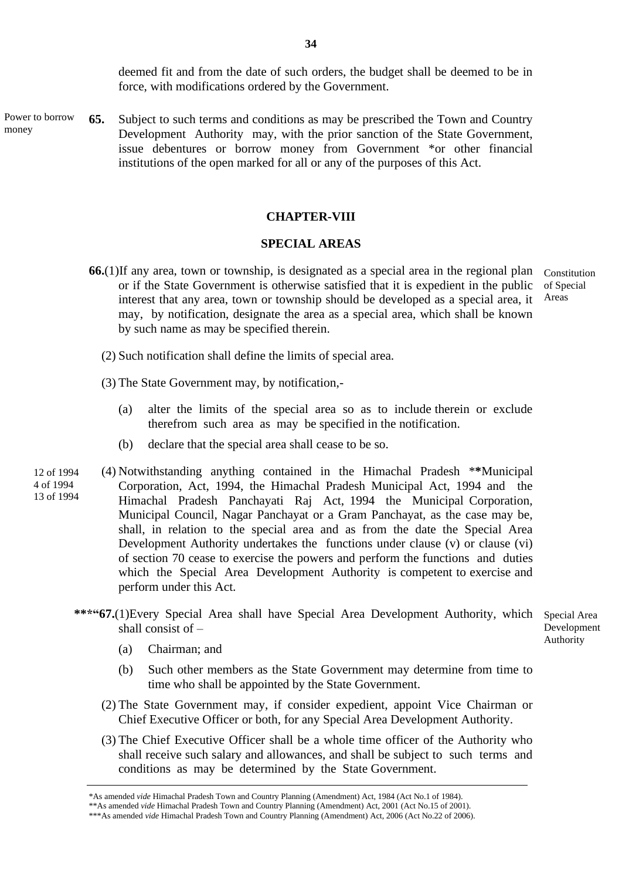deemed fit and from the date of such orders, the budget shall be deemed to be in force, with modifications ordered by the Government.

Power to borrow money

**65.** Subject to such terms and conditions as may be prescribed the Town and Country Development Authority may, with the prior sanction of the State Government, issue debentures or borrow money from Government *or other financial institutions of the open marked for all or any of the purposes of this Act.

## CHAPTER-VIII

## SPECIAL AREAS

Constitution of Special Areas

**66.**(1)If any area, town or township, is designated as a special area in the regional plan or if the State Government is otherwise satisfied that it is expedient in the public interest that any area, town or township should be developed as a special area, it may, by notification, designate the area as a special area, which shall be known by such name as may be specified therein.

(2) Such notification shall define the limits of special area.

(3) The State Government may, by notification,-

(a) alter the limits of the special area so as to include therein or exclude therefrom such area as may be specified in the notification.

(b) declare that the special area shall cease to be so.

12 of 1994
4 of 1994
13 of 1994

(4) Notwithstanding anything contained in the Himachal Pradesh **Municipal Corporation, Act, 1994, the Himachal Pradesh Municipal Act, 1994 and the Himachal Pradesh Panchayati Raj Act, 1994 the Municipal Corporation, Municipal Council, Nagar Panchayat or a Gram Panchayat, as the case may be, shall, in relation to the special area and as from the date the Special Area Development Authority undertakes the functions under clause (v) or clause (vi) of section 70 cease to exercise the powers and perform the functions and duties which the Special Area Development Authority is competent to exercise and perform under this Act.

Special Area Development Authority

***"**67.**(1)Every Special Area shall have Special Area Development Authority, which shall consist of –

(a) Chairman; and

(b) Such other members as the State Government may determine from time to time who shall be appointed by the State Government.

(2) The State Government may, if consider expedient, appoint Vice Chairman or Chief Executive Officer or both, for any Special Area Development Authority.

(3) The Chief Executive Officer shall be a whole time officer of the Authority who shall receive such salary and allowances, and shall be subject to such terms and conditions as may be determined by the State Government.

---

*As amended *vide* Himachal Pradesh Town and Country Planning (Amendment) Act, 1984 (Act No.1 of 1984).
**As amended *vide* Himachal Pradesh Town and Country Planning (Amendment) Act, 2001 (Act No.15 of 2001).
***As amended *vide* Himachal Pradesh Town and Country Planning (Amendment) Act, 2006 (Act No.22 of 2006).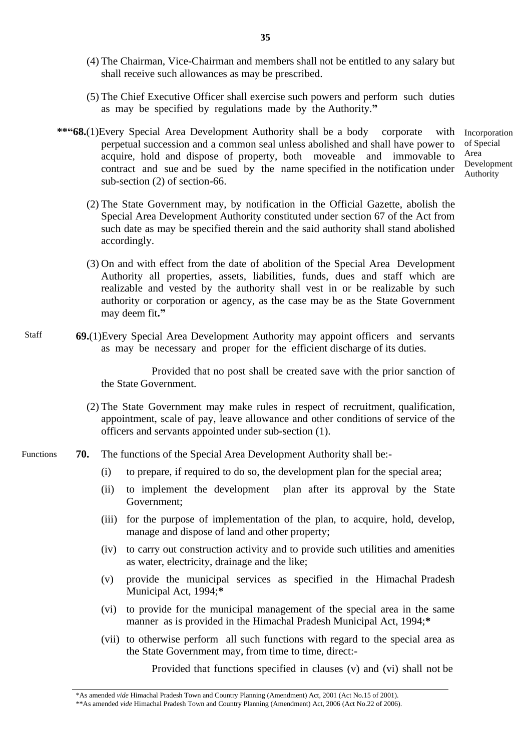(4) The Chairman, Vice-Chairman and members shall not be entitled to any salary but shall receive such allowances as may be prescribed.

(5) The Chief Executive Officer shall exercise such powers and perform such duties as may be specified by regulations made by the Authority.**"**

Incorporation of Special Area Development Authority

**\*\*"68.**(1)Every Special Area Development Authority shall be a body corporate with perpetual succession and a common seal unless abolished and shall have power to acquire, hold and dispose of property, both moveable and immovable to contract and sue and be sued by the name specified in the notification under sub-section (2) of section-66.

(2) The State Government may, by notification in the Official Gazette, abolish the Special Area Development Authority constituted under section 67 of the Act from such date as may be specified therein and the said authority shall stand abolished accordingly.

(3) On and with effect from the date of abolition of the Special Area Development Authority all properties, assets, liabilities, funds, dues and staff which are realizable and vested by the authority shall vest in or be realizable by such authority or corporation or agency, as the case may be as the State Government may deem fit**."**

Staff

**69.**(1)Every Special Area Development Authority may appoint officers and servants as may be necessary and proper for the efficient discharge of its duties.

Provided that no post shall be created save with the prior sanction of the State Government.

(2) The State Government may make rules in respect of recruitment, qualification, appointment, scale of pay, leave allowance and other conditions of service of the officers and servants appointed under sub-section (1).

Functions

**70.** The functions of the Special Area Development Authority shall be:-

(i) to prepare, if required to do so, the development plan for the special area;

(ii) to implement the development plan after its approval by the State Government;

(iii) for the purpose of implementation of the plan, to acquire, hold, develop, manage and dispose of land and other property;

(iv) to carry out construction activity and to provide such utilities and amenities as water, electricity, drainage and the like;

(v) provide the municipal services as specified in the Himachal Pradesh Municipal Act, 1994;**\***

(vi) to provide for the municipal management of the special area in the same manner as is provided in the Himachal Pradesh Municipal Act, 1994;**\***

(vii) to otherwise perform all such functions with regard to the special area as the State Government may, from time to time, direct:-

Provided that functions specified in clauses (v) and (vi) shall not be

---

\*As amended *vide* Himachal Pradesh Town and Country Planning (Amendment) Act, 2001 (Act No.15 of 2001).

\*\*As amended *vide* Himachal Pradesh Town and Country Planning (Amendment) Act, 2006 (Act No.22 of 2006).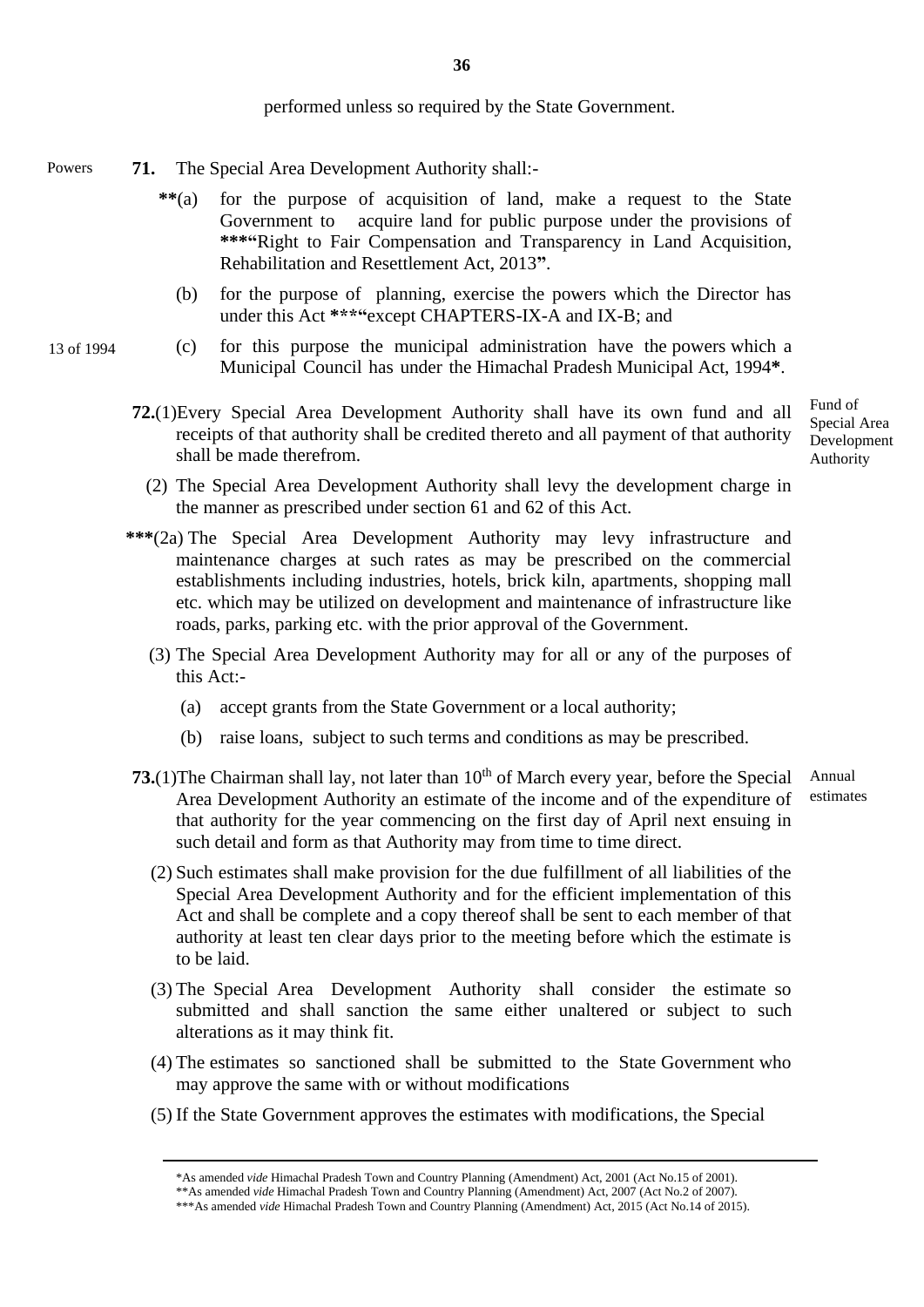performed unless so required by the State Government.

Powers

**71.** The Special Area Development Authority shall:-

**(a) for the purpose of acquisition of land, make a request to the State Government to acquire land for public purpose under the provisions of ***"Right to Fair Compensation and Transparency in Land Acquisition, Rehabilitation and Resettlement Act, 2013".

(b) for the purpose of planning, exercise the powers which the Director has under this Act ***"except CHAPTERS-IX-A and IX-B; and

13 of 1994

(c) for this purpose the municipal administration have the powers which a Municipal Council has under the Himachal Pradesh Municipal Act, 1994*.

Fund of Special Area Development Authority

**72.**(1) Every Special Area Development Authority shall have its own fund and all receipts of that authority shall be credited thereto and all payment of that authority shall be made therefrom.

(2) The Special Area Development Authority shall levy the development charge in the manner as prescribed under section 61 and 62 of this Act.

***(2a) The Special Area Development Authority may levy infrastructure and maintenance charges at such rates as may be prescribed on the commercial establishments including industries, hotels, brick kiln, apartments, shopping mall etc. which may be utilized on development and maintenance of infrastructure like roads, parks, parking etc. with the prior approval of the Government.

(3) The Special Area Development Authority may for all or any of the purposes of this Act:-

(a) accept grants from the State Government or a local authority;

(b) raise loans, subject to such terms and conditions as may be prescribed.

Annual estimates

**73.**(1) The Chairman shall lay, not later than 10th of March every year, before the Special Area Development Authority an estimate of the income and of the expenditure of that authority for the year commencing on the first day of April next ensuing in such detail and form as that Authority may from time to time direct.

(2) Such estimates shall make provision for the due fulfillment of all liabilities of the Special Area Development Authority and for the efficient implementation of this Act and shall be complete and a copy thereof shall be sent to each member of that authority at least ten clear days prior to the meeting before which the estimate is to be laid.

(3) The Special Area Development Authority shall consider the estimate so submitted and shall sanction the same either unaltered or subject to such alterations as it may think fit.

(4) The estimates so sanctioned shall be submitted to the State Government who may approve the same with or without modifications

(5) If the State Government approves the estimates with modifications, the Special

---

*As amended *vide* Himachal Pradesh Town and Country Planning (Amendment) Act, 2001 (Act No.15 of 2001).
**As amended *vide* Himachal Pradesh Town and Country Planning (Amendment) Act, 2007 (Act No.2 of 2007).
***As amended *vide* Himachal Pradesh Town and Country Planning (Amendment) Act, 2015 (Act No.14 of 2015).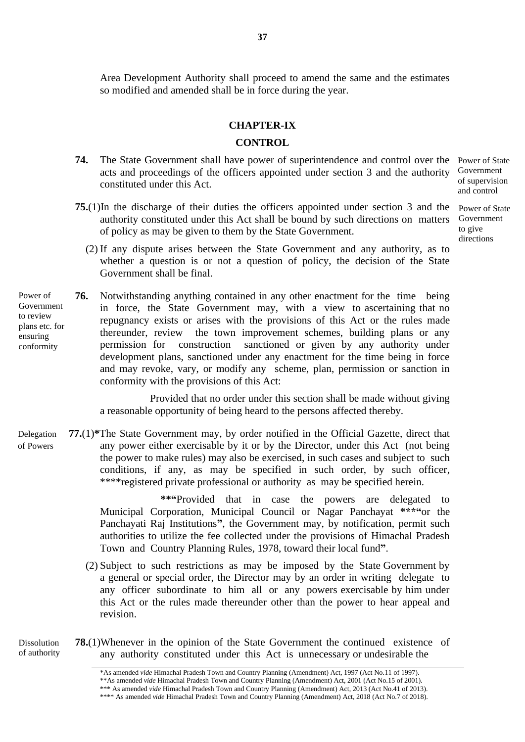Area Development Authority shall proceed to amend the same and the estimates so modified and amended shall be in force during the year.

## CHAPTER-IX

## CONTROL

**74.** The State Government shall have power of superintendence and control over the acts and proceedings of the officers appointed under section 3 and the authority constituted under this Act.

*Power of State Government of supervision and control*

**75.**(1) In the discharge of their duties the officers appointed under section 3 and the authority constituted under this Act shall be bound by such directions on matters of policy as may be given to them by the State Government.

*Power of State Government to give directions*

(2) If any dispute arises between the State Government and any authority, as to whether a question is or not a question of policy, the decision of the State Government shall be final.

*Power of Government to review plans etc. for ensuring conformity*

**76.** Notwithstanding anything contained in any other enactment for the time being in force, the State Government may, with a view to ascertaining that no repugnancy exists or arises with the provisions of this Act or the rules made thereunder, review the town improvement schemes, building plans or any permission for construction sanctioned or given by any authority under development plans, sanctioned under any enactment for the time being in force and may revoke, vary, or modify any scheme, plan, permission or sanction in conformity with the provisions of this Act:

Provided that no order under this section shall be made without giving a reasonable opportunity of being heard to the persons affected thereby.

*Delegation of Powers*

**77.**(1)**\*** The State Government may, by order notified in the Official Gazette, direct that any power either exercisable by it or by the Director, under this Act (not being the power to make rules) may also be exercised, in such cases and subject to such conditions, if any, as may be specified in such order, by such officer, \*\*\*\*registered private professional or authority as may be specified herein.

**\*\*"**Provided that in case the powers are delegated to Municipal Corporation, Municipal Council or Nagar Panchayat **\*\*\*"**or the Panchayati Raj Institutions**"**, the Government may, by notification, permit such authorities to utilize the fee collected under the provisions of Himachal Pradesh Town and Country Planning Rules, 1978, toward their local fund**"**.

(2) Subject to such restrictions as may be imposed by the State Government by a general or special order, the Director may by an order in writing delegate to any officer subordinate to him all or any powers exercisable by him under this Act or the rules made thereunder other than the power to hear appeal and revision.

*Dissolution of authority*

**78.**(1) Whenever in the opinion of the State Government the continued existence of any authority constituted under this Act is unnecessary or undesirable the

---

\*As amended *vide* Himachal Pradesh Town and Country Planning (Amendment) Act, 1997 (Act No.11 of 1997).

\*\*As amended *vide* Himachal Pradesh Town and Country Planning (Amendment) Act, 2001 (Act No.15 of 2001).

\*\*\* As amended *vide* Himachal Pradesh Town and Country Planning (Amendment) Act, 2013 (Act No.41 of 2013).

\*\*\*\* As amended *vide* Himachal Pradesh Town and Country Planning (Amendment) Act, 2018 (Act No.7 of 2018).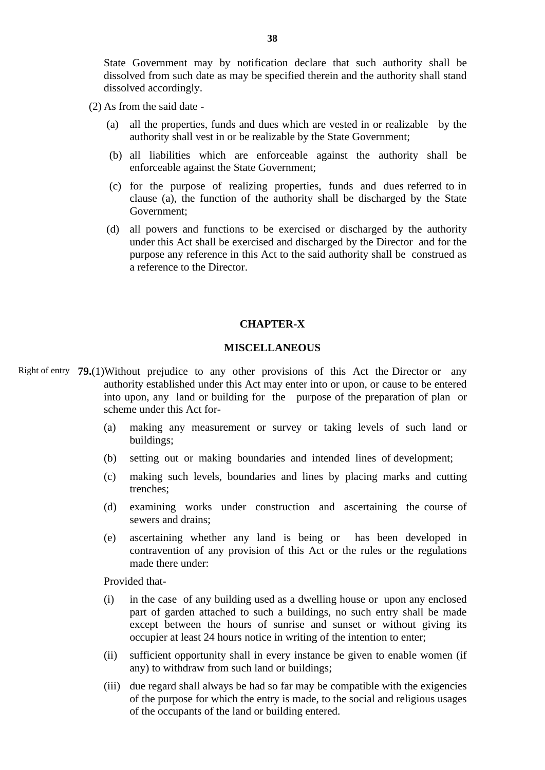State Government may by notification declare that such authority shall be dissolved from such date as may be specified therein and the authority shall stand dissolved accordingly.

(2) As from the said date -

(a) all the properties, funds and dues which are vested in or realizable by the authority shall vest in or be realizable by the State Government;

(b) all liabilities which are enforceable against the authority shall be enforceable against the State Government;

(c) for the purpose of realizing properties, funds and dues referred to in clause (a), the function of the authority shall be discharged by the State Government;

(d) all powers and functions to be exercised or discharged by the authority under this Act shall be exercised and discharged by the Director and for the purpose any reference in this Act to the said authority shall be construed as a reference to the Director.

## CHAPTER-X

## MISCELLANEOUS

Right of entry

**79.**(1)Without prejudice to any other provisions of this Act the Director or any authority established under this Act may enter into or upon, or cause to be entered into upon, any land or building for the purpose of the preparation of plan or scheme under this Act for-

(a) making any measurement or survey or taking levels of such land or buildings;

(b) setting out or making boundaries and intended lines of development;

(c) making such levels, boundaries and lines by placing marks and cutting trenches;

(d) examining works under construction and ascertaining the course of sewers and drains;

(e) ascertaining whether any land is being or has been developed in contravention of any provision of this Act or the rules or the regulations made there under:

Provided that-

(i) in the case of any building used as a dwelling house or upon any enclosed part of garden attached to such a buildings, no such entry shall be made except between the hours of sunrise and sunset or without giving its occupier at least 24 hours notice in writing of the intention to enter;

(ii) sufficient opportunity shall in every instance be given to enable women (if any) to withdraw from such land or buildings;

(iii) due regard shall always be had so far may be compatible with the exigencies of the purpose for which the entry is made, to the social and religious usages of the occupants of the land or building entered.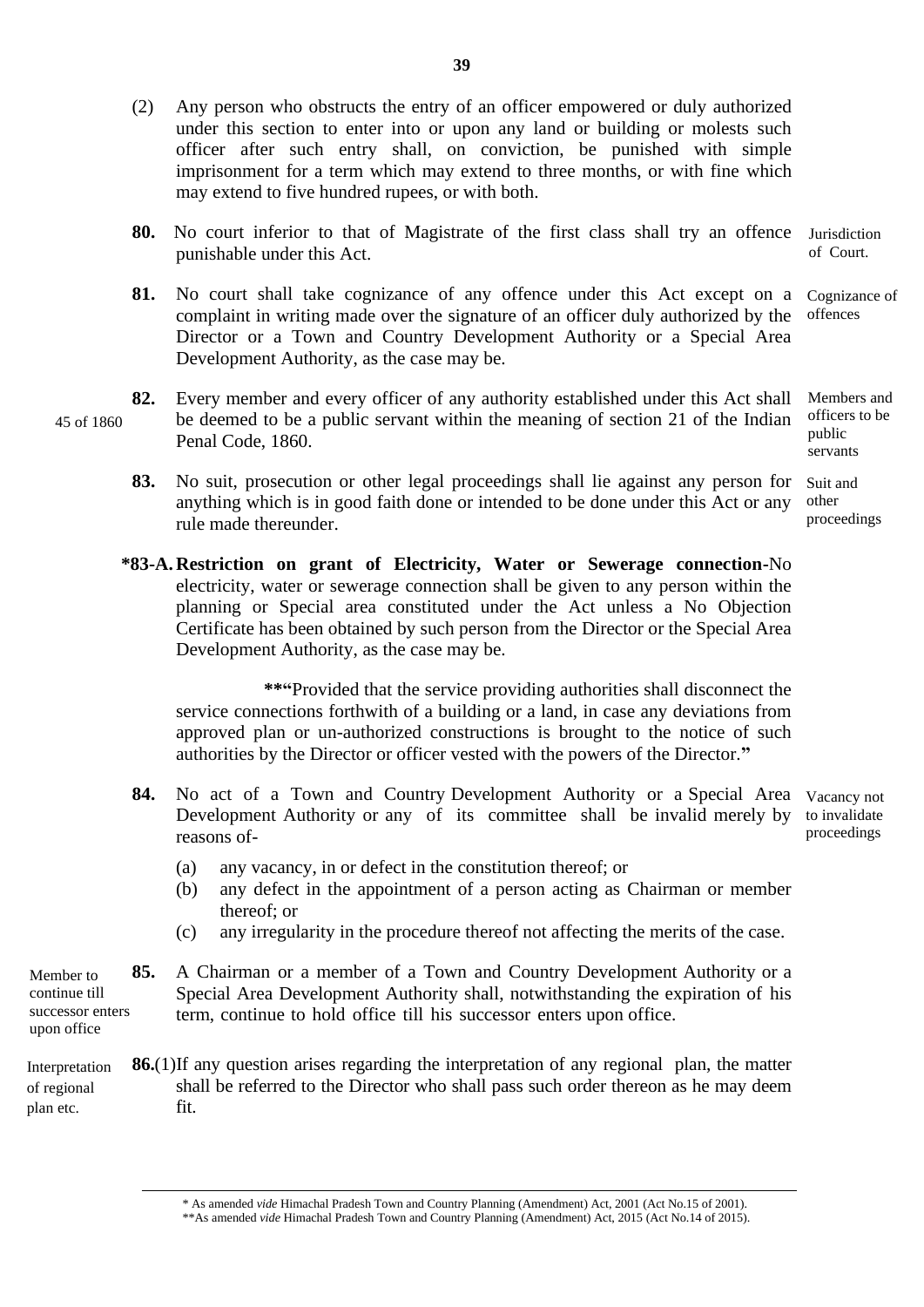(2) Any person who obstructs the entry of an officer empowered or duly authorized under this section to enter into or upon any land or building or molests such officer after such entry shall, on conviction, be punished with simple imprisonment for a term which may extend to three months, or with fine which may extend to five hundred rupees, or with both.

**80.** No court inferior to that of Magistrate of the first class shall try an offence punishable under this Act. *Jurisdiction of Court.*

**81.** No court shall take cognizance of any offence under this Act except on a complaint in writing made over the signature of an officer duly authorized by the Director or a Town and Country Development Authority or a Special Area Development Authority, as the case may be. *Cognizance of offences*

**82.** Every member and every officer of any authority established under this Act shall be deemed to be a public servant within the meaning of section 21 of the Indian Penal Code, 1860. *Members and officers to be public servants* (45 of 1860)

**83.** No suit, prosecution or other legal proceedings shall lie against any person for anything which is in good faith done or intended to be done under this Act or any rule made thereunder. *Suit and other proceedings*

**\*83-A. Restriction on grant of Electricity, Water or Sewerage connection**-No electricity, water or sewerage connection shall be given to any person within the planning or Special area constituted under the Act unless a No Objection Certificate has been obtained by such person from the Director or the Special Area Development Authority, as the case may be.

**\*\*"**Provided that the service providing authorities shall disconnect the service connections forthwith of a building or a land, in case any deviations from approved plan or un-authorized constructions is brought to the notice of such authorities by the Director or officer vested with the powers of the Director.**"**

**84.** No act of a Town and Country Development Authority or a Special Area Development Authority or any of its committee shall be invalid merely by reasons of- *Vacancy not to invalidate proceedings*

(a) any vacancy, in or defect in the constitution thereof; or
(b) any defect in the appointment of a person acting as Chairman or member thereof; or
(c) any irregularity in the procedure thereof not affecting the merits of the case.

**85.** A Chairman or a member of a Town and Country Development Authority or a Special Area Development Authority shall, notwithstanding the expiration of his term, continue to hold office till his successor enters upon office. *Member to continue till successor enters upon office*

**86.**(1) If any question arises regarding the interpretation of any regional plan, the matter shall be referred to the Director who shall pass such order thereon as he may deem fit. *Interpretation of regional plan etc.*

---

\* As amended *vide* Himachal Pradesh Town and Country Planning (Amendment) Act, 2001 (Act No.15 of 2001).
\*\*As amended *vide* Himachal Pradesh Town and Country Planning (Amendment) Act, 2015 (Act No.14 of 2015).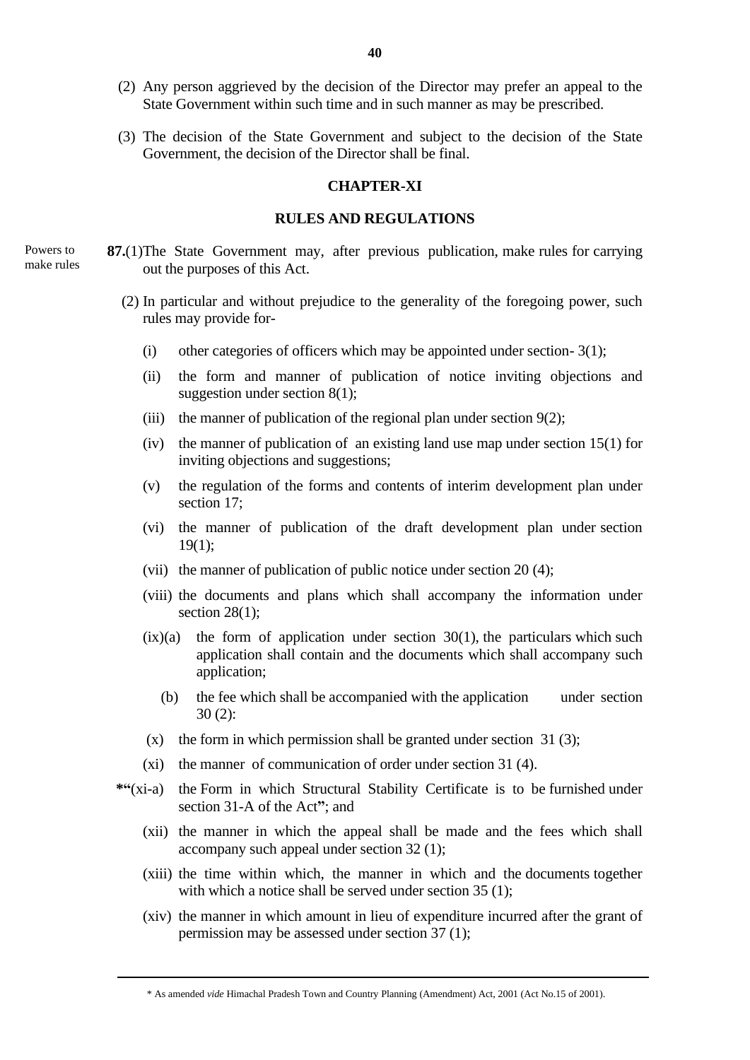(2) Any person aggrieved by the decision of the Director may prefer an appeal to the State Government within such time and in such manner as may be prescribed.

(3) The decision of the State Government and subject to the decision of the State Government, the decision of the Director shall be final.

## CHAPTER-XI

## RULES AND REGULATIONS

Powers to make rules

**87.**(1)The State Government may, after previous publication, make rules for carrying out the purposes of this Act.

(2) In particular and without prejudice to the generality of the foregoing power, such rules may provide for-

(i) other categories of officers which may be appointed under section- 3(1);

(ii) the form and manner of publication of notice inviting objections and suggestion under section 8(1);

(iii) the manner of publication of the regional plan under section 9(2);

(iv) the manner of publication of an existing land use map under section 15(1) for inviting objections and suggestions;

(v) the regulation of the forms and contents of interim development plan under section 17;

(vi) the manner of publication of the draft development plan under section 19(1);

(vii) the manner of publication of public notice under section 20 (4);

(viii) the documents and plans which shall accompany the information under section 28(1);

(ix)(a) the form of application under section 30(1), the particulars which such application shall contain and the documents which shall accompany such application;

(b) the fee which shall be accompanied with the application under section 30 (2):

(x) the form in which permission shall be granted under section 31 (3);

(xi) the manner of communication of order under section 31 (4).

**\***"(xi-a) the Form in which Structural Stability Certificate is to be furnished under section 31-A of the Act**"**; and

(xii) the manner in which the appeal shall be made and the fees which shall accompany such appeal under section 32 (1);

(xiii) the time within which, the manner in which and the documents together with which a notice shall be served under section 35 (1);

(xiv) the manner in which amount in lieu of expenditure incurred after the grant of permission may be assessed under section 37 (1);

---

\* As amended *vide* Himachal Pradesh Town and Country Planning (Amendment) Act, 2001 (Act No.15 of 2001).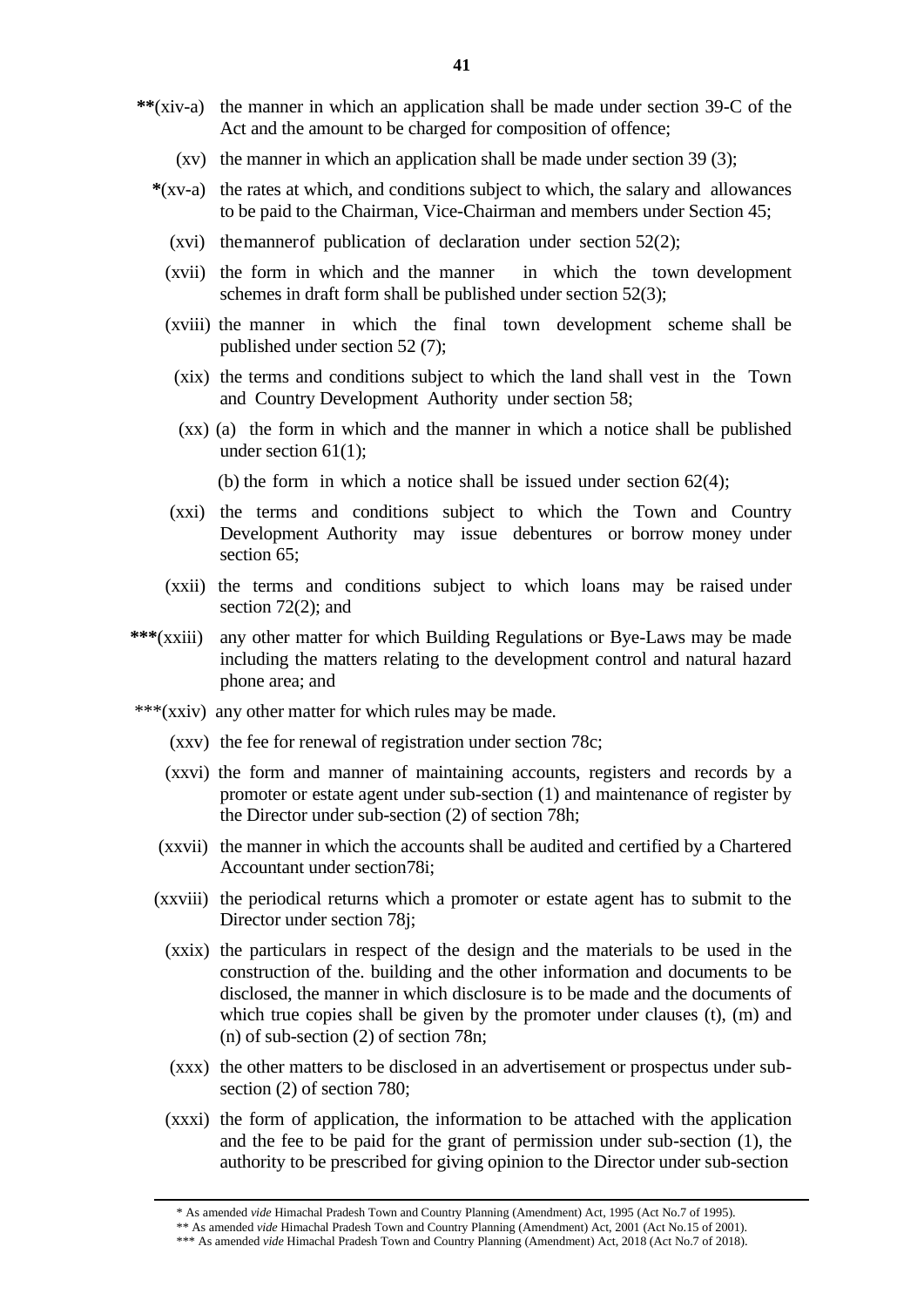**(xiv-a) the manner in which an application shall be made under section 39-C of the Act and the amount to be charged for composition of offence;

(xv) the manner in which an application shall be made under section 39 (3);

*(xv-a) the rates at which, and conditions subject to which, the salary and allowances to be paid to the Chairman, Vice-Chairman and members under Section 45;

(xvi) the manner of publication of declaration under section 52(2);

(xvii) the form in which and the manner in which the town development schemes in draft form shall be published under section 52(3);

(xviii) the manner in which the final town development scheme shall be published under section 52 (7);

(xix) the terms and conditions subject to which the land shall vest in the Town and Country Development Authority under section 58;

(xx) (a) the form in which and the manner in which a notice shall be published under section 61(1);

(b) the form in which a notice shall be issued under section 62(4);

(xxi) the terms and conditions subject to which the Town and Country Development Authority may issue debentures or borrow money under section 65;

(xxii) the terms and conditions subject to which loans may be raised under section 72(2); and

***(xxiii) any other matter for which Building Regulations or Bye-Laws may be made including the matters relating to the development control and natural hazard phone area; and

***(xxiv) any other matter for which rules may be made.

(xxv) the fee for renewal of registration under section 78c;

(xxvi) the form and manner of maintaining accounts, registers and records by a promoter or estate agent under sub-section (1) and maintenance of register by the Director under sub-section (2) of section 78h;

(xxvii) the manner in which the accounts shall be audited and certified by a Chartered Accountant under section78i;

(xxviii) the periodical returns which a promoter or estate agent has to submit to the Director under section 78j;

(xxix) the particulars in respect of the design and the materials to be used in the construction of the. building and the other information and documents to be disclosed, the manner in which disclosure is to be made and the documents of which true copies shall be given by the promoter under clauses (t), (m) and (n) of sub-section (2) of section 78n;

(xxx) the other matters to be disclosed in an advertisement or prospectus under sub-section (2) of section 780;

(xxxi) the form of application, the information to be attached with the application and the fee to be paid for the grant of permission under sub-section (1), the authority to be prescribed for giving opinion to the Director under sub-section

---

* As amended *vide* Himachal Pradesh Town and Country Planning (Amendment) Act, 1995 (Act No.7 of 1995).

** As amended *vide* Himachal Pradesh Town and Country Planning (Amendment) Act, 2001 (Act No.15 of 2001).

*** As amended *vide* Himachal Pradesh Town and Country Planning (Amendment) Act, 2018 (Act No.7 of 2018).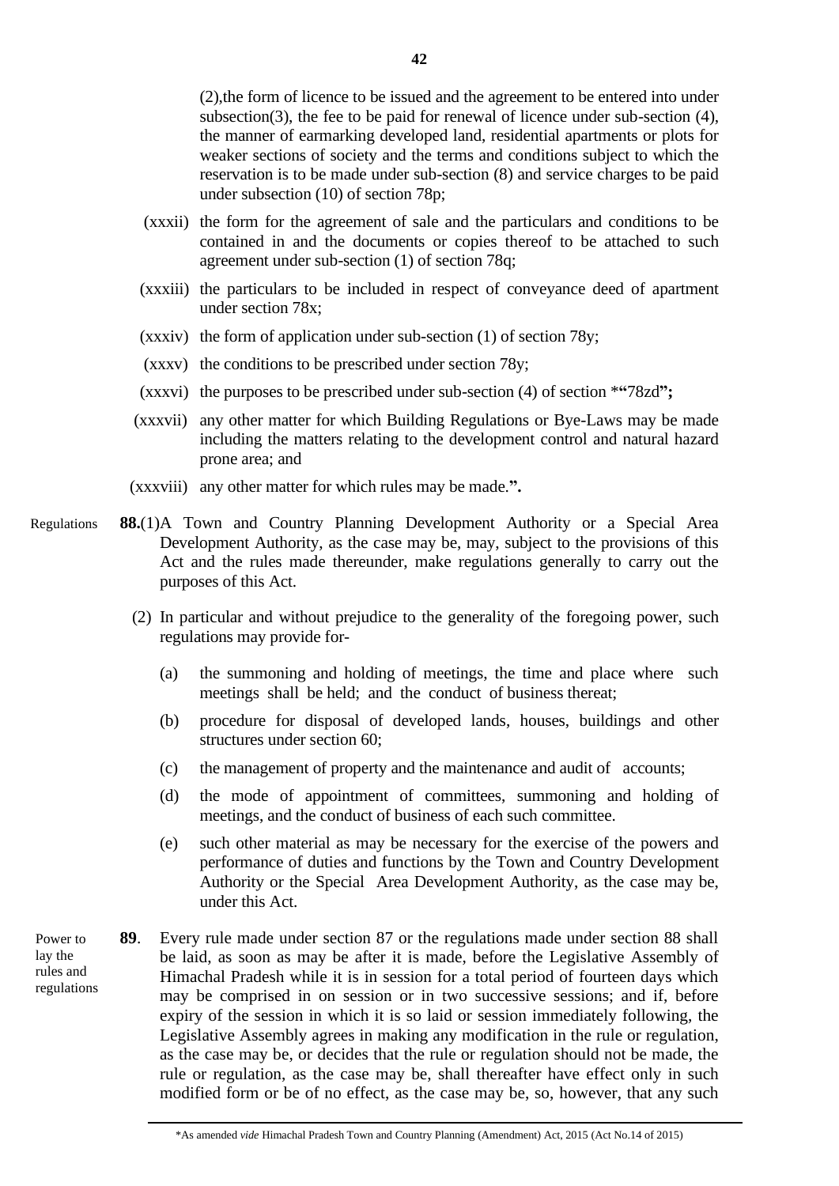(2),the form of licence to be issued and the agreement to be entered into under subsection(3), the fee to be paid for renewal of licence under sub-section (4), the manner of earmarking developed land, residential apartments or plots for weaker sections of society and the terms and conditions subject to which the reservation is to be made under sub-section (8) and service charges to be paid under subsection (10) of section 78p;

(xxxii) the form for the agreement of sale and the particulars and conditions to be contained in and the documents or copies thereof to be attached to such agreement under sub-section (1) of section 78q;

(xxxiii) the particulars to be included in respect of conveyance deed of apartment under section 78x;

(xxxiv) the form of application under sub-section (1) of section 78y;

(xxxv) the conditions to be prescribed under section 78y;

(xxxvi) the purposes to be prescribed under sub-section (4) of section *"78zd**";**

(xxxvii) any other matter for which Building Regulations or Bye-Laws may be made including the matters relating to the development control and natural hazard prone area; and

(xxxviii) any other matter for which rules may be made.**".**

Regulations

**88.**(1)A Town and Country Planning Development Authority or a Special Area Development Authority, as the case may be, may, subject to the provisions of this Act and the rules made thereunder, make regulations generally to carry out the purposes of this Act.

(2) In particular and without prejudice to the generality of the foregoing power, such regulations may provide for-

(a) the summoning and holding of meetings, the time and place where such meetings shall be held; and the conduct of business thereat;

(b) procedure for disposal of developed lands, houses, buildings and other structures under section 60;

(c) the management of property and the maintenance and audit of accounts;

(d) the mode of appointment of committees, summoning and holding of meetings, and the conduct of business of each such committee.

(e) such other material as may be necessary for the exercise of the powers and performance of duties and functions by the Town and Country Development Authority or the Special Area Development Authority, as the case may be, under this Act.

Power to lay the rules and regulations

**89**. Every rule made under section 87 or the regulations made under section 88 shall be laid, as soon as may be after it is made, before the Legislative Assembly of Himachal Pradesh while it is in session for a total period of fourteen days which may be comprised in on session or in two successive sessions; and if, before expiry of the session in which it is so laid or session immediately following, the Legislative Assembly agrees in making any modification in the rule or regulation, as the case may be, or decides that the rule or regulation should not be made, the rule or regulation, as the case may be, shall thereafter have effect only in such modified form or be of no effect, as the case may be, so, however, that any such

*As amended *vide* Himachal Pradesh Town and Country Planning (Amendment) Act, 2015 (Act No.14 of 2015)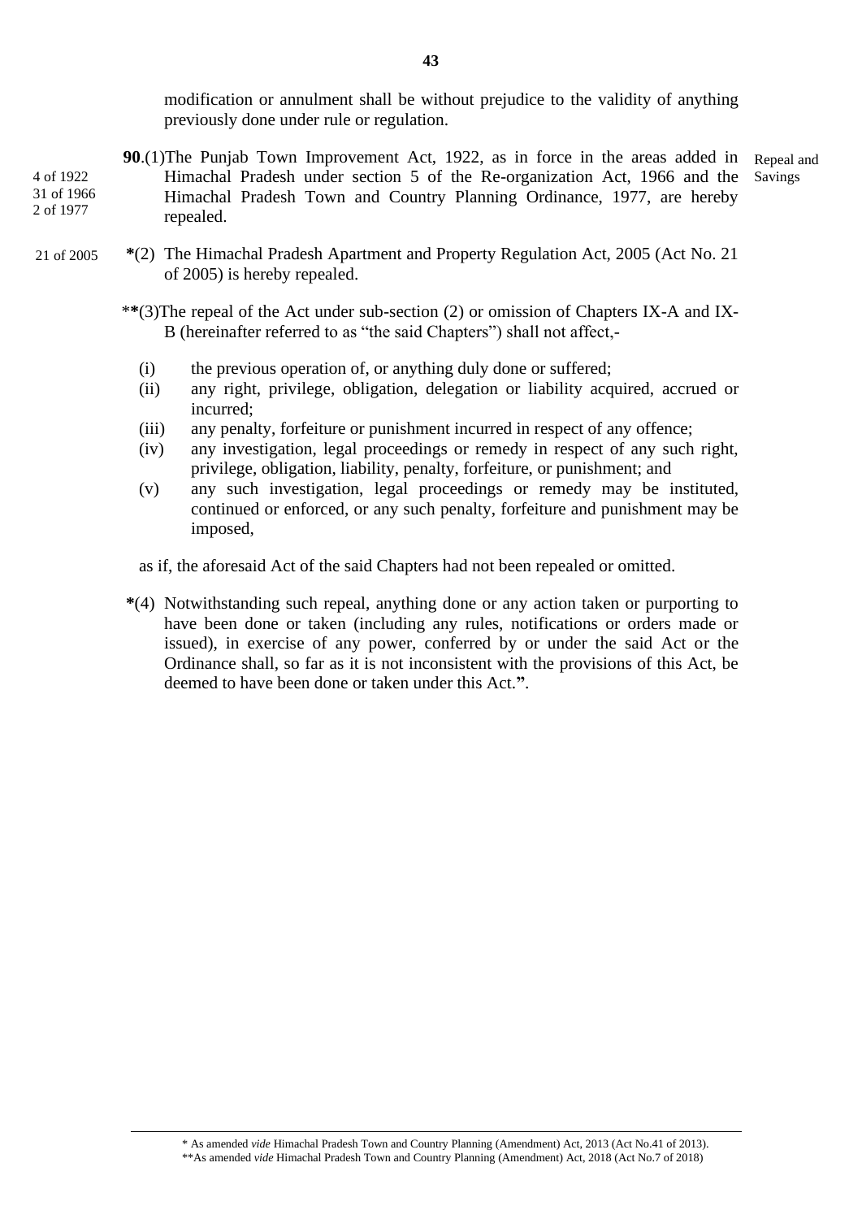modification or annulment shall be without prejudice to the validity of anything previously done under rule or regulation.

4 of 1922
31 of 1966
2 of 1977

Repeal and Savings

**90**.(1)The Punjab Town Improvement Act, 1922, as in force in the areas added in Himachal Pradesh under section 5 of the Re-organization Act, 1966 and the Himachal Pradesh Town and Country Planning Ordinance, 1977, are hereby repealed.

21 of 2005

**\***(2) The Himachal Pradesh Apartment and Property Regulation Act, 2005 (Act No. 21 of 2005) is hereby repealed.

\***\***(3)The repeal of the Act under sub-section (2) or omission of Chapters IX-A and IX-B (hereinafter referred to as "the said Chapters") shall not affect,-

(i) the previous operation of, or anything duly done or suffered;
(ii) any right, privilege, obligation, delegation or liability acquired, accrued or incurred;
(iii) any penalty, forfeiture or punishment incurred in respect of any offence;
(iv) any investigation, legal proceedings or remedy in respect of any such right, privilege, obligation, liability, penalty, forfeiture, or punishment; and
(v) any such investigation, legal proceedings or remedy may be instituted, continued or enforced, or any such penalty, forfeiture and punishment may be imposed,

as if, the aforesaid Act of the said Chapters had not been repealed or omitted.

**\***(4) Notwithstanding such repeal, anything done or any action taken or purporting to have been done or taken (including any rules, notifications or orders made or issued), in exercise of any power, conferred by or under the said Act or the Ordinance shall, so far as it is not inconsistent with the provisions of this Act, be deemed to have been done or taken under this Act.**"**.

---

\* As amended *vide* Himachal Pradesh Town and Country Planning (Amendment) Act, 2013 (Act No.41 of 2013).
\*\*As amended *vide* Himachal Pradesh Town and Country Planning (Amendment) Act, 2018 (Act No.7 of 2018)